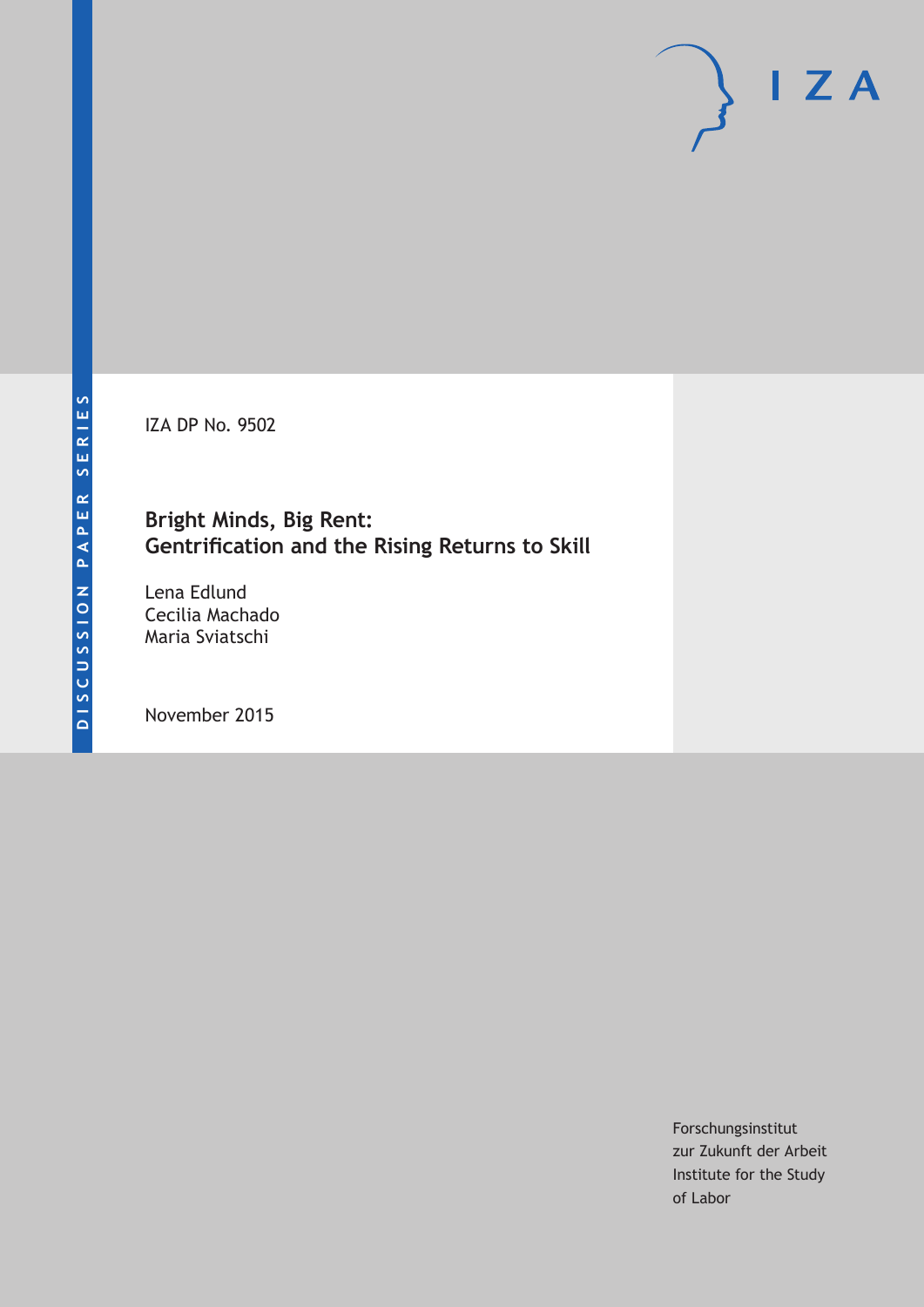DISCUSSION PAPER SERIES

IZA

IZA DP No. 9502

# Bright Minds, Big Rent: Gentrification and the Rising Returns to Skill

Lena Edlund
Cecilia Machado
Maria Sviatschi

November 2015

Forschungsinstitut
zur Zukunft der Arbeit
Institute for the Study
of Labor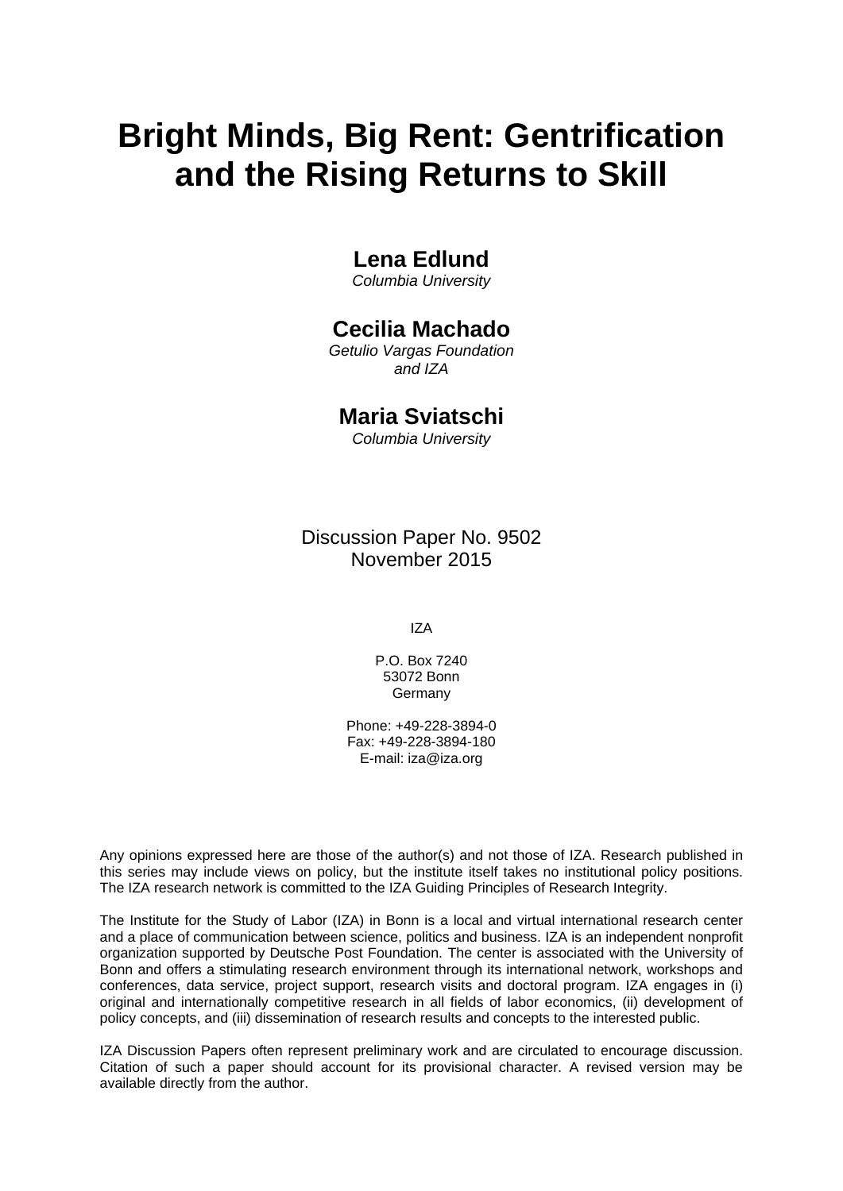# Bright Minds, Big Rent: Gentrification and the Rising Returns to Skill

**Lena Edlund**
*Columbia University*

**Cecilia Machado**
*Getulio Vargas Foundation and IZA*

**Maria Sviatschi**
*Columbia University*

Discussion Paper No. 9502
November 2015

IZA

P.O. Box 7240
53072 Bonn
Germany

Phone: +49-228-3894-0
Fax: +49-228-3894-180
E-mail: iza@iza.org

Any opinions expressed here are those of the author(s) and not those of IZA. Research published in this series may include views on policy, but the institute itself takes no institutional policy positions. The IZA research network is committed to the IZA Guiding Principles of Research Integrity.

The Institute for the Study of Labor (IZA) in Bonn is a local and virtual international research center and a place of communication between science, politics and business. IZA is an independent nonprofit organization supported by Deutsche Post Foundation. The center is associated with the University of Bonn and offers a stimulating research environment through its international network, workshops and conferences, data service, project support, research visits and doctoral program. IZA engages in (i) original and internationally competitive research in all fields of labor economics, (ii) development of policy concepts, and (iii) dissemination of research results and concepts to the interested public.

IZA Discussion Papers often represent preliminary work and are circulated to encourage discussion. Citation of such a paper should account for its provisional character. A revised version may be available directly from the author.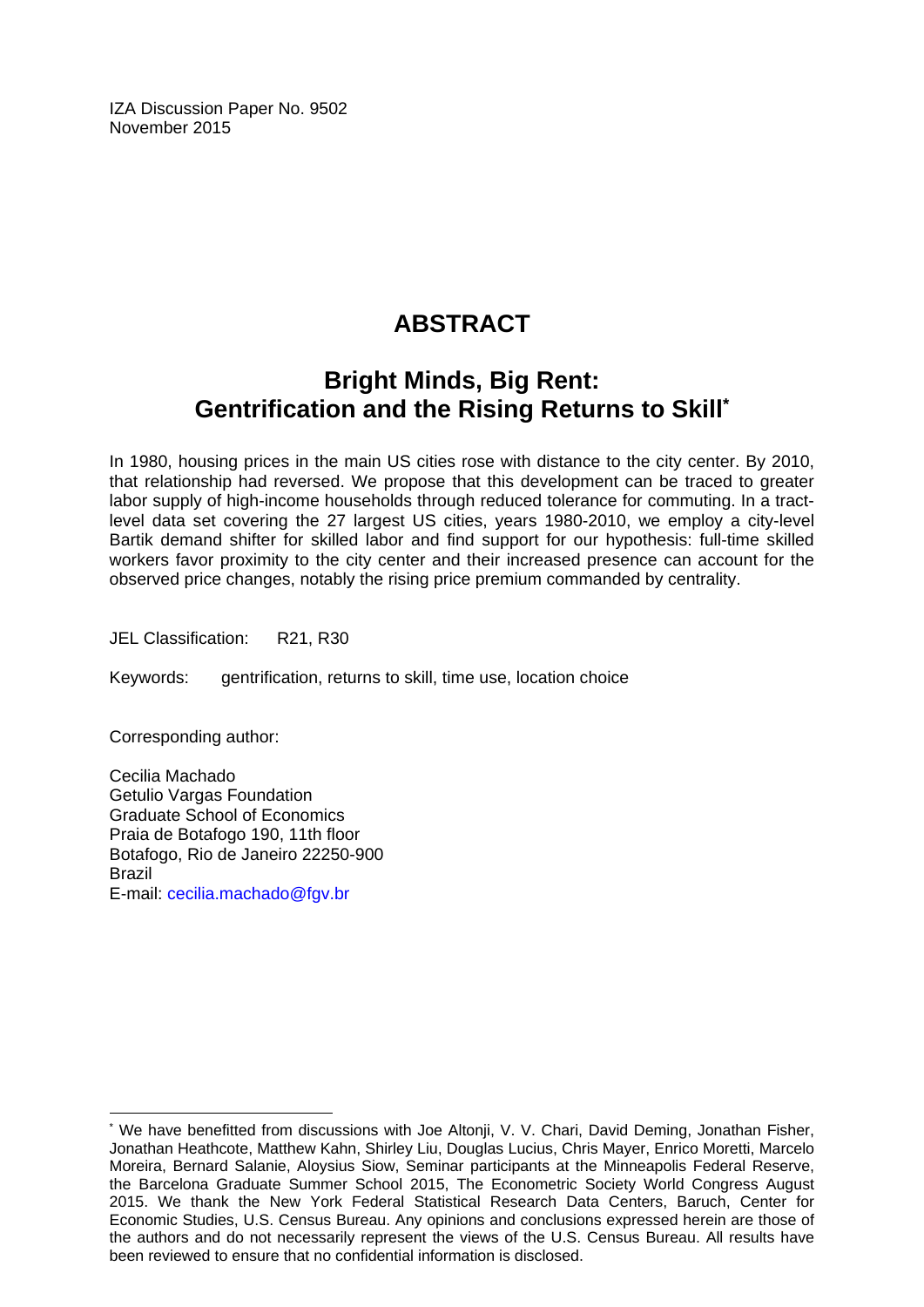IZA Discussion Paper No. 9502
November 2015

# ABSTRACT

## Bright Minds, Big Rent: Gentrification and the Rising Returns to Skill*

In 1980, housing prices in the main US cities rose with distance to the city center. By 2010, that relationship had reversed. We propose that this development can be traced to greater labor supply of high-income households through reduced tolerance for commuting. In a tract-level data set covering the 27 largest US cities, years 1980-2010, we employ a city-level Bartik demand shifter for skilled labor and find support for our hypothesis: full-time skilled workers favor proximity to the city center and their increased presence can account for the observed price changes, notably the rising price premium commanded by centrality.

JEL Classification: R21, R30

Keywords: gentrification, returns to skill, time use, location choice

Corresponding author:

Cecilia Machado
Getulio Vargas Foundation
Graduate School of Economics
Praia de Botafogo 190, 11th floor
Botafogo, Rio de Janeiro 22250-900
Brazil
E-mail: cecilia.machado@fgv.br

---

* We have benefitted from discussions with Joe Altonji, V. V. Chari, David Deming, Jonathan Fisher, Jonathan Heathcote, Matthew Kahn, Shirley Liu, Douglas Lucius, Chris Mayer, Enrico Moretti, Marcelo Moreira, Bernard Salanie, Aloysius Siow, Seminar participants at the Minneapolis Federal Reserve, the Barcelona Graduate Summer School 2015, The Econometric Society World Congress August 2015. We thank the New York Federal Statistical Research Data Centers, Baruch, Center for Economic Studies, U.S. Census Bureau. Any opinions and conclusions expressed herein are those of the authors and do not necessarily represent the views of the U.S. Census Bureau. All results have been reviewed to ensure that no confidential information is disclosed.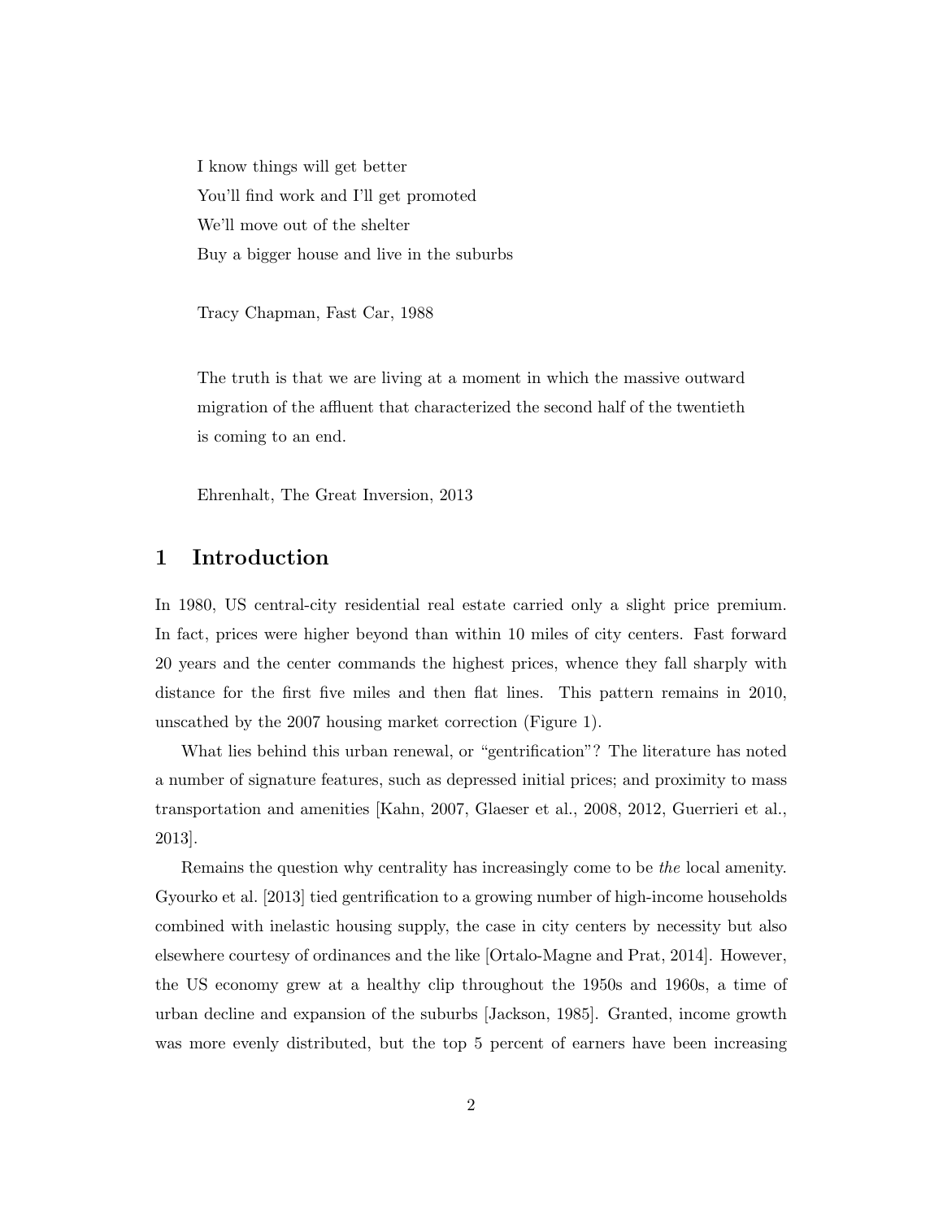I know things will get better
You'll find work and I'll get promoted
We'll move out of the shelter
Buy a bigger house and live in the suburbs

Tracy Chapman, Fast Car, 1988

The truth is that we are living at a moment in which the massive outward migration of the affluent that characterized the second half of the twentieth is coming to an end.

Ehrenhalt, The Great Inversion, 2013

# 1 Introduction

In 1980, US central-city residential real estate carried only a slight price premium. In fact, prices were higher beyond than within 10 miles of city centers. Fast forward 20 years and the center commands the highest prices, whence they fall sharply with distance for the first five miles and then flat lines. This pattern remains in 2010, unscathed by the 2007 housing market correction (Figure 1).

What lies behind this urban renewal, or "gentrification"? The literature has noted a number of signature features, such as depressed initial prices; and proximity to mass transportation and amenities [Kahn, 2007, Glaeser et al., 2008, 2012, Guerrieri et al., 2013].

Remains the question why centrality has increasingly come to be *the* local amenity. Gyourko et al. [2013] tied gentrification to a growing number of high-income households combined with inelastic housing supply, the case in city centers by necessity but also elsewhere courtesy of ordinances and the like [Ortalo-Magne and Prat, 2014]. However, the US economy grew at a healthy clip throughout the 1950s and 1960s, a time of urban decline and expansion of the suburbs [Jackson, 1985]. Granted, income growth was more evenly distributed, but the top 5 percent of earners have been increasing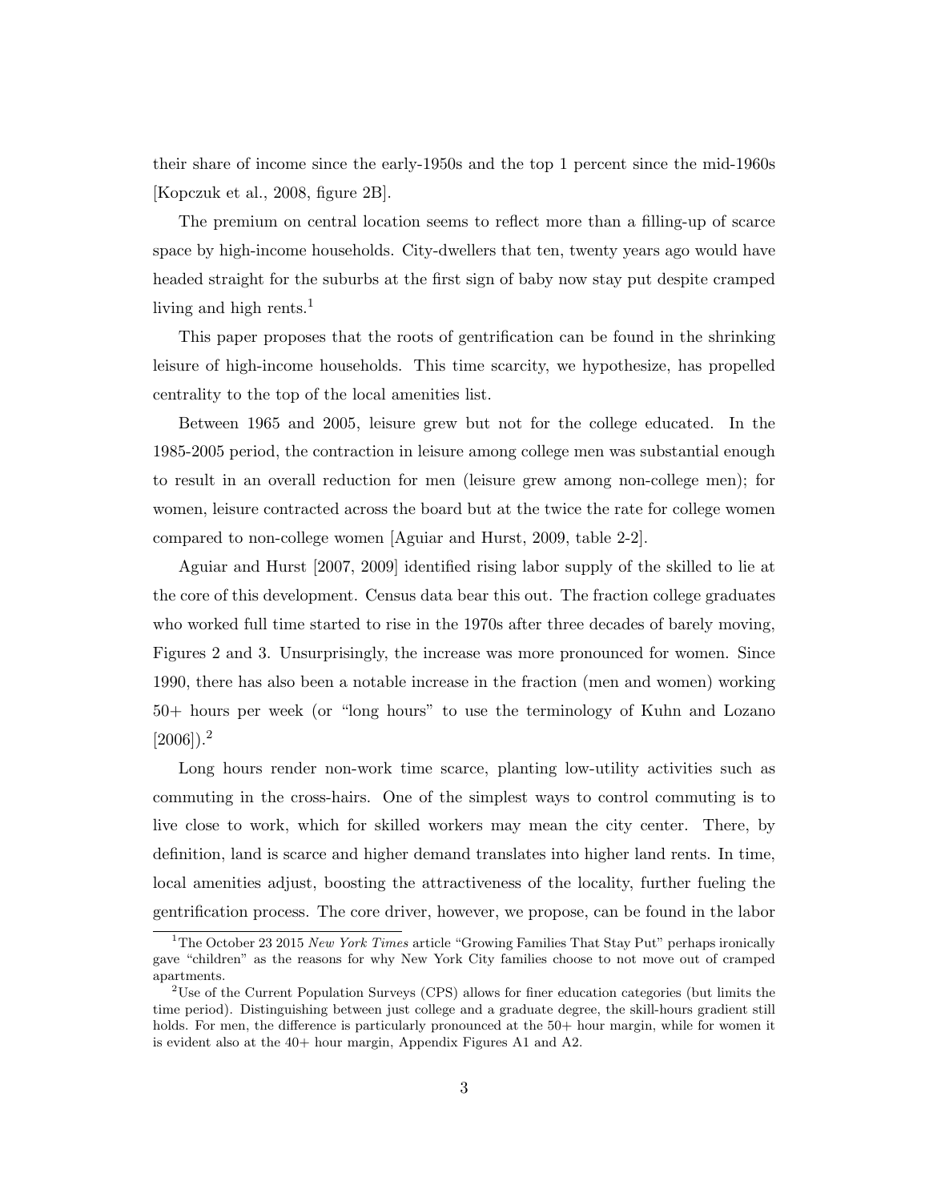their share of income since the early-1950s and the top 1 percent since the mid-1960s [Kopczuk et al., 2008, figure 2B].

The premium on central location seems to reflect more than a filling-up of scarce space by high-income households. City-dwellers that ten, twenty years ago would have headed straight for the suburbs at the first sign of baby now stay put despite cramped living and high rents.[1]

This paper proposes that the roots of gentrification can be found in the shrinking leisure of high-income households. This time scarcity, we hypothesize, has propelled centrality to the top of the local amenities list.

Between 1965 and 2005, leisure grew but not for the college educated. In the 1985-2005 period, the contraction in leisure among college men was substantial enough to result in an overall reduction for men (leisure grew among non-college men); for women, leisure contracted across the board but at the twice the rate for college women compared to non-college women [Aguiar and Hurst, 2009, table 2-2].

Aguiar and Hurst [2007, 2009] identified rising labor supply of the skilled to lie at the core of this development. Census data bear this out. The fraction college graduates who worked full time started to rise in the 1970s after three decades of barely moving, Figures 2 and 3. Unsurprisingly, the increase was more pronounced for women. Since 1990, there has also been a notable increase in the fraction (men and women) working 50+ hours per week (or "long hours" to use the terminology of Kuhn and Lozano [2006]).[2]

Long hours render non-work time scarce, planting low-utility activities such as commuting in the cross-hairs. One of the simplest ways to control commuting is to live close to work, which for skilled workers may mean the city center. There, by definition, land is scarce and higher demand translates into higher land rents. In time, local amenities adjust, boosting the attractiveness of the locality, further fueling the gentrification process. The core driver, however, we propose, can be found in the labor

[1] The October 23 2015 *New York Times* article "Growing Families That Stay Put" perhaps ironically gave "children" as the reasons for why New York City families choose to not move out of cramped apartments.

[2] Use of the Current Population Surveys (CPS) allows for finer education categories (but limits the time period). Distinguishing between just college and a graduate degree, the skill-hours gradient still holds. For men, the difference is particularly pronounced at the 50+ hour margin, while for women it is evident also at the 40+ hour margin, Appendix Figures A1 and A2.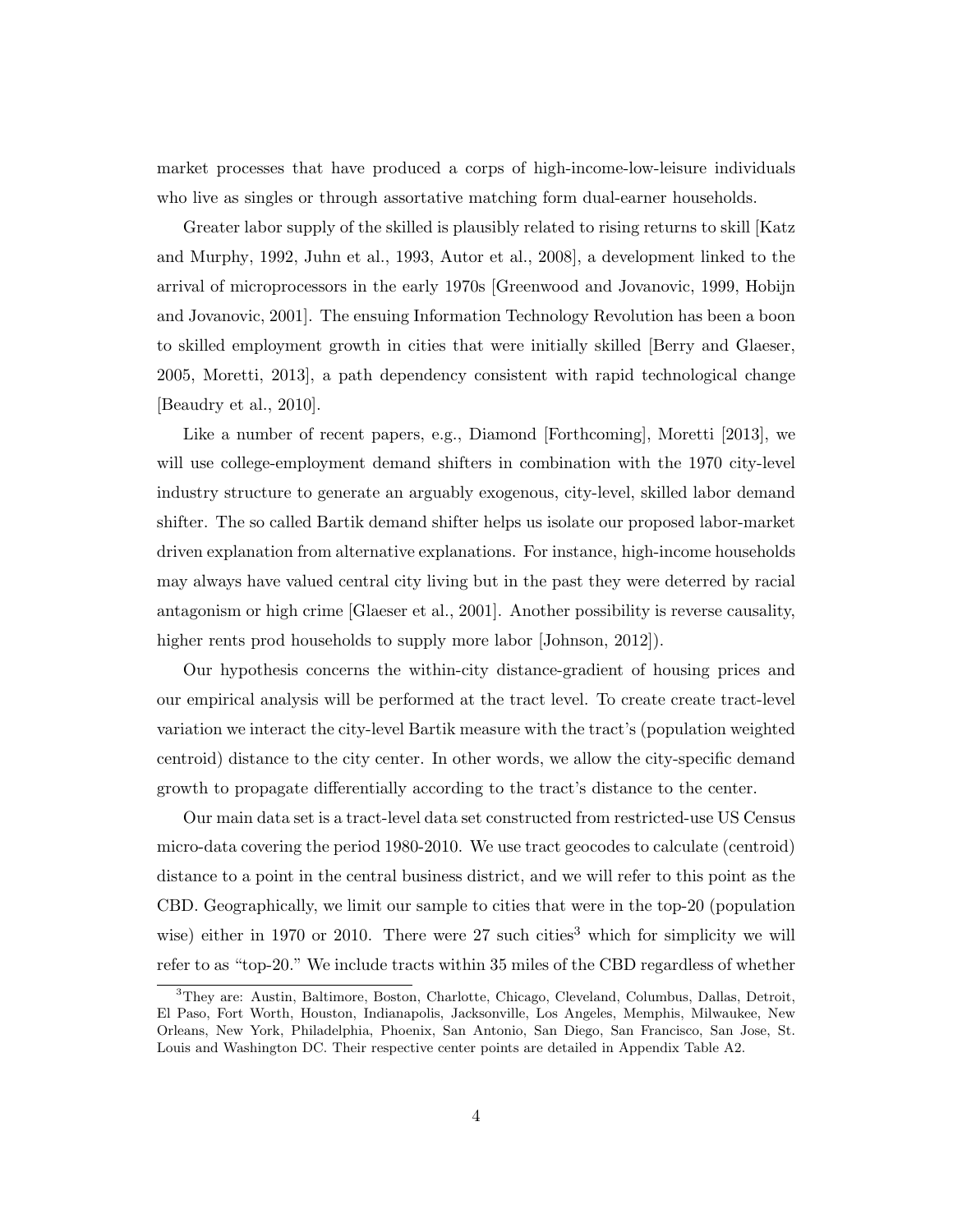market processes that have produced a corps of high-income-low-leisure individuals who live as singles or through assortative matching form dual-earner households.

Greater labor supply of the skilled is plausibly related to rising returns to skill [Katz and Murphy, 1992, Juhn et al., 1993, Autor et al., 2008], a development linked to the arrival of microprocessors in the early 1970s [Greenwood and Jovanovic, 1999, Hobijn and Jovanovic, 2001]. The ensuing Information Technology Revolution has been a boon to skilled employment growth in cities that were initially skilled [Berry and Glaeser, 2005, Moretti, 2013], a path dependency consistent with rapid technological change [Beaudry et al., 2010].

Like a number of recent papers, e.g., Diamond [Forthcoming], Moretti [2013], we will use college-employment demand shifters in combination with the 1970 city-level industry structure to generate an arguably exogenous, city-level, skilled labor demand shifter. The so called Bartik demand shifter helps us isolate our proposed labor-market driven explanation from alternative explanations. For instance, high-income households may always have valued central city living but in the past they were deterred by racial antagonism or high crime [Glaeser et al., 2001]. Another possibility is reverse causality, higher rents prod households to supply more labor [Johnson, 2012]).

Our hypothesis concerns the within-city distance-gradient of housing prices and our empirical analysis will be performed at the tract level. To create create tract-level variation we interact the city-level Bartik measure with the tract's (population weighted centroid) distance to the city center. In other words, we allow the city-specific demand growth to propagate differentially according to the tract's distance to the center.

Our main data set is a tract-level data set constructed from restricted-use US Census micro-data covering the period 1980-2010. We use tract geocodes to calculate (centroid) distance to a point in the central business district, and we will refer to this point as the CBD. Geographically, we limit our sample to cities that were in the top-20 (population wise) either in 1970 or 2010. There were 27 such cities[3] which for simplicity we will refer to as "top-20." We include tracts within 35 miles of the CBD regardless of whether

[3] They are: Austin, Baltimore, Boston, Charlotte, Chicago, Cleveland, Columbus, Dallas, Detroit, El Paso, Fort Worth, Houston, Indianapolis, Jacksonville, Los Angeles, Memphis, Milwaukee, New Orleans, New York, Philadelphia, Phoenix, San Antonio, San Diego, San Francisco, San Jose, St. Louis and Washington DC. Their respective center points are detailed in Appendix Table A2.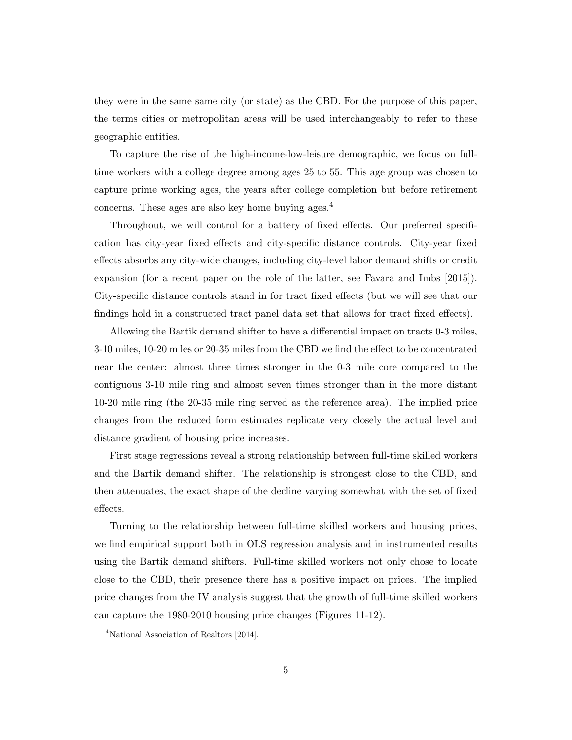they were in the same same city (or state) as the CBD. For the purpose of this paper, the terms cities or metropolitan areas will be used interchangeably to refer to these geographic entities.

To capture the rise of the high-income-low-leisure demographic, we focus on full-time workers with a college degree among ages 25 to 55. This age group was chosen to capture prime working ages, the years after college completion but before retirement concerns. These ages are also key home buying ages.[4]

Throughout, we will control for a battery of fixed effects. Our preferred specification has city-year fixed effects and city-specific distance controls. City-year fixed effects absorbs any city-wide changes, including city-level labor demand shifts or credit expansion (for a recent paper on the role of the latter, see Favara and Imbs [2015]). City-specific distance controls stand in for tract fixed effects (but we will see that our findings hold in a constructed tract panel data set that allows for tract fixed effects).

Allowing the Bartik demand shifter to have a differential impact on tracts 0-3 miles, 3-10 miles, 10-20 miles or 20-35 miles from the CBD we find the effect to be concentrated near the center: almost three times stronger in the 0-3 mile core compared to the contiguous 3-10 mile ring and almost seven times stronger than in the more distant 10-20 mile ring (the 20-35 mile ring served as the reference area). The implied price changes from the reduced form estimates replicate very closely the actual level and distance gradient of housing price increases.

First stage regressions reveal a strong relationship between full-time skilled workers and the Bartik demand shifter. The relationship is strongest close to the CBD, and then attenuates, the exact shape of the decline varying somewhat with the set of fixed effects.

Turning to the relationship between full-time skilled workers and housing prices, we find empirical support both in OLS regression analysis and in instrumented results using the Bartik demand shifters. Full-time skilled workers not only chose to locate close to the CBD, their presence there has a positive impact on prices. The implied price changes from the IV analysis suggest that the growth of full-time skilled workers can capture the 1980-2010 housing price changes (Figures 11-12).

[4] National Association of Realtors [2014].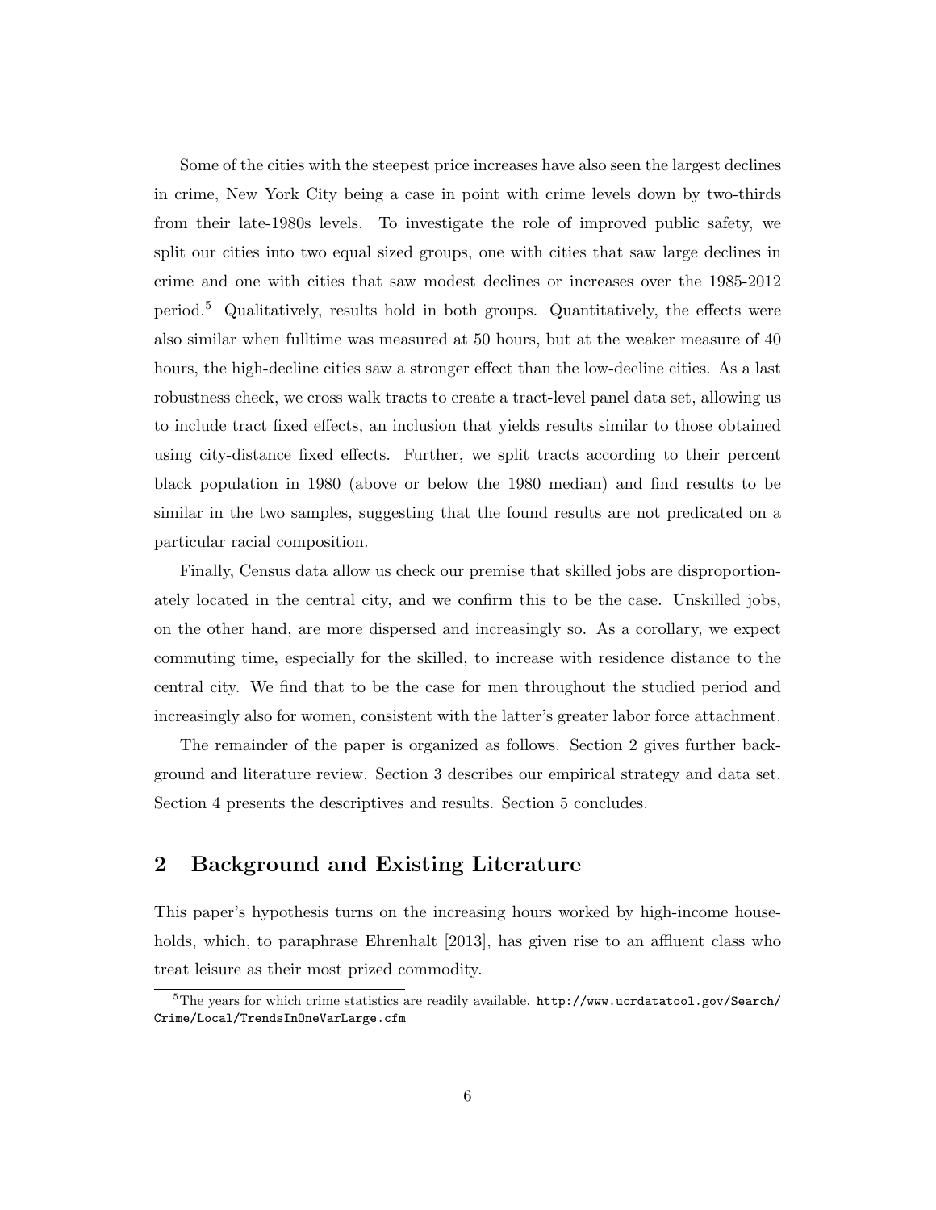Some of the cities with the steepest price increases have also seen the largest declines in crime, New York City being a case in point with crime levels down by two-thirds from their late-1980s levels. To investigate the role of improved public safety, we split our cities into two equal sized groups, one with cities that saw large declines in crime and one with cities that saw modest declines or increases over the 1985-2012 period.[5] Qualitatively, results hold in both groups. Quantitatively, the effects were also similar when fulltime was measured at 50 hours, but at the weaker measure of 40 hours, the high-decline cities saw a stronger effect than the low-decline cities. As a last robustness check, we cross walk tracts to create a tract-level panel data set, allowing us to include tract fixed effects, an inclusion that yields results similar to those obtained using city-distance fixed effects. Further, we split tracts according to their percent black population in 1980 (above or below the 1980 median) and find results to be similar in the two samples, suggesting that the found results are not predicated on a particular racial composition.

Finally, Census data allow us check our premise that skilled jobs are disproportionately located in the central city, and we confirm this to be the case. Unskilled jobs, on the other hand, are more dispersed and increasingly so. As a corollary, we expect commuting time, especially for the skilled, to increase with residence distance to the central city. We find that to be the case for men throughout the studied period and increasingly also for women, consistent with the latter's greater labor force attachment.

The remainder of the paper is organized as follows. Section 2 gives further background and literature review. Section 3 describes our empirical strategy and data set. Section 4 presents the descriptives and results. Section 5 concludes.

## 2 Background and Existing Literature

This paper's hypothesis turns on the increasing hours worked by high-income households, which, to paraphrase Ehrenhalt [2013], has given rise to an affluent class who treat leisure as their most prized commodity.

[5] The years for which crime statistics are readily available. http://www.ucrdatatool.gov/Search/Crime/Local/TrendsInOneVarLarge.cfm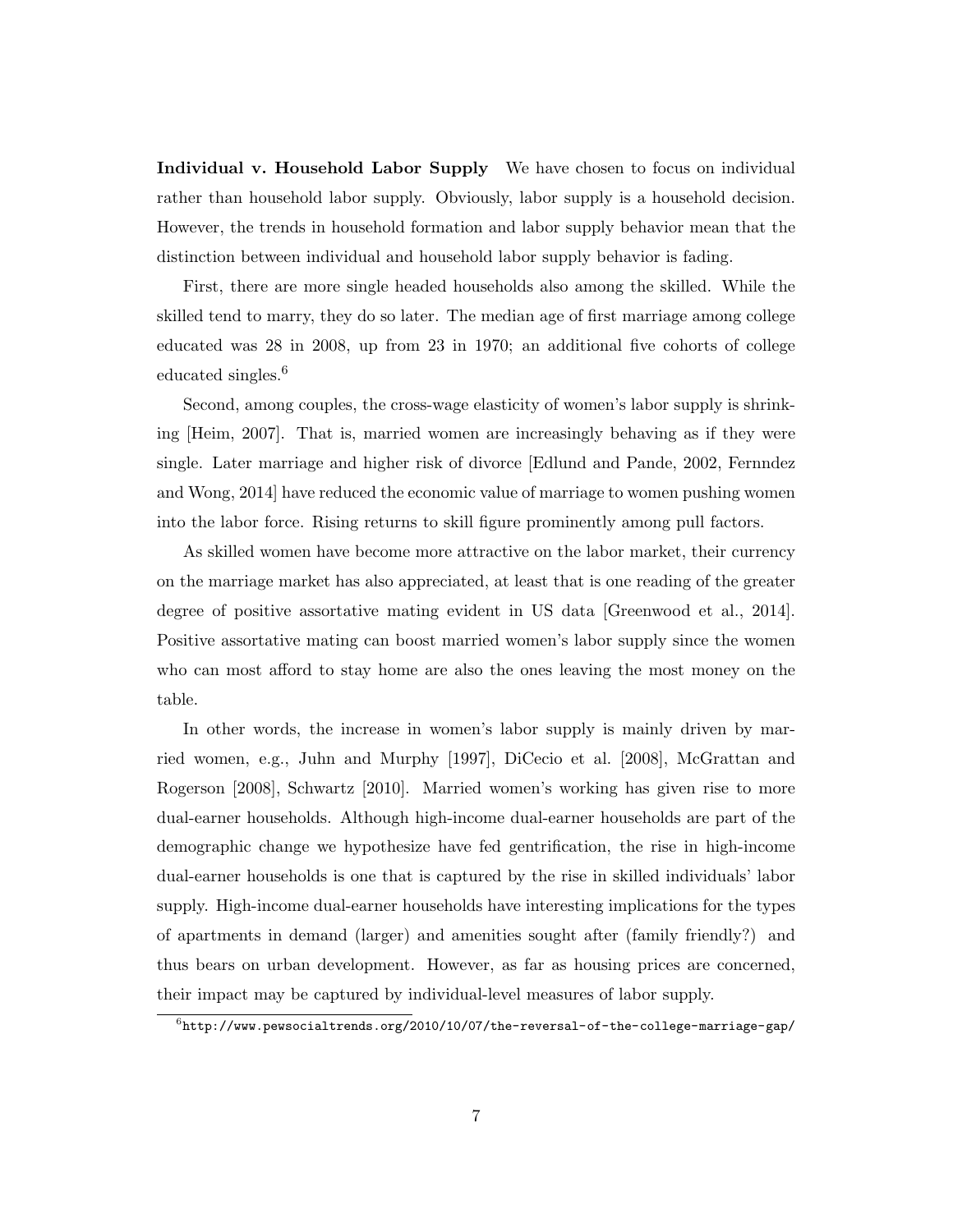**Individual v. Household Labor Supply** We have chosen to focus on individual rather than household labor supply. Obviously, labor supply is a household decision. However, the trends in household formation and labor supply behavior mean that the distinction between individual and household labor supply behavior is fading.

First, there are more single headed households also among the skilled. While the skilled tend to marry, they do so later. The median age of first marriage among college educated was 28 in 2008, up from 23 in 1970; an additional five cohorts of college educated singles.[6]

Second, among couples, the cross-wage elasticity of women's labor supply is shrinking [Heim, 2007]. That is, married women are increasingly behaving as if they were single. Later marriage and higher risk of divorce [Edlund and Pande, 2002, Fernndez and Wong, 2014] have reduced the economic value of marriage to women pushing women into the labor force. Rising returns to skill figure prominently among pull factors.

As skilled women have become more attractive on the labor market, their currency on the marriage market has also appreciated, at least that is one reading of the greater degree of positive assortative mating evident in US data [Greenwood et al., 2014]. Positive assortative mating can boost married women's labor supply since the women who can most afford to stay home are also the ones leaving the most money on the table.

In other words, the increase in women's labor supply is mainly driven by married women, e.g., Juhn and Murphy [1997], DiCecio et al. [2008], McGrattan and Rogerson [2008], Schwartz [2010]. Married women's working has given rise to more dual-earner households. Although high-income dual-earner households are part of the demographic change we hypothesize have fed gentrification, the rise in high-income dual-earner households is one that is captured by the rise in skilled individuals' labor supply. High-income dual-earner households have interesting implications for the types of apartments in demand (larger) and amenities sought after (family friendly?) and thus bears on urban development. However, as far as housing prices are concerned, their impact may be captured by individual-level measures of labor supply.

[6] `http://www.pewsocialtrends.org/2010/10/07/the-reversal-of-the-college-marriage-gap/`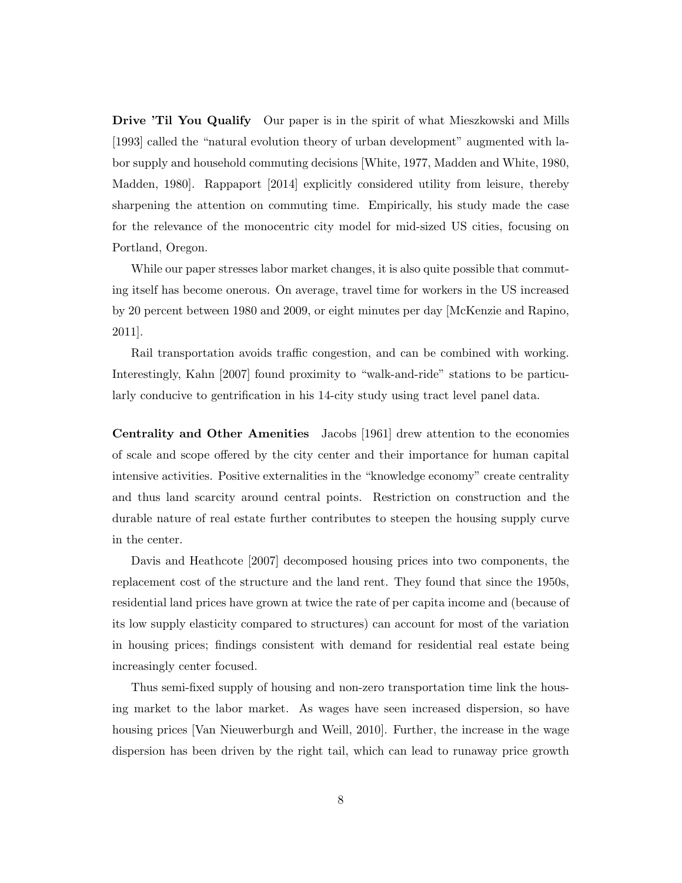**Drive 'Til You Qualify** Our paper is in the spirit of what Mieszkowski and Mills [1993] called the "natural evolution theory of urban development" augmented with labor supply and household commuting decisions [White, 1977, Madden and White, 1980, Madden, 1980]. Rappaport [2014] explicitly considered utility from leisure, thereby sharpening the attention on commuting time. Empirically, his study made the case for the relevance of the monocentric city model for mid-sized US cities, focusing on Portland, Oregon.

While our paper stresses labor market changes, it is also quite possible that commuting itself has become onerous. On average, travel time for workers in the US increased by 20 percent between 1980 and 2009, or eight minutes per day [McKenzie and Rapino, 2011].

Rail transportation avoids traffic congestion, and can be combined with working. Interestingly, Kahn [2007] found proximity to "walk-and-ride" stations to be particularly conducive to gentrification in his 14-city study using tract level panel data.

**Centrality and Other Amenities** Jacobs [1961] drew attention to the economies of scale and scope offered by the city center and their importance for human capital intensive activities. Positive externalities in the "knowledge economy" create centrality and thus land scarcity around central points. Restriction on construction and the durable nature of real estate further contributes to steepen the housing supply curve in the center.

Davis and Heathcote [2007] decomposed housing prices into two components, the replacement cost of the structure and the land rent. They found that since the 1950s, residential land prices have grown at twice the rate of per capita income and (because of its low supply elasticity compared to structures) can account for most of the variation in housing prices; findings consistent with demand for residential real estate being increasingly center focused.

Thus semi-fixed supply of housing and non-zero transportation time link the housing market to the labor market. As wages have seen increased dispersion, so have housing prices [Van Nieuwerburgh and Weill, 2010]. Further, the increase in the wage dispersion has been driven by the right tail, which can lead to runaway price growth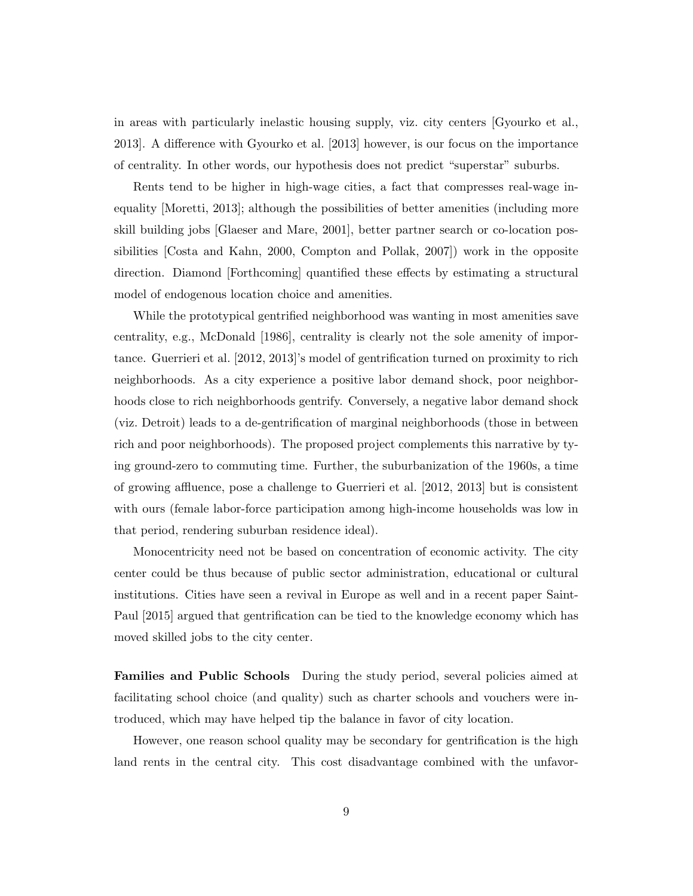in areas with particularly inelastic housing supply, viz. city centers [Gyourko et al., 2013]. A difference with Gyourko et al. [2013] however, is our focus on the importance of centrality. In other words, our hypothesis does not predict "superstar" suburbs.

Rents tend to be higher in high-wage cities, a fact that compresses real-wage inequality [Moretti, 2013]; although the possibilities of better amenities (including more skill building jobs [Glaeser and Mare, 2001], better partner search or co-location possibilities [Costa and Kahn, 2000, Compton and Pollak, 2007]) work in the opposite direction. Diamond [Forthcoming] quantified these effects by estimating a structural model of endogenous location choice and amenities.

While the prototypical gentrified neighborhood was wanting in most amenities save centrality, e.g., McDonald [1986], centrality is clearly not the sole amenity of importance. Guerrieri et al. [2012, 2013]'s model of gentrification turned on proximity to rich neighborhoods. As a city experience a positive labor demand shock, poor neighborhoods close to rich neighborhoods gentrify. Conversely, a negative labor demand shock (viz. Detroit) leads to a de-gentrification of marginal neighborhoods (those in between rich and poor neighborhoods). The proposed project complements this narrative by tying ground-zero to commuting time. Further, the suburbanization of the 1960s, a time of growing affluence, pose a challenge to Guerrieri et al. [2012, 2013] but is consistent with ours (female labor-force participation among high-income households was low in that period, rendering suburban residence ideal).

Monocentricity need not be based on concentration of economic activity. The city center could be thus because of public sector administration, educational or cultural institutions. Cities have seen a revival in Europe as well and in a recent paper Saint-Paul [2015] argued that gentrification can be tied to the knowledge economy which has moved skilled jobs to the city center.

**Families and Public Schools** During the study period, several policies aimed at facilitating school choice (and quality) such as charter schools and vouchers were introduced, which may have helped tip the balance in favor of city location.

However, one reason school quality may be secondary for gentrification is the high land rents in the central city. This cost disadvantage combined with the unfavor-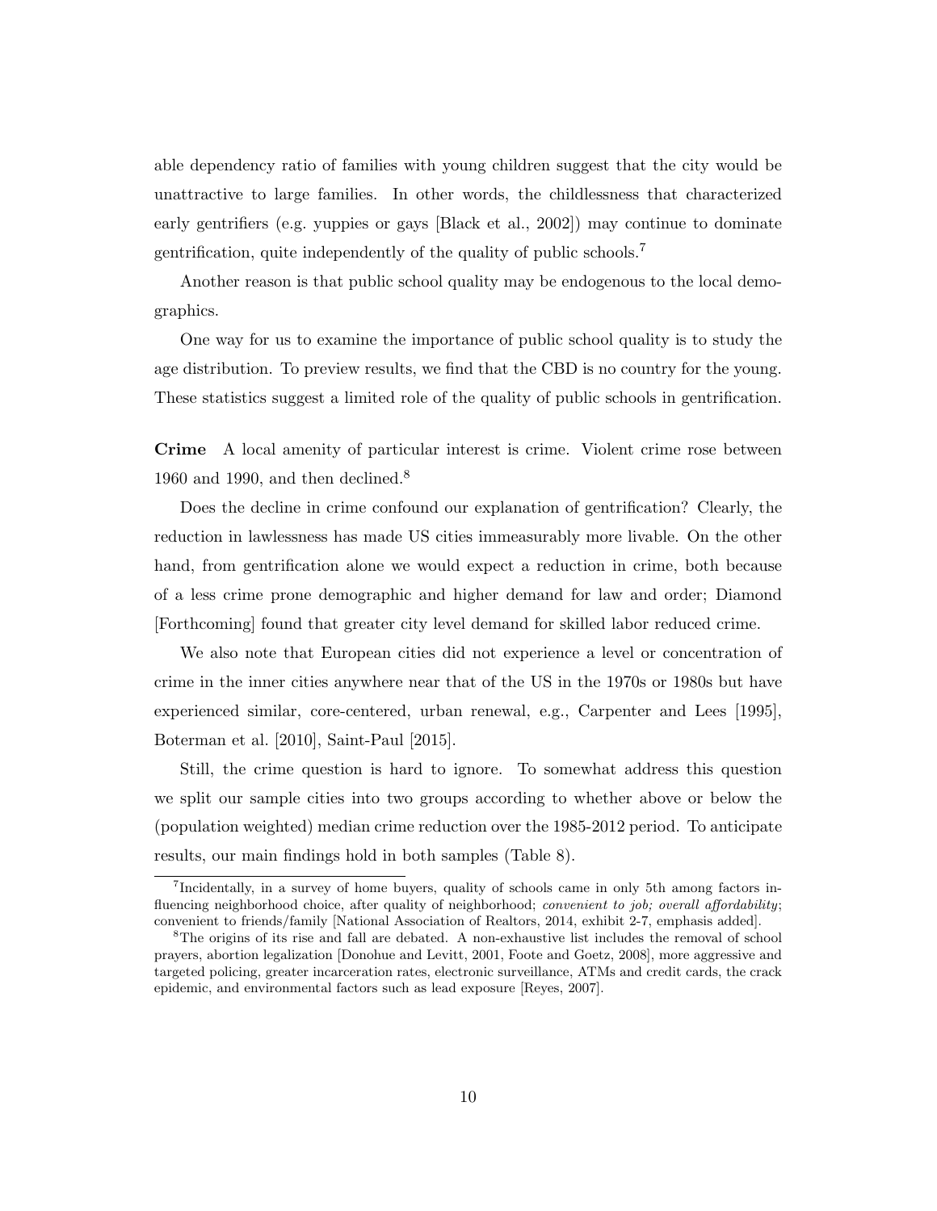able dependency ratio of families with young children suggest that the city would be unattractive to large families. In other words, the childlessness that characterized early gentrifiers (e.g. yuppies or gays [Black et al., 2002]) may continue to dominate gentrification, quite independently of the quality of public schools.[7]

Another reason is that public school quality may be endogenous to the local demographics.

One way for us to examine the importance of public school quality is to study the age distribution. To preview results, we find that the CBD is no country for the young. These statistics suggest a limited role of the quality of public schools in gentrification.

**Crime** A local amenity of particular interest is crime. Violent crime rose between 1960 and 1990, and then declined.[8]

Does the decline in crime confound our explanation of gentrification? Clearly, the reduction in lawlessness has made US cities immeasurably more livable. On the other hand, from gentrification alone we would expect a reduction in crime, both because of a less crime prone demographic and higher demand for law and order; Diamond [Forthcoming] found that greater city level demand for skilled labor reduced crime.

We also note that European cities did not experience a level or concentration of crime in the inner cities anywhere near that of the US in the 1970s or 1980s but have experienced similar, core-centered, urban renewal, e.g., Carpenter and Lees [1995], Boterman et al. [2010], Saint-Paul [2015].

Still, the crime question is hard to ignore. To somewhat address this question we split our sample cities into two groups according to whether above or below the (population weighted) median crime reduction over the 1985-2012 period. To anticipate results, our main findings hold in both samples (Table 8).

[7]Incidentally, in a survey of home buyers, quality of schools came in only 5th among factors influencing neighborhood choice, after quality of neighborhood; *convenient to job; overall affordability*; convenient to friends/family [National Association of Realtors, 2014, exhibit 2-7, emphasis added].

[8]The origins of its rise and fall are debated. A non-exhaustive list includes the removal of school prayers, abortion legalization [Donohue and Levitt, 2001, Foote and Goetz, 2008], more aggressive and targeted policing, greater incarceration rates, electronic surveillance, ATMs and credit cards, the crack epidemic, and environmental factors such as lead exposure [Reyes, 2007].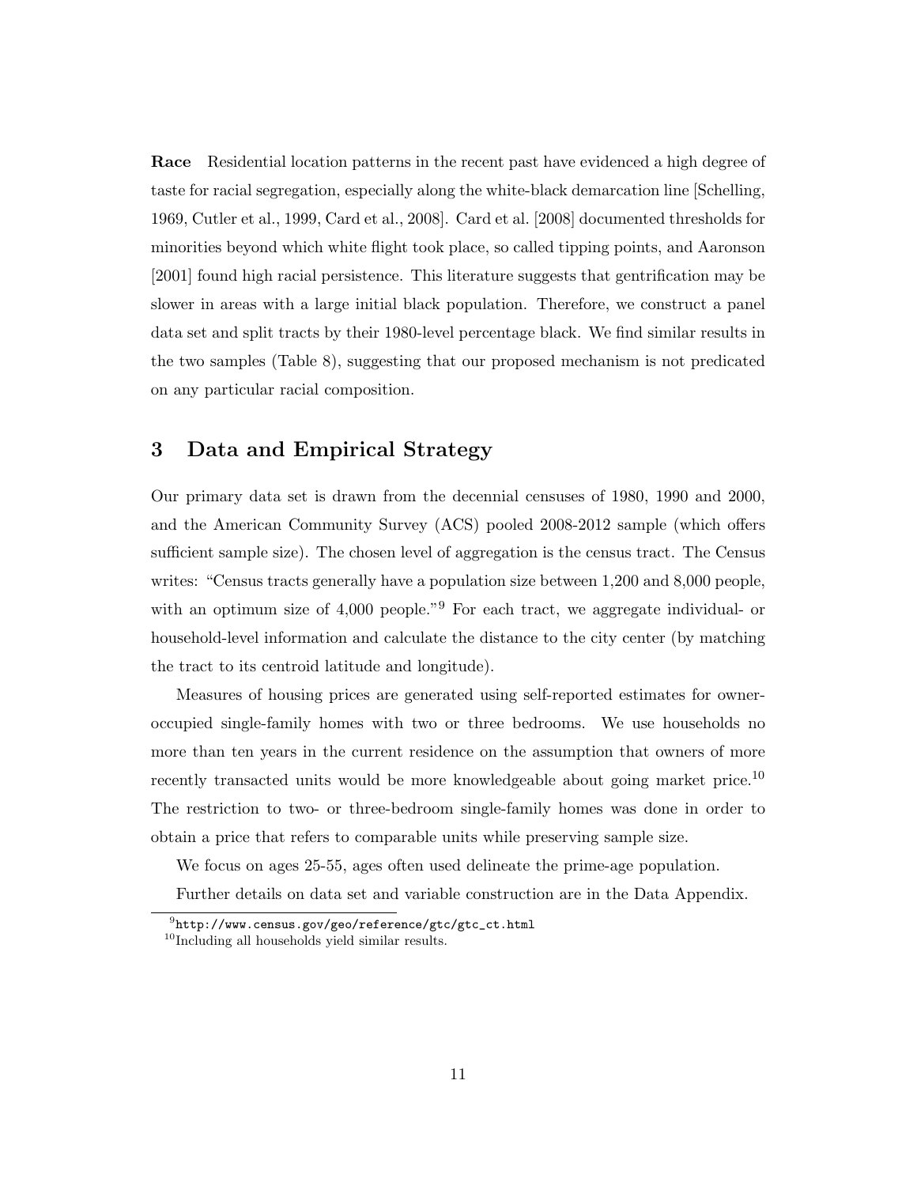**Race** Residential location patterns in the recent past have evidenced a high degree of taste for racial segregation, especially along the white-black demarcation line [Schelling, 1969, Cutler et al., 1999, Card et al., 2008]. Card et al. [2008] documented thresholds for minorities beyond which white flight took place, so called tipping points, and Aaronson [2001] found high racial persistence. This literature suggests that gentrification may be slower in areas with a large initial black population. Therefore, we construct a panel data set and split tracts by their 1980-level percentage black. We find similar results in the two samples (Table 8), suggesting that our proposed mechanism is not predicated on any particular racial composition.

## 3 Data and Empirical Strategy

Our primary data set is drawn from the decennial censuses of 1980, 1990 and 2000, and the American Community Survey (ACS) pooled 2008-2012 sample (which offers sufficient sample size). The chosen level of aggregation is the census tract. The Census writes: "Census tracts generally have a population size between 1,200 and 8,000 people, with an optimum size of 4,000 people."[9] For each tract, we aggregate individual- or household-level information and calculate the distance to the city center (by matching the tract to its centroid latitude and longitude).

Measures of housing prices are generated using self-reported estimates for owner-occupied single-family homes with two or three bedrooms. We use households no more than ten years in the current residence on the assumption that owners of more recently transacted units would be more knowledgeable about going market price.[10] The restriction to two- or three-bedroom single-family homes was done in order to obtain a price that refers to comparable units while preserving sample size.

We focus on ages 25-55, ages often used delineate the prime-age population.

Further details on data set and variable construction are in the Data Appendix.

[9] `http://www.census.gov/geo/reference/gtc/gtc_ct.html`

[10] Including all households yield similar results.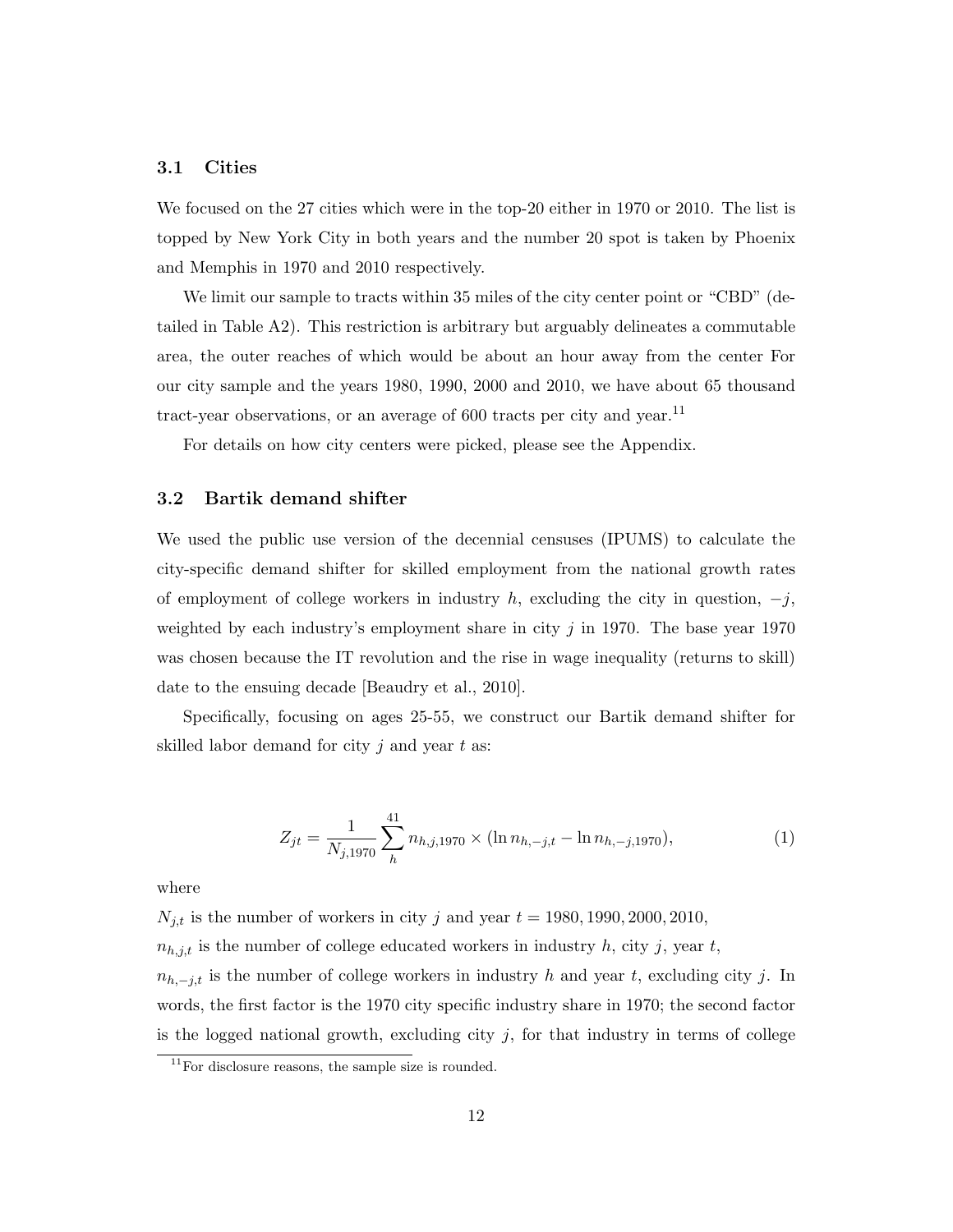### 3.1 Cities

We focused on the 27 cities which were in the top-20 either in 1970 or 2010. The list is topped by New York City in both years and the number 20 spot is taken by Phoenix and Memphis in 1970 and 2010 respectively.

We limit our sample to tracts within 35 miles of the city center point or "CBD" (detailed in Table A2). This restriction is arbitrary but arguably delineates a commutable area, the outer reaches of which would be about an hour away from the center For our city sample and the years 1980, 1990, 2000 and 2010, we have about 65 thousand tract-year observations, or an average of 600 tracts per city and year.[11]

For details on how city centers were picked, please see the Appendix.

### 3.2 Bartik demand shifter

We used the public use version of the decennial censuses (IPUMS) to calculate the city-specific demand shifter for skilled employment from the national growth rates of employment of college workers in industry $h$, excluding the city in question, $-j$, weighted by each industry's employment share in city $j$ in 1970. The base year 1970 was chosen because the IT revolution and the rise in wage inequality (returns to skill) date to the ensuing decade [Beaudry et al., 2010].

Specifically, focusing on ages 25-55, we construct our Bartik demand shifter for skilled labor demand for city $j$ and year $t$ as:

$$Z_{jt} = \frac{1}{N_{j,1970}} \sum_{h}^{41} n_{h,j,1970} \times (\ln n_{h,-j,t} - \ln n_{h,-j,1970}), \tag{1}$$

where

$N_{j,t}$ is the number of workers in city $j$ and year $t = 1980, 1990, 2000, 2010$,

$n_{h,j,t}$ is the number of college educated workers in industry $h$, city $j$, year $t$,

$n_{h,-j,t}$ is the number of college workers in industry $h$ and year $t$, excluding city $j$. In words, the first factor is the 1970 city specific industry share in 1970; the second factor is the logged national growth, excluding city $j$, for that industry in terms of college

[11] For disclosure reasons, the sample size is rounded.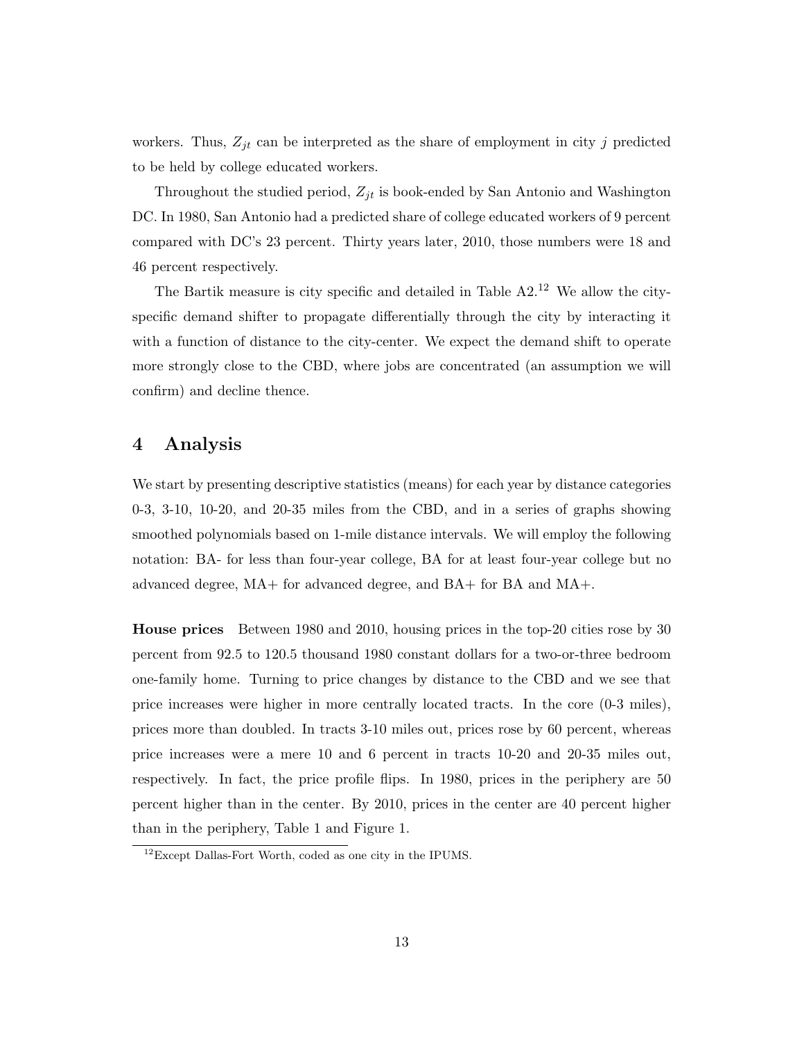workers. Thus, $Z_{jt}$ can be interpreted as the share of employment in city $j$ predicted to be held by college educated workers.

Throughout the studied period, $Z_{jt}$ is book-ended by San Antonio and Washington DC. In 1980, San Antonio had a predicted share of college educated workers of 9 percent compared with DC's 23 percent. Thirty years later, 2010, those numbers were 18 and 46 percent respectively.

The Bartik measure is city specific and detailed in Table A2.[12] We allow the city-specific demand shifter to propagate differentially through the city by interacting it with a function of distance to the city-center. We expect the demand shift to operate more strongly close to the CBD, where jobs are concentrated (an assumption we will confirm) and decline thence.

## 4 Analysis

We start by presenting descriptive statistics (means) for each year by distance categories 0-3, 3-10, 10-20, and 20-35 miles from the CBD, and in a series of graphs showing smoothed polynomials based on 1-mile distance intervals. We will employ the following notation: BA- for less than four-year college, BA for at least four-year college but no advanced degree, MA+ for advanced degree, and BA+ for BA and MA+.

**House prices** Between 1980 and 2010, housing prices in the top-20 cities rose by 30 percent from 92.5 to 120.5 thousand 1980 constant dollars for a two-or-three bedroom one-family home. Turning to price changes by distance to the CBD and we see that price increases were higher in more centrally located tracts. In the core (0-3 miles), prices more than doubled. In tracts 3-10 miles out, prices rose by 60 percent, whereas price increases were a mere 10 and 6 percent in tracts 10-20 and 20-35 miles out, respectively. In fact, the price profile flips. In 1980, prices in the periphery are 50 percent higher than in the center. By 2010, prices in the center are 40 percent higher than in the periphery, Table 1 and Figure 1.

[12] Except Dallas-Fort Worth, coded as one city in the IPUMS.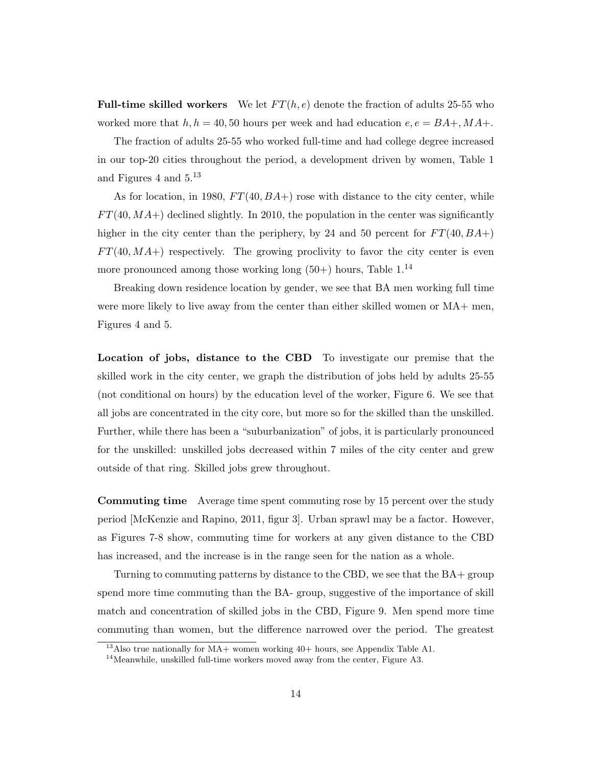**Full-time skilled workers** We let $FT(h, e)$ denote the fraction of adults 25-55 who worked more that $h, h = 40, 50$ hours per week and had education $e, e = BA+, MA+$.

The fraction of adults 25-55 who worked full-time and had college degree increased in our top-20 cities throughout the period, a development driven by women, Table 1 and Figures 4 and 5.[13]

As for location, in 1980, $FT(40, BA+)$ rose with distance to the city center, while $FT(40, MA+)$ declined slightly. In 2010, the population in the center was significantly higher in the city center than the periphery, by 24 and 50 percent for $FT(40, BA+)$ $FT(40, MA+)$ respectively. The growing proclivity to favor the city center is even more pronounced among those working long (50+) hours, Table 1.[14]

Breaking down residence location by gender, we see that BA men working full time were more likely to live away from the center than either skilled women or MA+ men, Figures 4 and 5.

**Location of jobs, distance to the CBD** To investigate our premise that the skilled work in the city center, we graph the distribution of jobs held by adults 25-55 (not conditional on hours) by the education level of the worker, Figure 6. We see that all jobs are concentrated in the city core, but more so for the skilled than the unskilled. Further, while there has been a "suburbanization" of jobs, it is particularly pronounced for the unskilled: unskilled jobs decreased within 7 miles of the city center and grew outside of that ring. Skilled jobs grew throughout.

**Commuting time** Average time spent commuting rose by 15 percent over the study period [McKenzie and Rapino, 2011, figur 3]. Urban sprawl may be a factor. However, as Figures 7-8 show, commuting time for workers at any given distance to the CBD has increased, and the increase is in the range seen for the nation as a whole.

Turning to commuting patterns by distance to the CBD, we see that the BA+ group spend more time commuting than the BA- group, suggestive of the importance of skill match and concentration of skilled jobs in the CBD, Figure 9. Men spend more time commuting than women, but the difference narrowed over the period. The greatest

[13] Also true nationally for MA+ women working 40+ hours, see Appendix Table A1.

[14] Meanwhile, unskilled full-time workers moved away from the center, Figure A3.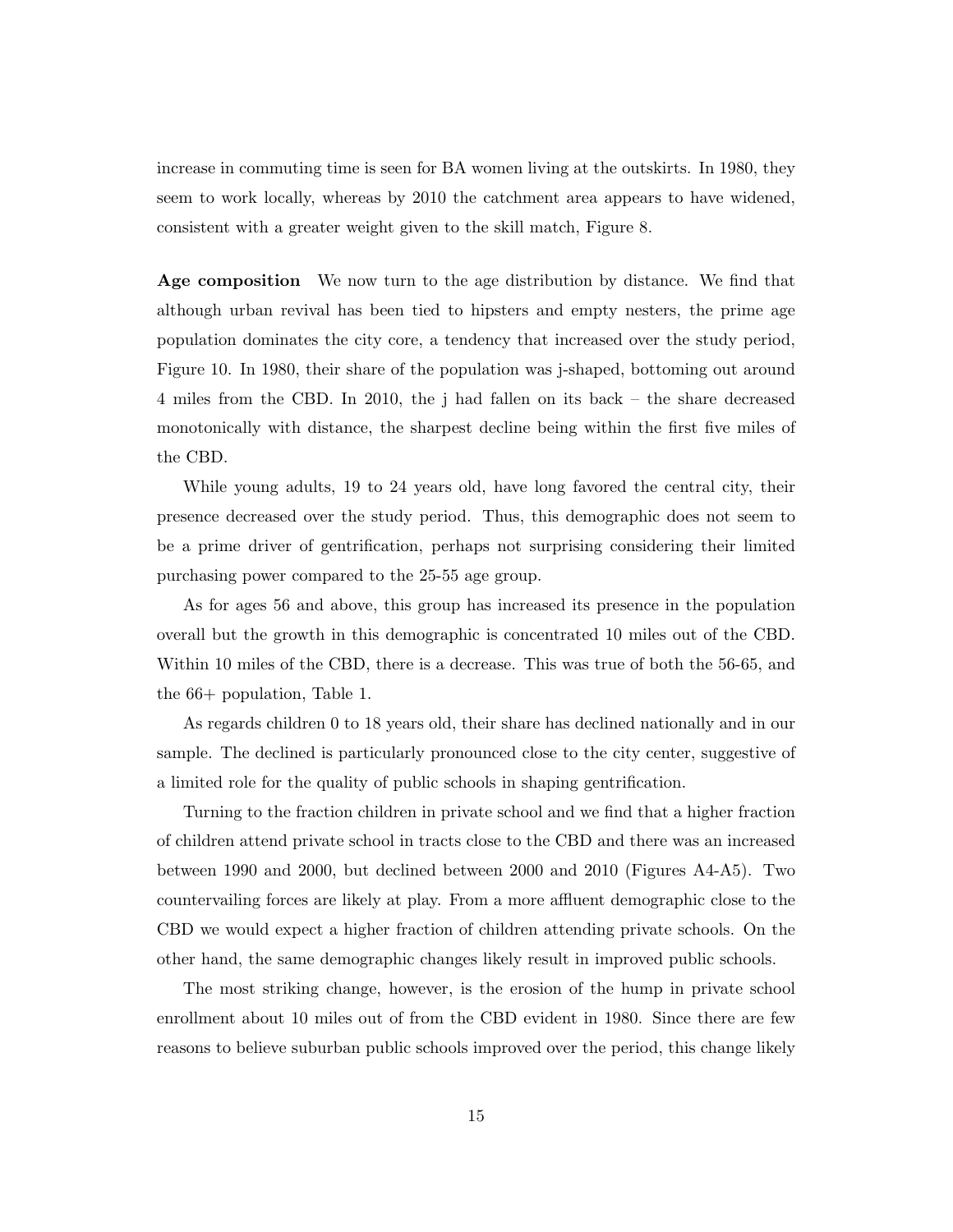increase in commuting time is seen for BA women living at the outskirts. In 1980, they seem to work locally, whereas by 2010 the catchment area appears to have widened, consistent with a greater weight given to the skill match, Figure 8.

**Age composition** We now turn to the age distribution by distance. We find that although urban revival has been tied to hipsters and empty nesters, the prime age population dominates the city core, a tendency that increased over the study period, Figure 10. In 1980, their share of the population was j-shaped, bottoming out around 4 miles from the CBD. In 2010, the j had fallen on its back – the share decreased monotonically with distance, the sharpest decline being within the first five miles of the CBD.

While young adults, 19 to 24 years old, have long favored the central city, their presence decreased over the study period. Thus, this demographic does not seem to be a prime driver of gentrification, perhaps not surprising considering their limited purchasing power compared to the 25-55 age group.

As for ages 56 and above, this group has increased its presence in the population overall but the growth in this demographic is concentrated 10 miles out of the CBD. Within 10 miles of the CBD, there is a decrease. This was true of both the 56-65, and the 66+ population, Table 1.

As regards children 0 to 18 years old, their share has declined nationally and in our sample. The declined is particularly pronounced close to the city center, suggestive of a limited role for the quality of public schools in shaping gentrification.

Turning to the fraction children in private school and we find that a higher fraction of children attend private school in tracts close to the CBD and there was an increased between 1990 and 2000, but declined between 2000 and 2010 (Figures A4-A5). Two countervailing forces are likely at play. From a more affluent demographic close to the CBD we would expect a higher fraction of children attending private schools. On the other hand, the same demographic changes likely result in improved public schools.

The most striking change, however, is the erosion of the hump in private school enrollment about 10 miles out of from the CBD evident in 1980. Since there are few reasons to believe suburban public schools improved over the period, this change likely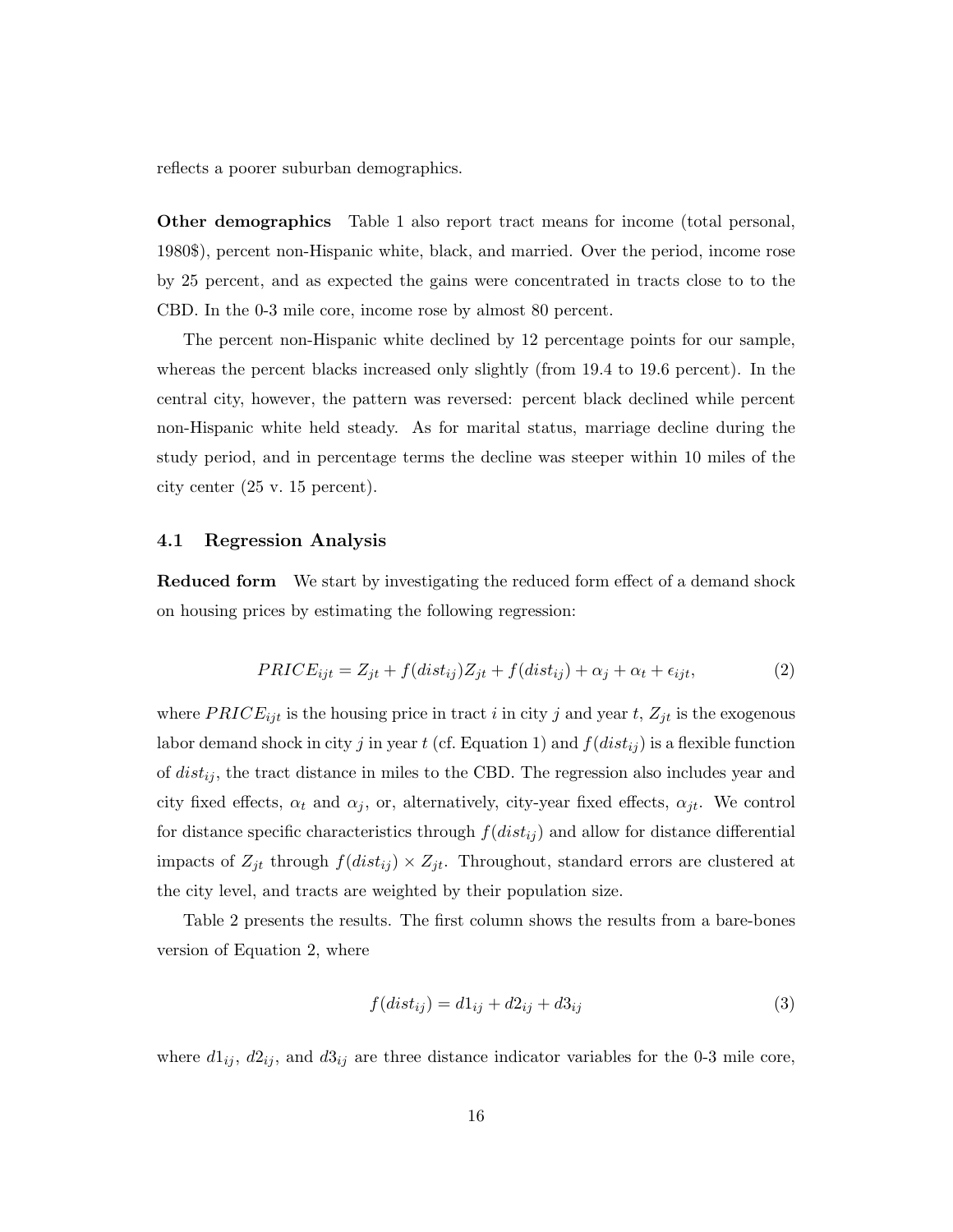reflects a poorer suburban demographics.

**Other demographics** Table 1 also report tract means for income (total personal, 1980$), percent non-Hispanic white, black, and married. Over the period, income rose by 25 percent, and as expected the gains were concentrated in tracts close to to the CBD. In the 0-3 mile core, income rose by almost 80 percent.

The percent non-Hispanic white declined by 12 percentage points for our sample, whereas the percent blacks increased only slightly (from 19.4 to 19.6 percent). In the central city, however, the pattern was reversed: percent black declined while percent non-Hispanic white held steady. As for marital status, marriage decline during the study period, and in percentage terms the decline was steeper within 10 miles of the city center (25 v. 15 percent).

### 4.1 Regression Analysis

**Reduced form** We start by investigating the reduced form effect of a demand shock on housing prices by estimating the following regression:

$$PRICE_{ijt} = Z_{jt} + f(dist_{ij})Z_{jt} + f(dist_{ij}) + \alpha_j + \alpha_t + \epsilon_{ijt}, \tag{2}$$

where $PRICE_{ijt}$ is the housing price in tract $i$ in city $j$ and year $t$, $Z_{jt}$ is the exogenous labor demand shock in city $j$ in year $t$ (cf. Equation 1) and $f(dist_{ij})$ is a flexible function of $dist_{ij}$, the tract distance in miles to the CBD. The regression also includes year and city fixed effects, $\alpha_t$ and $\alpha_j$, or, alternatively, city-year fixed effects, $\alpha_{jt}$. We control for distance specific characteristics through $f(dist_{ij})$ and allow for distance differential impacts of $Z_{jt}$ through $f(dist_{ij}) \times Z_{jt}$. Throughout, standard errors are clustered at the city level, and tracts are weighted by their population size.

Table 2 presents the results. The first column shows the results from a bare-bones version of Equation 2, where

$$f(dist_{ij}) = d1_{ij} + d2_{ij} + d3_{ij} \tag{3}$$

where $d1_{ij}$, $d2_{ij}$, and $d3_{ij}$ are three distance indicator variables for the 0-3 mile core,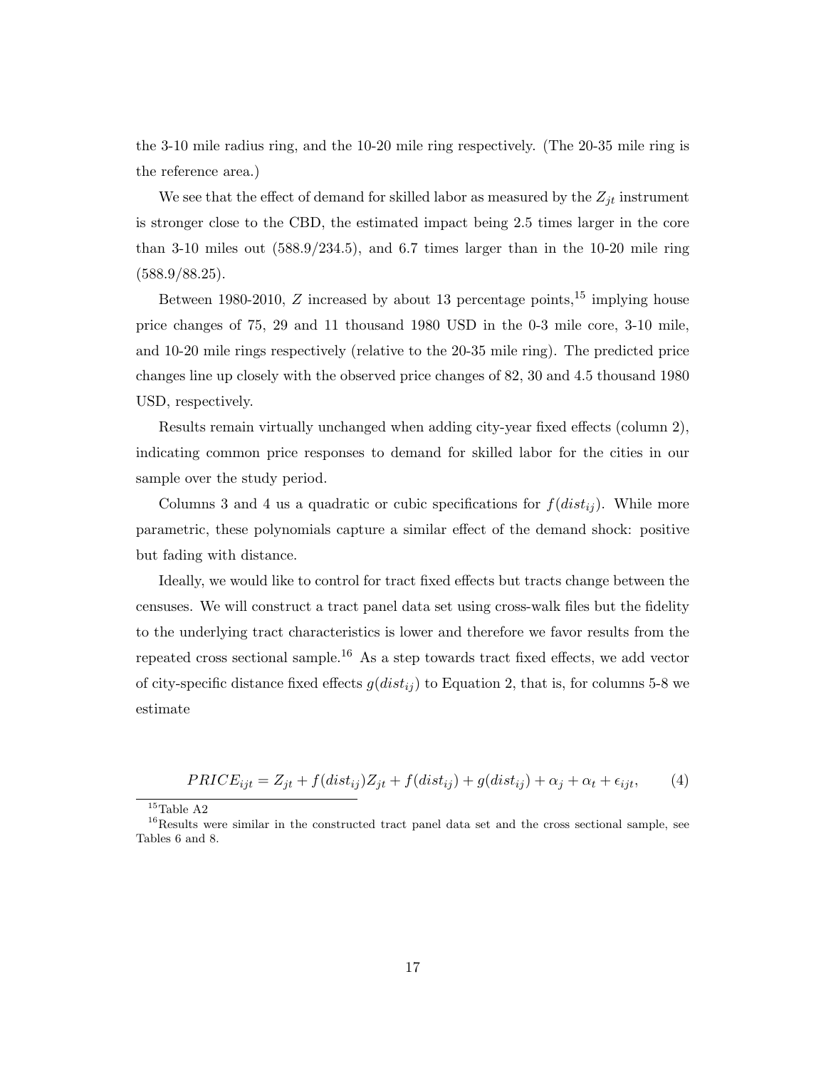the 3-10 mile radius ring, and the 10-20 mile ring respectively. (The 20-35 mile ring is the reference area.)

We see that the effect of demand for skilled labor as measured by the $Z_{jt}$ instrument is stronger close to the CBD, the estimated impact being 2.5 times larger in the core than 3-10 miles out (588.9/234.5), and 6.7 times larger than in the 10-20 mile ring (588.9/88.25).

Between 1980-2010, $Z$ increased by about 13 percentage points,[15] implying house price changes of 75, 29 and 11 thousand 1980 USD in the 0-3 mile core, 3-10 mile, and 10-20 mile rings respectively (relative to the 20-35 mile ring). The predicted price changes line up closely with the observed price changes of 82, 30 and 4.5 thousand 1980 USD, respectively.

Results remain virtually unchanged when adding city-year fixed effects (column 2), indicating common price responses to demand for skilled labor for the cities in our sample over the study period.

Columns 3 and 4 us a quadratic or cubic specifications for $f(dist_{ij})$. While more parametric, these polynomials capture a similar effect of the demand shock: positive but fading with distance.

Ideally, we would like to control for tract fixed effects but tracts change between the censuses. We will construct a tract panel data set using cross-walk files but the fidelity to the underlying tract characteristics is lower and therefore we favor results from the repeated cross sectional sample.[16] As a step towards tract fixed effects, we add vector of city-specific distance fixed effects $g(dist_{ij})$ to Equation 2, that is, for columns 5-8 we estimate

$$PRICE_{ijt} = Z_{jt} + f(dist_{ij})Z_{jt} + f(dist_{ij}) + g(dist_{ij}) + \alpha_j + \alpha_t + \epsilon_{ijt}, \qquad (4)$$

[15] Table A2

[16] Results were similar in the constructed tract panel data set and the cross sectional sample, see Tables 6 and 8.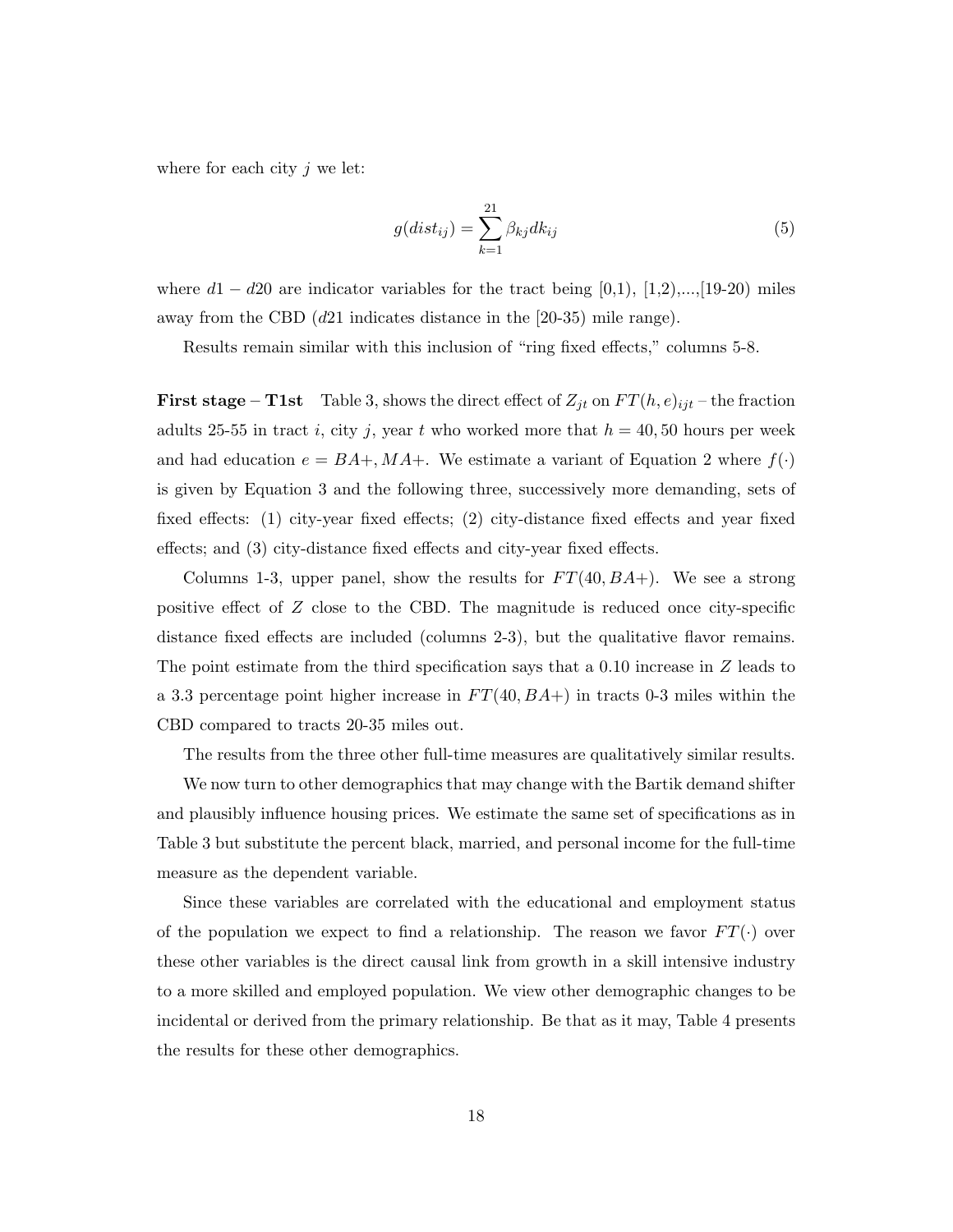where for each city $j$ we let:

$$g(dist_{ij}) = \sum_{k=1}^{21} \beta_{kj} dk_{ij} \tag{5}$$

where $d1 - d20$ are indicator variables for the tract being [0,1), [1,2),...,[19-20) miles away from the CBD ($d21$ indicates distance in the [20-35) mile range).

Results remain similar with this inclusion of "ring fixed effects," columns 5-8.

**First stage – T1st** Table 3, shows the direct effect of $Z_{jt}$ on $FT(h,e)_{ijt}$ – the fraction adults 25-55 in tract $i$, city $j$, year $t$ who worked more that $h = 40, 50$ hours per week and had education $e = BA+, MA+$. We estimate a variant of Equation 2 where $f(\cdot)$ is given by Equation 3 and the following three, successively more demanding, sets of fixed effects: (1) city-year fixed effects; (2) city-distance fixed effects and year fixed effects; and (3) city-distance fixed effects and city-year fixed effects.

Columns 1-3, upper panel, show the results for $FT(40, BA+)$. We see a strong positive effect of $Z$ close to the CBD. The magnitude is reduced once city-specific distance fixed effects are included (columns 2-3), but the qualitative flavor remains. The point estimate from the third specification says that a 0.10 increase in $Z$ leads to a 3.3 percentage point higher increase in $FT(40, BA+)$ in tracts 0-3 miles within the CBD compared to tracts 20-35 miles out.

The results from the three other full-time measures are qualitatively similar results.

We now turn to other demographics that may change with the Bartik demand shifter and plausibly influence housing prices. We estimate the same set of specifications as in Table 3 but substitute the percent black, married, and personal income for the full-time measure as the dependent variable.

Since these variables are correlated with the educational and employment status of the population we expect to find a relationship. The reason we favor $FT(\cdot)$ over these other variables is the direct causal link from growth in a skill intensive industry to a more skilled and employed population. We view other demographic changes to be incidental or derived from the primary relationship. Be that as it may, Table 4 presents the results for these other demographics.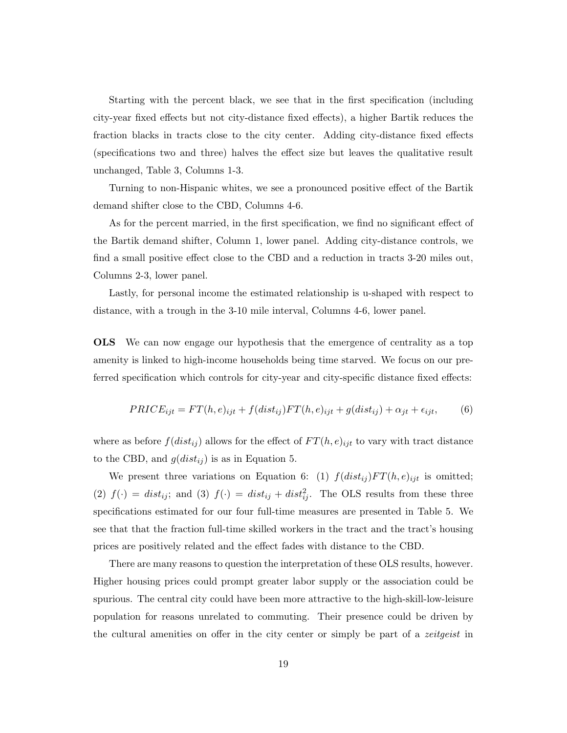Starting with the percent black, we see that in the first specification (including city-year fixed effects but not city-distance fixed effects), a higher Bartik reduces the fraction blacks in tracts close to the city center. Adding city-distance fixed effects (specifications two and three) halves the effect size but leaves the qualitative result unchanged, Table 3, Columns 1-3.

Turning to non-Hispanic whites, we see a pronounced positive effect of the Bartik demand shifter close to the CBD, Columns 4-6.

As for the percent married, in the first specification, we find no significant effect of the Bartik demand shifter, Column 1, lower panel. Adding city-distance controls, we find a small positive effect close to the CBD and a reduction in tracts 3-20 miles out, Columns 2-3, lower panel.

Lastly, for personal income the estimated relationship is u-shaped with respect to distance, with a trough in the 3-10 mile interval, Columns 4-6, lower panel.

**OLS** We can now engage our hypothesis that the emergence of centrality as a top amenity is linked to high-income households being time starved. We focus on our preferred specification which controls for city-year and city-specific distance fixed effects:

$$PRICE_{ijt} = FT(h,e)_{ijt} + f(dist_{ij})FT(h,e)_{ijt} + g(dist_{ij}) + \alpha_{jt} + \epsilon_{ijt}, \qquad (6)$$

where as before $f(dist_{ij})$ allows for the effect of $FT(h,e)_{ijt}$ to vary with tract distance to the CBD, and $g(dist_{ij})$ is as in Equation 5.

We present three variations on Equation 6: (1) $f(dist_{ij})FT(h,e)_{ijt}$ is omitted; (2) $f(\cdot) = dist_{ij}$; and (3) $f(\cdot) = dist_{ij} + dist_{ij}^2$. The OLS results from these three specifications estimated for our four full-time measures are presented in Table 5. We see that that the fraction full-time skilled workers in the tract and the tract's housing prices are positively related and the effect fades with distance to the CBD.

There are many reasons to question the interpretation of these OLS results, however. Higher housing prices could prompt greater labor supply or the association could be spurious. The central city could have been more attractive to the high-skill-low-leisure population for reasons unrelated to commuting. Their presence could be driven by the cultural amenities on offer in the city center or simply be part of a *zeitgeist* in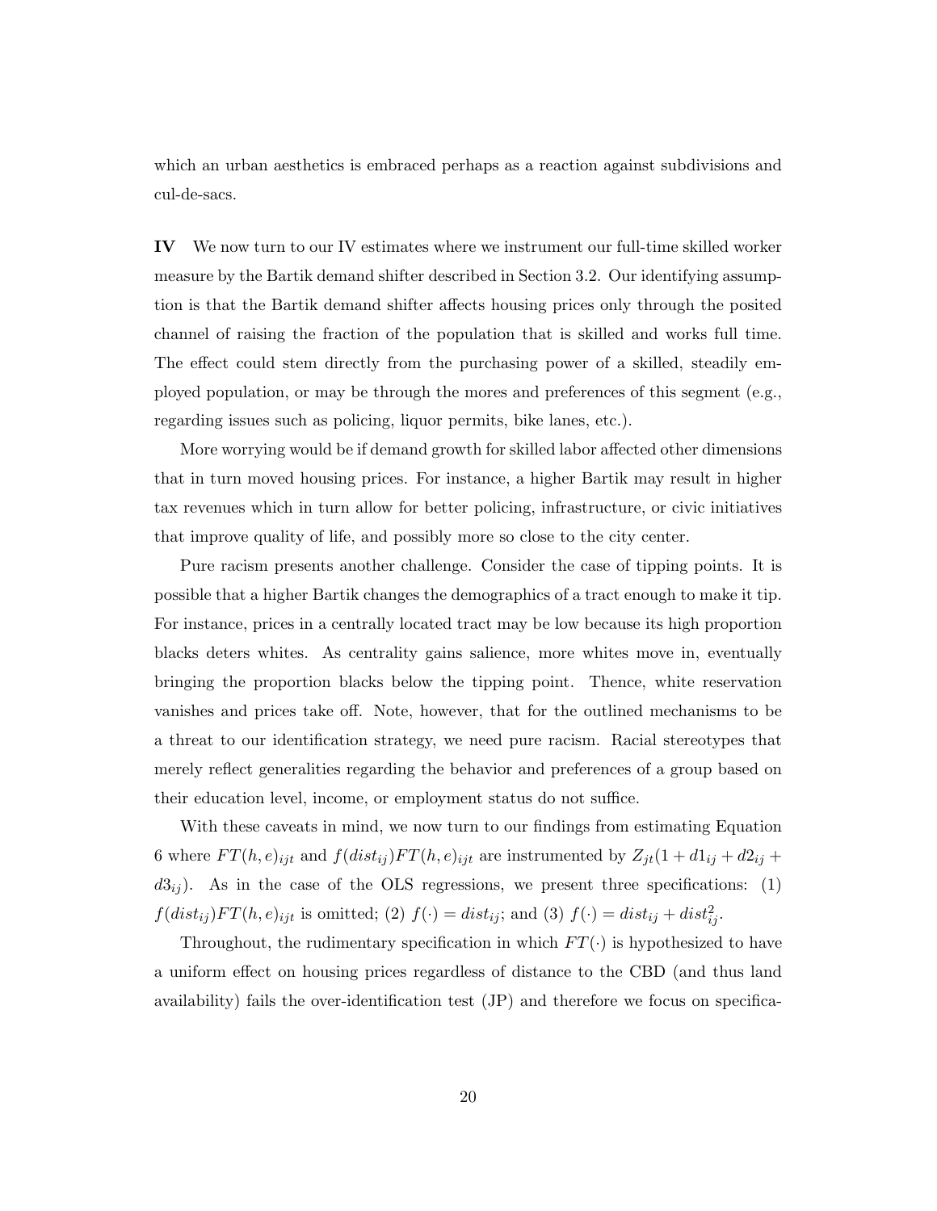which an urban aesthetics is embraced perhaps as a reaction against subdivisions and cul-de-sacs.

**IV** We now turn to our IV estimates where we instrument our full-time skilled worker measure by the Bartik demand shifter described in Section 3.2. Our identifying assumption is that the Bartik demand shifter affects housing prices only through the posited channel of raising the fraction of the population that is skilled and works full time. The effect could stem directly from the purchasing power of a skilled, steadily employed population, or may be through the mores and preferences of this segment (e.g., regarding issues such as policing, liquor permits, bike lanes, etc.).

More worrying would be if demand growth for skilled labor affected other dimensions that in turn moved housing prices. For instance, a higher Bartik may result in higher tax revenues which in turn allow for better policing, infrastructure, or civic initiatives that improve quality of life, and possibly more so close to the city center.

Pure racism presents another challenge. Consider the case of tipping points. It is possible that a higher Bartik changes the demographics of a tract enough to make it tip. For instance, prices in a centrally located tract may be low because its high proportion blacks deters whites. As centrality gains salience, more whites move in, eventually bringing the proportion blacks below the tipping point. Thence, white reservation vanishes and prices take off. Note, however, that for the outlined mechanisms to be a threat to our identification strategy, we need pure racism. Racial stereotypes that merely reflect generalities regarding the behavior and preferences of a group based on their education level, income, or employment status do not suffice.

With these caveats in mind, we now turn to our findings from estimating Equation 6 where $FT(h,e)_{ijt}$ and $f(dist_{ij})FT(h,e)_{ijt}$ are instrumented by $Z_{jt}(1 + d1_{ij} + d2_{ij} + d3_{ij})$. As in the case of the OLS regressions, we present three specifications: (1) $f(dist_{ij})FT(h,e)_{ijt}$ is omitted; (2) $f(\cdot) = dist_{ij}$; and (3) $f(\cdot) = dist_{ij} + dist_{ij}^2$.

Throughout, the rudimentary specification in which $FT(\cdot)$ is hypothesized to have a uniform effect on housing prices regardless of distance to the CBD (and thus land availability) fails the over-identification test (JP) and therefore we focus on specifica-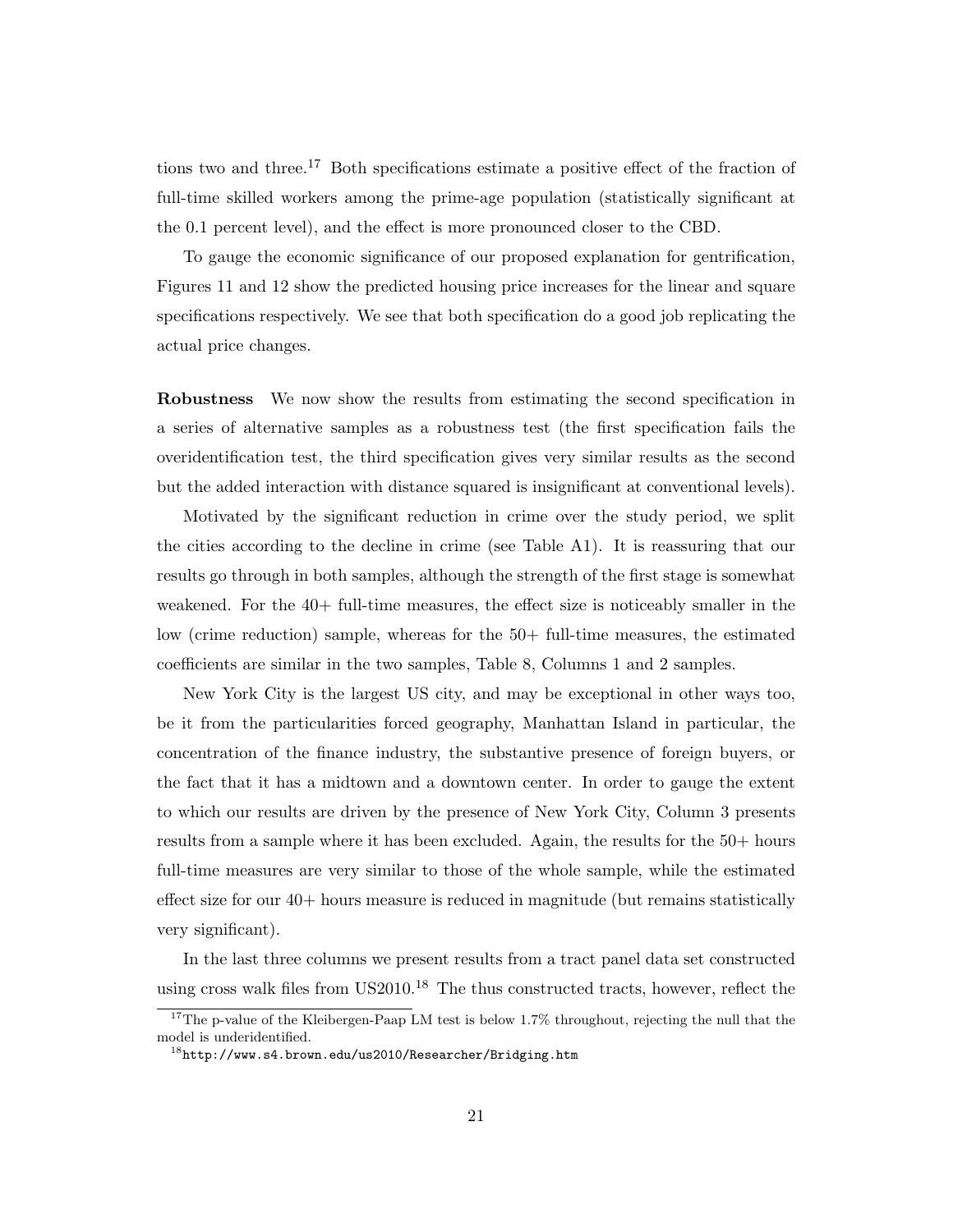tions two and three.[17] Both specifications estimate a positive effect of the fraction of full-time skilled workers among the prime-age population (statistically significant at the 0.1 percent level), and the effect is more pronounced closer to the CBD.

To gauge the economic significance of our proposed explanation for gentrification, Figures 11 and 12 show the predicted housing price increases for the linear and square specifications respectively. We see that both specification do a good job replicating the actual price changes.

**Robustness** We now show the results from estimating the second specification in a series of alternative samples as a robustness test (the first specification fails the overidentification test, the third specification gives very similar results as the second but the added interaction with distance squared is insignificant at conventional levels).

Motivated by the significant reduction in crime over the study period, we split the cities according to the decline in crime (see Table A1). It is reassuring that our results go through in both samples, although the strength of the first stage is somewhat weakened. For the 40+ full-time measures, the effect size is noticeably smaller in the low (crime reduction) sample, whereas for the 50+ full-time measures, the estimated coefficients are similar in the two samples, Table 8, Columns 1 and 2 samples.

New York City is the largest US city, and may be exceptional in other ways too, be it from the particularities forced geography, Manhattan Island in particular, the concentration of the finance industry, the substantive presence of foreign buyers, or the fact that it has a midtown and a downtown center. In order to gauge the extent to which our results are driven by the presence of New York City, Column 3 presents results from a sample where it has been excluded. Again, the results for the 50+ hours full-time measures are very similar to those of the whole sample, while the estimated effect size for our 40+ hours measure is reduced in magnitude (but remains statistically very significant).

In the last three columns we present results from a tract panel data set constructed using cross walk files from US2010.[18] The thus constructed tracts, however, reflect the

[17] The p-value of the Kleibergen-Paap LM test is below 1.7% throughout, rejecting the null that the model is underidentified.

[18] `http://www.s4.brown.edu/us2010/Researcher/Bridging.htm`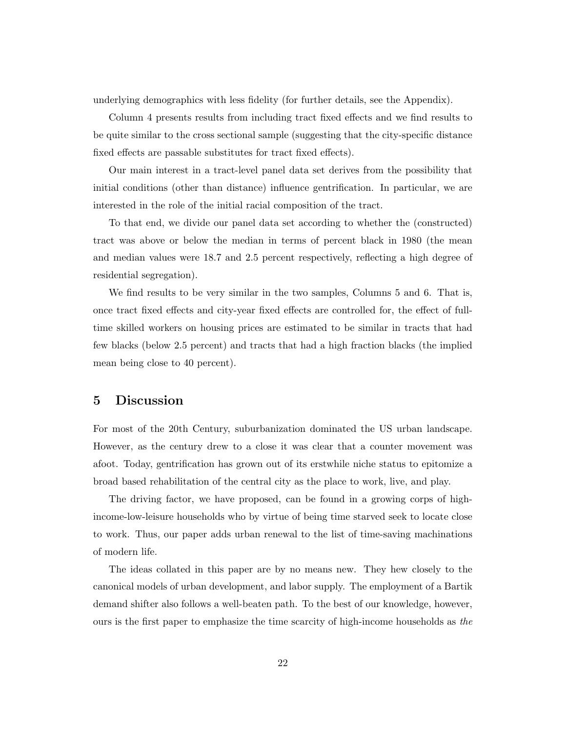underlying demographics with less fidelity (for further details, see the Appendix).

Column 4 presents results from including tract fixed effects and we find results to be quite similar to the cross sectional sample (suggesting that the city-specific distance fixed effects are passable substitutes for tract fixed effects).

Our main interest in a tract-level panel data set derives from the possibility that initial conditions (other than distance) influence gentrification. In particular, we are interested in the role of the initial racial composition of the tract.

To that end, we divide our panel data set according to whether the (constructed) tract was above or below the median in terms of percent black in 1980 (the mean and median values were 18.7 and 2.5 percent respectively, reflecting a high degree of residential segregation).

We find results to be very similar in the two samples, Columns 5 and 6. That is, once tract fixed effects and city-year fixed effects are controlled for, the effect of full-time skilled workers on housing prices are estimated to be similar in tracts that had few blacks (below 2.5 percent) and tracts that had a high fraction blacks (the implied mean being close to 40 percent).

## 5 Discussion

For most of the 20th Century, suburbanization dominated the US urban landscape. However, as the century drew to a close it was clear that a counter movement was afoot. Today, gentrification has grown out of its erstwhile niche status to epitomize a broad based rehabilitation of the central city as the place to work, live, and play.

The driving factor, we have proposed, can be found in a growing corps of high-income-low-leisure households who by virtue of being time starved seek to locate close to work. Thus, our paper adds urban renewal to the list of time-saving machinations of modern life.

The ideas collated in this paper are by no means new. They hew closely to the canonical models of urban development, and labor supply. The employment of a Bartik demand shifter also follows a well-beaten path. To the best of our knowledge, however, ours is the first paper to emphasize the time scarcity of high-income households as *the*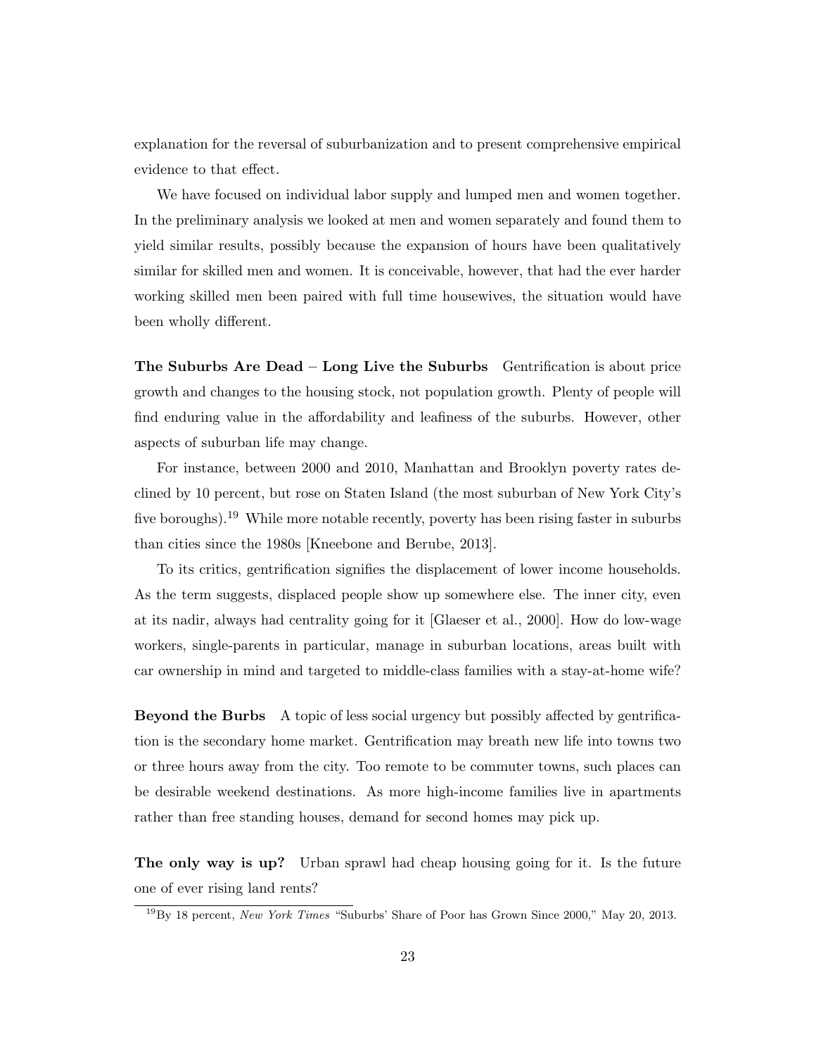explanation for the reversal of suburbanization and to present comprehensive empirical evidence to that effect.

We have focused on individual labor supply and lumped men and women together. In the preliminary analysis we looked at men and women separately and found them to yield similar results, possibly because the expansion of hours have been qualitatively similar for skilled men and women. It is conceivable, however, that had the ever harder working skilled men been paired with full time housewives, the situation would have been wholly different.

**The Suburbs Are Dead – Long Live the Suburbs** Gentrification is about price growth and changes to the housing stock, not population growth. Plenty of people will find enduring value in the affordability and leafiness of the suburbs. However, other aspects of suburban life may change.

For instance, between 2000 and 2010, Manhattan and Brooklyn poverty rates declined by 10 percent, but rose on Staten Island (the most suburban of New York City's five boroughs).[19] While more notable recently, poverty has been rising faster in suburbs than cities since the 1980s [Kneebone and Berube, 2013].

To its critics, gentrification signifies the displacement of lower income households. As the term suggests, displaced people show up somewhere else. The inner city, even at its nadir, always had centrality going for it [Glaeser et al., 2000]. How do low-wage workers, single-parents in particular, manage in suburban locations, areas built with car ownership in mind and targeted to middle-class families with a stay-at-home wife?

**Beyond the Burbs** A topic of less social urgency but possibly affected by gentrification is the secondary home market. Gentrification may breath new life into towns two or three hours away from the city. Too remote to be commuter towns, such places can be desirable weekend destinations. As more high-income families live in apartments rather than free standing houses, demand for second homes may pick up.

**The only way is up?** Urban sprawl had cheap housing going for it. Is the future one of ever rising land rents?

[19] By 18 percent, *New York Times* "Suburbs' Share of Poor has Grown Since 2000," May 20, 2013.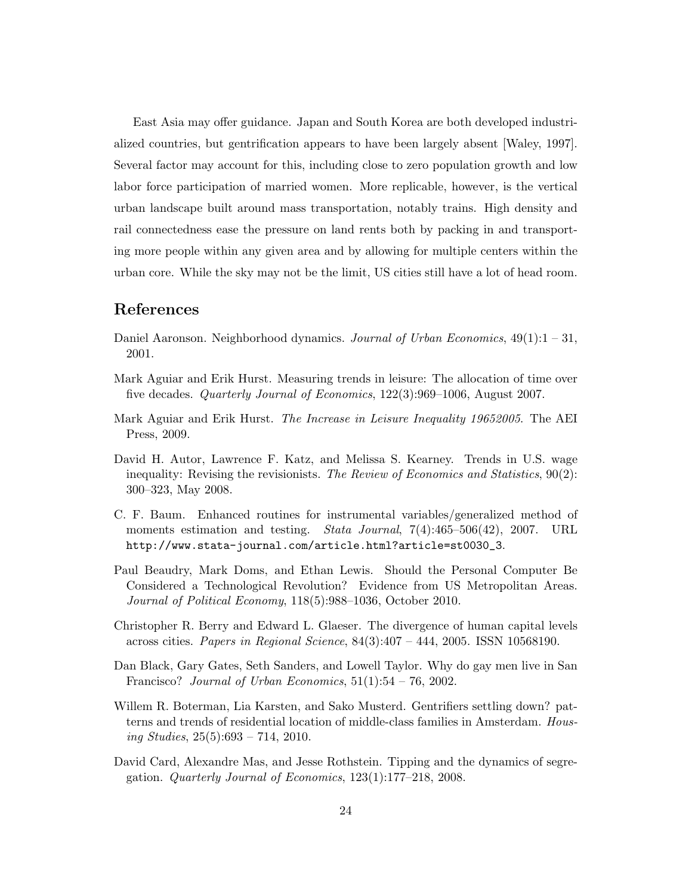East Asia may offer guidance. Japan and South Korea are both developed industrialized countries, but gentrification appears to have been largely absent [Waley, 1997]. Several factor may account for this, including close to zero population growth and low labor force participation of married women. More replicable, however, is the vertical urban landscape built around mass transportation, notably trains. High density and rail connectedness ease the pressure on land rents both by packing in and transporting more people within any given area and by allowing for multiple centers within the urban core. While the sky may not be the limit, US cities still have a lot of head room.

## References

Daniel Aaronson. Neighborhood dynamics. *Journal of Urban Economics*, 49(1):1 – 31, 2001.

Mark Aguiar and Erik Hurst. Measuring trends in leisure: The allocation of time over five decades. *Quarterly Journal of Economics*, 122(3):969–1006, August 2007.

Mark Aguiar and Erik Hurst. *The Increase in Leisure Inequality 19652005*. The AEI Press, 2009.

David H. Autor, Lawrence F. Katz, and Melissa S. Kearney. Trends in U.S. wage inequality: Revising the revisionists. *The Review of Economics and Statistics*, 90(2): 300–323, May 2008.

C. F. Baum. Enhanced routines for instrumental variables/generalized method of moments estimation and testing. *Stata Journal*, 7(4):465–506(42), 2007. URL http://www.stata-journal.com/article.html?article=st0030_3.

Paul Beaudry, Mark Doms, and Ethan Lewis. Should the Personal Computer Be Considered a Technological Revolution? Evidence from US Metropolitan Areas. *Journal of Political Economy*, 118(5):988–1036, October 2010.

Christopher R. Berry and Edward L. Glaeser. The divergence of human capital levels across cities. *Papers in Regional Science*, 84(3):407 – 444, 2005. ISSN 10568190.

Dan Black, Gary Gates, Seth Sanders, and Lowell Taylor. Why do gay men live in San Francisco? *Journal of Urban Economics*, 51(1):54 – 76, 2002.

Willem R. Boterman, Lia Karsten, and Sako Musterd. Gentrifiers settling down? patterns and trends of residential location of middle-class families in Amsterdam. *Housing Studies*, 25(5):693 – 714, 2010.

David Card, Alexandre Mas, and Jesse Rothstein. Tipping and the dynamics of segregation. *Quarterly Journal of Economics*, 123(1):177–218, 2008.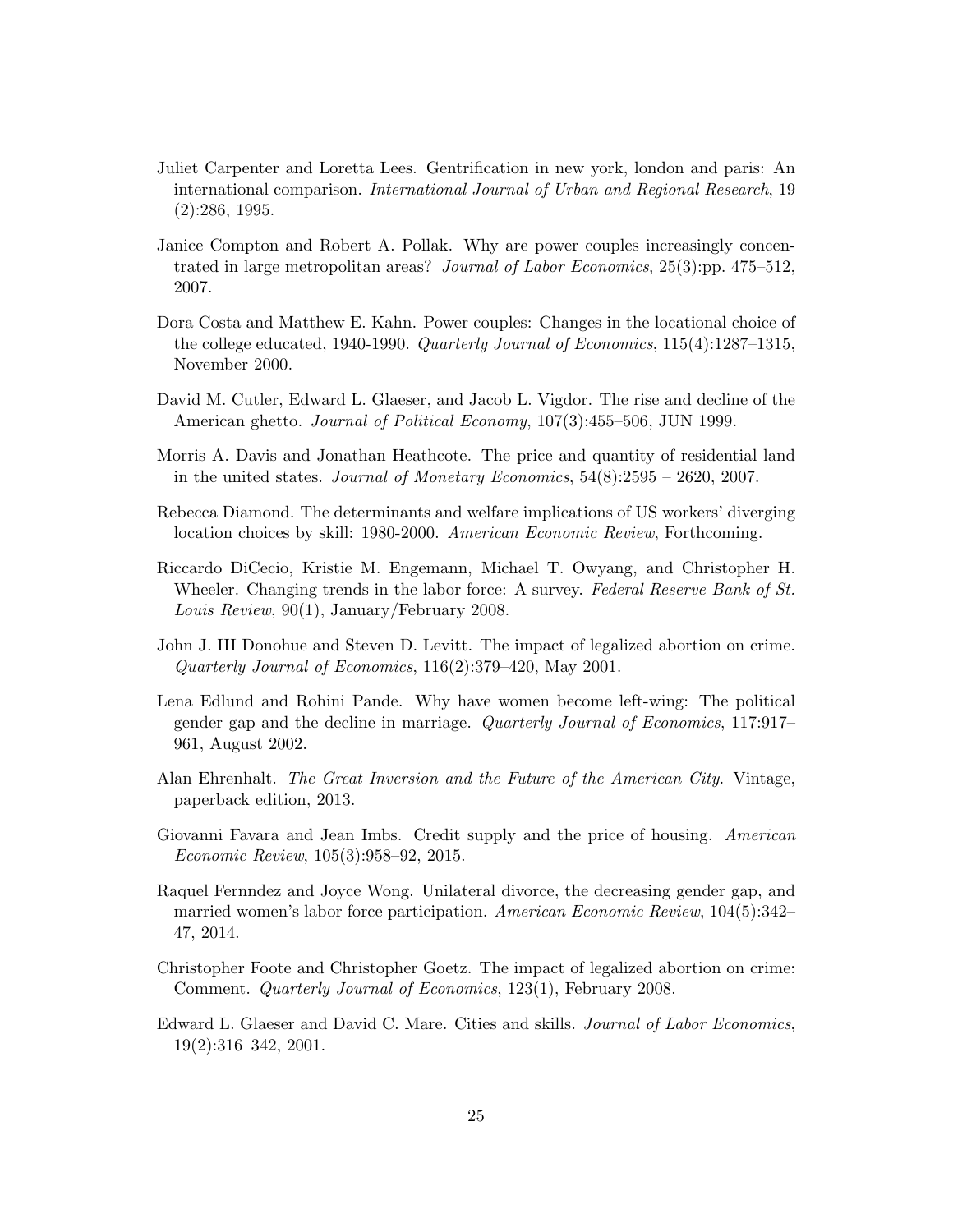Juliet Carpenter and Loretta Lees. Gentrification in new york, london and paris: An international comparison. *International Journal of Urban and Regional Research*, 19 (2):286, 1995.

Janice Compton and Robert A. Pollak. Why are power couples increasingly concentrated in large metropolitan areas? *Journal of Labor Economics*, 25(3):pp. 475–512, 2007.

Dora Costa and Matthew E. Kahn. Power couples: Changes in the locational choice of the college educated, 1940-1990. *Quarterly Journal of Economics*, 115(4):1287–1315, November 2000.

David M. Cutler, Edward L. Glaeser, and Jacob L. Vigdor. The rise and decline of the American ghetto. *Journal of Political Economy*, 107(3):455–506, JUN 1999.

Morris A. Davis and Jonathan Heathcote. The price and quantity of residential land in the united states. *Journal of Monetary Economics*, 54(8):2595 – 2620, 2007.

Rebecca Diamond. The determinants and welfare implications of US workers' diverging location choices by skill: 1980-2000. *American Economic Review*, Forthcoming.

Riccardo DiCecio, Kristie M. Engemann, Michael T. Owyang, and Christopher H. Wheeler. Changing trends in the labor force: A survey. *Federal Reserve Bank of St. Louis Review*, 90(1), January/February 2008.

John J. III Donohue and Steven D. Levitt. The impact of legalized abortion on crime. *Quarterly Journal of Economics*, 116(2):379–420, May 2001.

Lena Edlund and Rohini Pande. Why have women become left-wing: The political gender gap and the decline in marriage. *Quarterly Journal of Economics*, 117:917–961, August 2002.

Alan Ehrenhalt. *The Great Inversion and the Future of the American City*. Vintage, paperback edition, 2013.

Giovanni Favara and Jean Imbs. Credit supply and the price of housing. *American Economic Review*, 105(3):958–92, 2015.

Raquel Fernndez and Joyce Wong. Unilateral divorce, the decreasing gender gap, and married women's labor force participation. *American Economic Review*, 104(5):342–47, 2014.

Christopher Foote and Christopher Goetz. The impact of legalized abortion on crime: Comment. *Quarterly Journal of Economics*, 123(1), February 2008.

Edward L. Glaeser and David C. Mare. Cities and skills. *Journal of Labor Economics*, 19(2):316–342, 2001.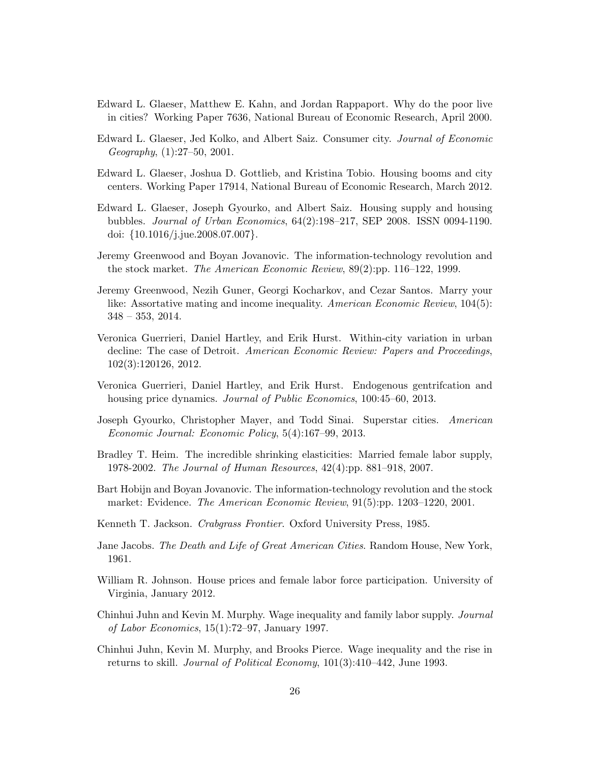Edward L. Glaeser, Matthew E. Kahn, and Jordan Rappaport. Why do the poor live in cities? Working Paper 7636, National Bureau of Economic Research, April 2000.

Edward L. Glaeser, Jed Kolko, and Albert Saiz. Consumer city. *Journal of Economic Geography*, (1):27–50, 2001.

Edward L. Glaeser, Joshua D. Gottlieb, and Kristina Tobio. Housing booms and city centers. Working Paper 17914, National Bureau of Economic Research, March 2012.

Edward L. Glaeser, Joseph Gyourko, and Albert Saiz. Housing supply and housing bubbles. *Journal of Urban Economics*, 64(2):198–217, SEP 2008. ISSN 0094-1190. doi: {10.1016/j.jue.2008.07.007}.

Jeremy Greenwood and Boyan Jovanovic. The information-technology revolution and the stock market. *The American Economic Review*, 89(2):pp. 116–122, 1999.

Jeremy Greenwood, Nezih Guner, Georgi Kocharkov, and Cezar Santos. Marry your like: Assortative mating and income inequality. *American Economic Review*, 104(5): 348 – 353, 2014.

Veronica Guerrieri, Daniel Hartley, and Erik Hurst. Within-city variation in urban decline: The case of Detroit. *American Economic Review: Papers and Proceedings*, 102(3):120126, 2012.

Veronica Guerrieri, Daniel Hartley, and Erik Hurst. Endogenous gentrifcation and housing price dynamics. *Journal of Public Economics*, 100:45–60, 2013.

Joseph Gyourko, Christopher Mayer, and Todd Sinai. Superstar cities. *American Economic Journal: Economic Policy*, 5(4):167–99, 2013.

Bradley T. Heim. The incredible shrinking elasticities: Married female labor supply, 1978-2002. *The Journal of Human Resources*, 42(4):pp. 881–918, 2007.

Bart Hobijn and Boyan Jovanovic. The information-technology revolution and the stock market: Evidence. *The American Economic Review*, 91(5):pp. 1203–1220, 2001.

Kenneth T. Jackson. *Crabgrass Frontier*. Oxford University Press, 1985.

Jane Jacobs. *The Death and Life of Great American Cities*. Random House, New York, 1961.

William R. Johnson. House prices and female labor force participation. University of Virginia, January 2012.

Chinhui Juhn and Kevin M. Murphy. Wage inequality and family labor supply. *Journal of Labor Economics*, 15(1):72–97, January 1997.

Chinhui Juhn, Kevin M. Murphy, and Brooks Pierce. Wage inequality and the rise in returns to skill. *Journal of Political Economy*, 101(3):410–442, June 1993.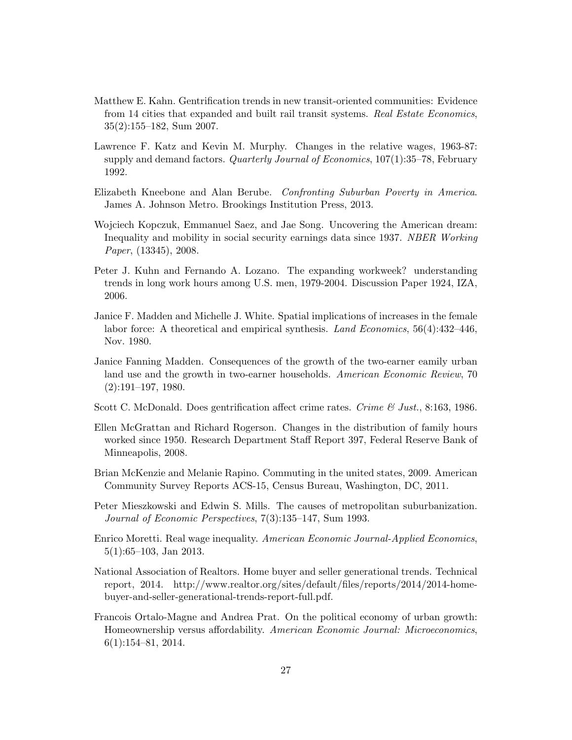Matthew E. Kahn. Gentrification trends in new transit-oriented communities: Evidence from 14 cities that expanded and built rail transit systems. *Real Estate Economics*, 35(2):155–182, Sum 2007.

Lawrence F. Katz and Kevin M. Murphy. Changes in the relative wages, 1963-87: supply and demand factors. *Quarterly Journal of Economics*, 107(1):35–78, February 1992.

Elizabeth Kneebone and Alan Berube. *Confronting Suburban Poverty in America*. James A. Johnson Metro. Brookings Institution Press, 2013.

Wojciech Kopczuk, Emmanuel Saez, and Jae Song. Uncovering the American dream: Inequality and mobility in social security earnings data since 1937. *NBER Working Paper*, (13345), 2008.

Peter J. Kuhn and Fernando A. Lozano. The expanding workweek? understanding trends in long work hours among U.S. men, 1979-2004. Discussion Paper 1924, IZA, 2006.

Janice F. Madden and Michelle J. White. Spatial implications of increases in the female labor force: A theoretical and empirical synthesis. *Land Economics*, 56(4):432–446, Nov. 1980.

Janice Fanning Madden. Consequences of the growth of the two-earner eamily urban land use and the growth in two-earner households. *American Economic Review*, 70 (2):191–197, 1980.

Scott C. McDonald. Does gentrification affect crime rates. *Crime & Just.*, 8:163, 1986.

Ellen McGrattan and Richard Rogerson. Changes in the distribution of family hours worked since 1950. Research Department Staff Report 397, Federal Reserve Bank of Minneapolis, 2008.

Brian McKenzie and Melanie Rapino. Commuting in the united states, 2009. American Community Survey Reports ACS-15, Census Bureau, Washington, DC, 2011.

Peter Mieszkowski and Edwin S. Mills. The causes of metropolitan suburbanization. *Journal of Economic Perspectives*, 7(3):135–147, Sum 1993.

Enrico Moretti. Real wage inequality. *American Economic Journal-Applied Economics*, 5(1):65–103, Jan 2013.

National Association of Realtors. Home buyer and seller generational trends. Technical report, 2014. http://www.realtor.org/sites/default/files/reports/2014/2014-home-buyer-and-seller-generational-trends-report-full.pdf.

Francois Ortalo-Magne and Andrea Prat. On the political economy of urban growth: Homeownership versus affordability. *American Economic Journal: Microeconomics*, 6(1):154–81, 2014.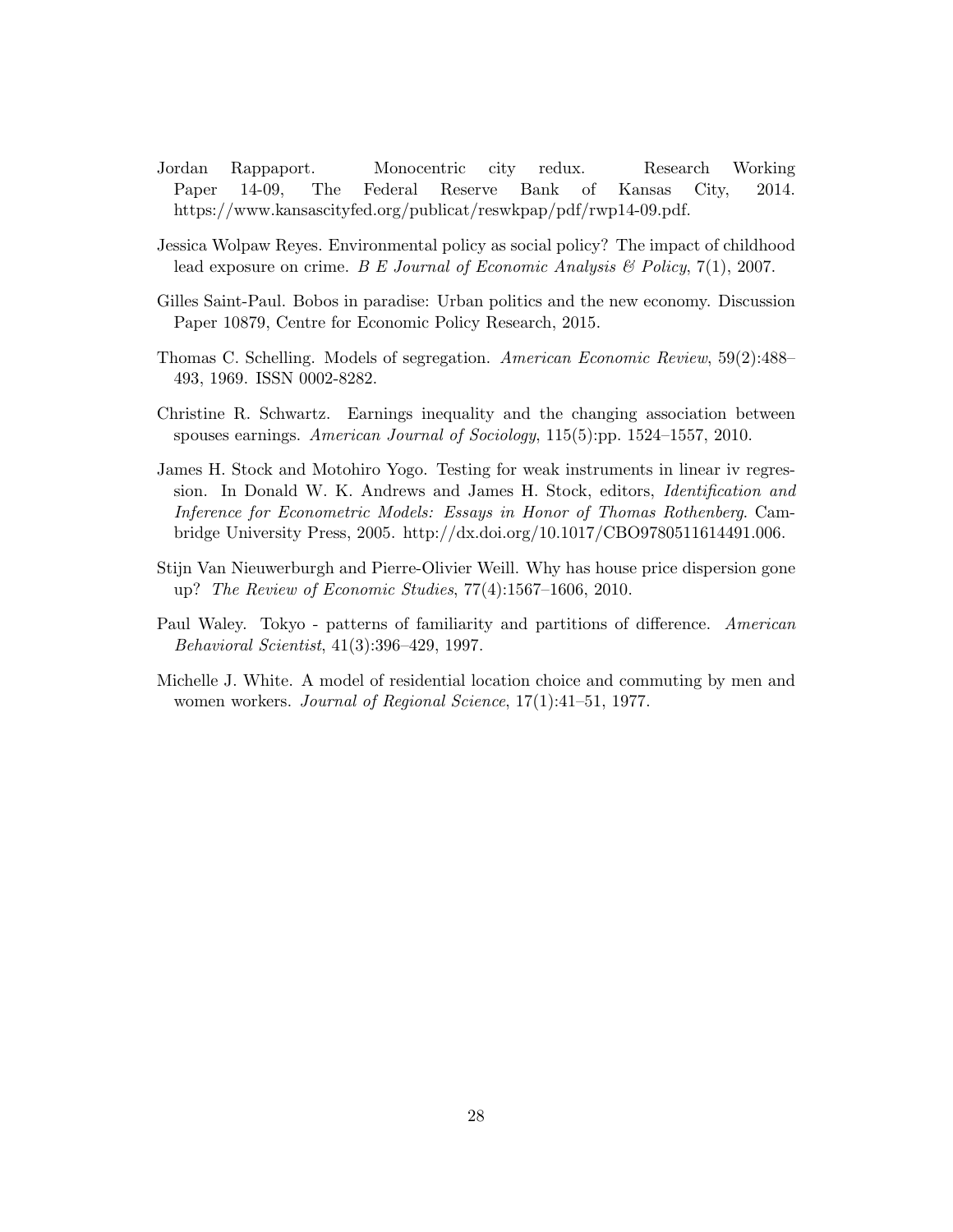Jordan Rappaport. Monocentric city redux. Research Working Paper 14-09, The Federal Reserve Bank of Kansas City, 2014. https://www.kansascityfed.org/publicat/reswkpap/pdf/rwp14-09.pdf.

Jessica Wolpaw Reyes. Environmental policy as social policy? The impact of childhood lead exposure on crime. *B E Journal of Economic Analysis & Policy*, 7(1), 2007.

Gilles Saint-Paul. Bobos in paradise: Urban politics and the new economy. Discussion Paper 10879, Centre for Economic Policy Research, 2015.

Thomas C. Schelling. Models of segregation. *American Economic Review*, 59(2):488–493, 1969. ISSN 0002-8282.

Christine R. Schwartz. Earnings inequality and the changing association between spouses earnings. *American Journal of Sociology*, 115(5):pp. 1524–1557, 2010.

James H. Stock and Motohiro Yogo. Testing for weak instruments in linear iv regression. In Donald W. K. Andrews and James H. Stock, editors, *Identification and Inference for Econometric Models: Essays in Honor of Thomas Rothenberg*. Cambridge University Press, 2005. http://dx.doi.org/10.1017/CBO9780511614491.006.

Stijn Van Nieuwerburgh and Pierre-Olivier Weill. Why has house price dispersion gone up? *The Review of Economic Studies*, 77(4):1567–1606, 2010.

Paul Waley. Tokyo - patterns of familiarity and partitions of difference. *American Behavioral Scientist*, 41(3):396–429, 1997.

Michelle J. White. A model of residential location choice and commuting by men and women workers. *Journal of Regional Science*, 17(1):41–51, 1977.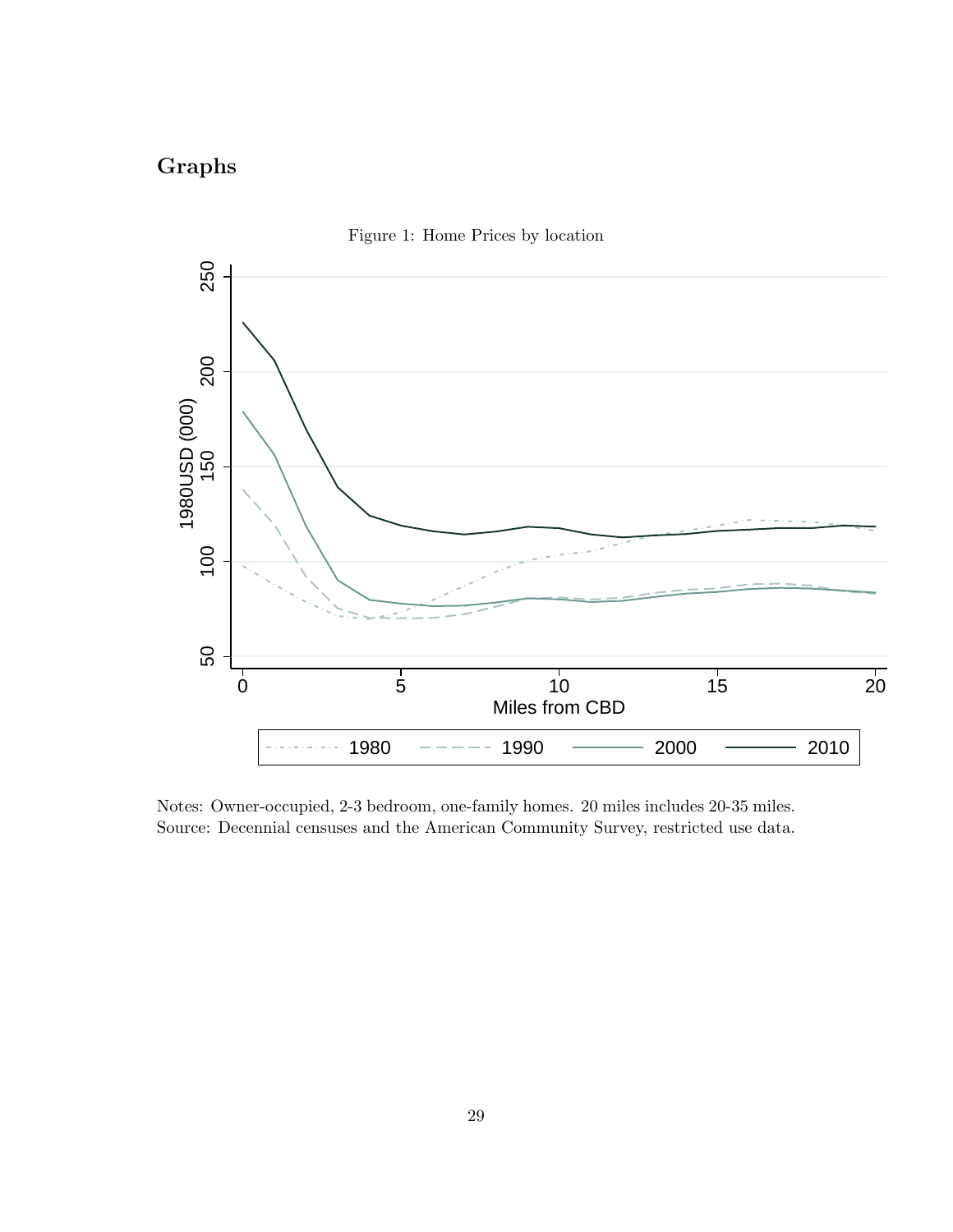## Graphs

Figure 1: Home Prices by location

Notes: Owner-occupied, 2-3 bedroom, one-family homes. 20 miles includes 20-35 miles.
Source: Decennial censuses and the American Community Survey, restricted use data.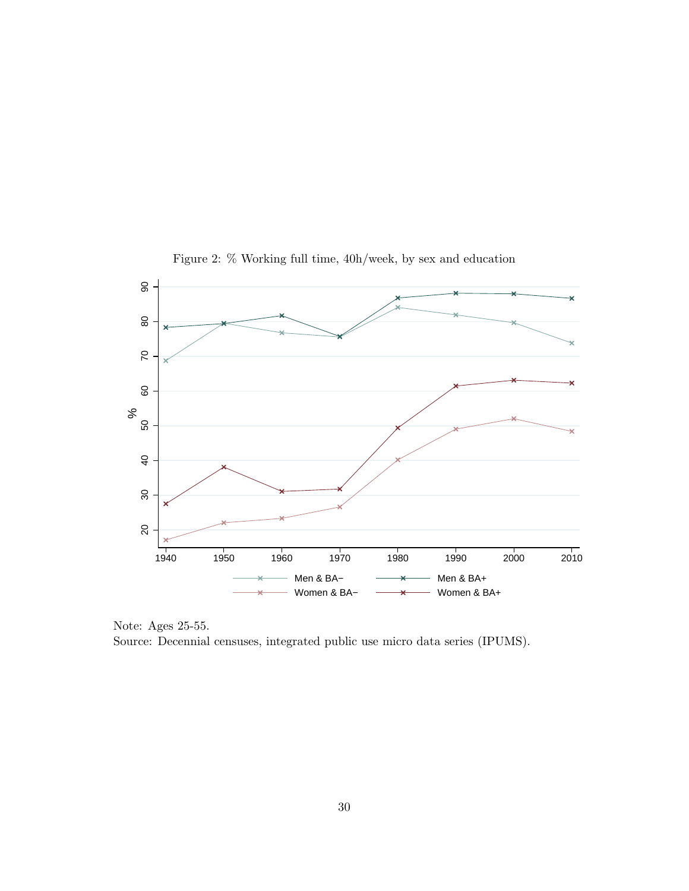Figure 2: % Working full time, 40h/week, by sex and education

Note: Ages 25-55.
Source: Decennial censuses, integrated public use micro data series (IPUMS).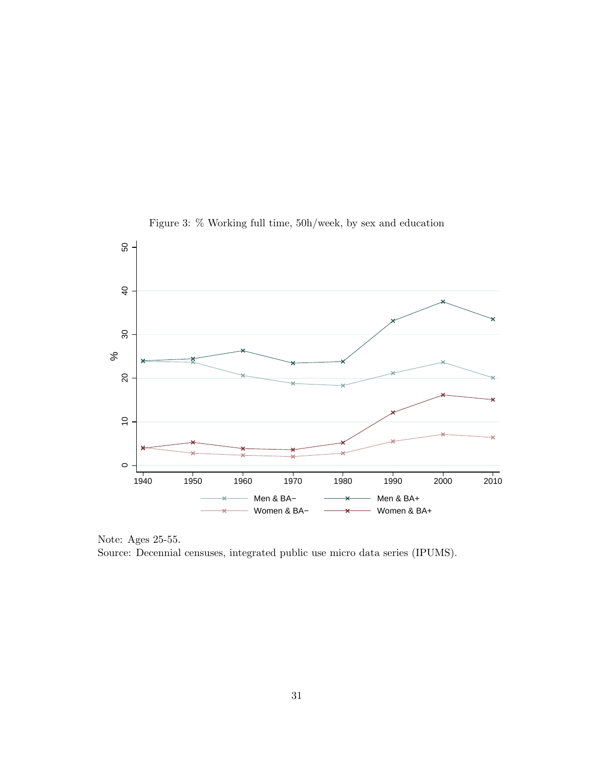Figure 3: % Working full time, 50h/week, by sex and education

Note: Ages 25-55.

Source: Decennial censuses, integrated public use micro data series (IPUMS).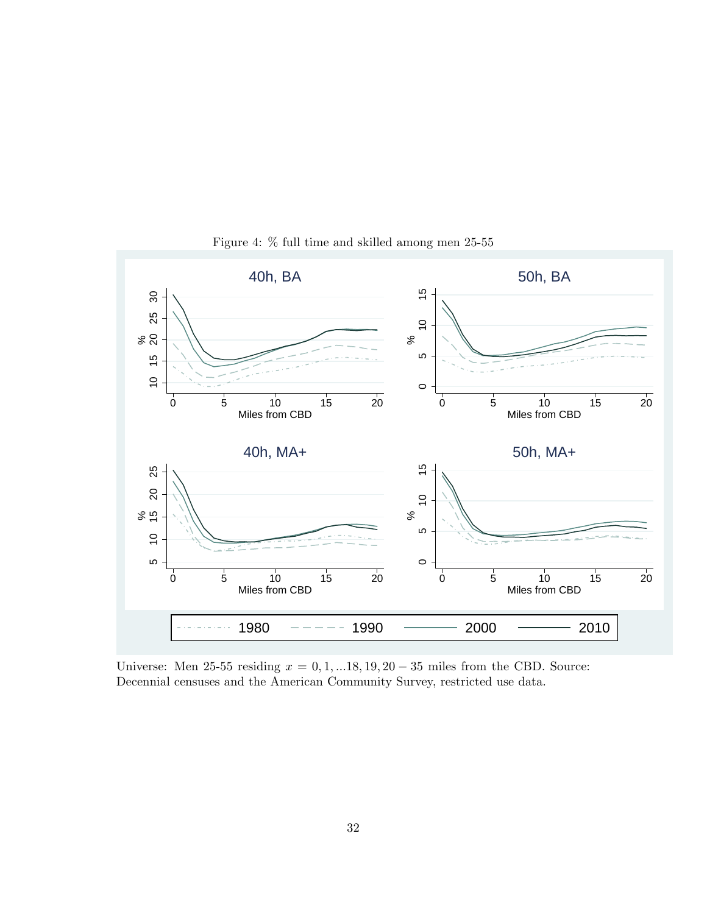Figure 4: % full time and skilled among men 25-55

Universe: Men 25-55 residing $x = 0, 1, ...18, 19, 20 - 35$ miles from the CBD. Source: Decennial censuses and the American Community Survey, restricted use data.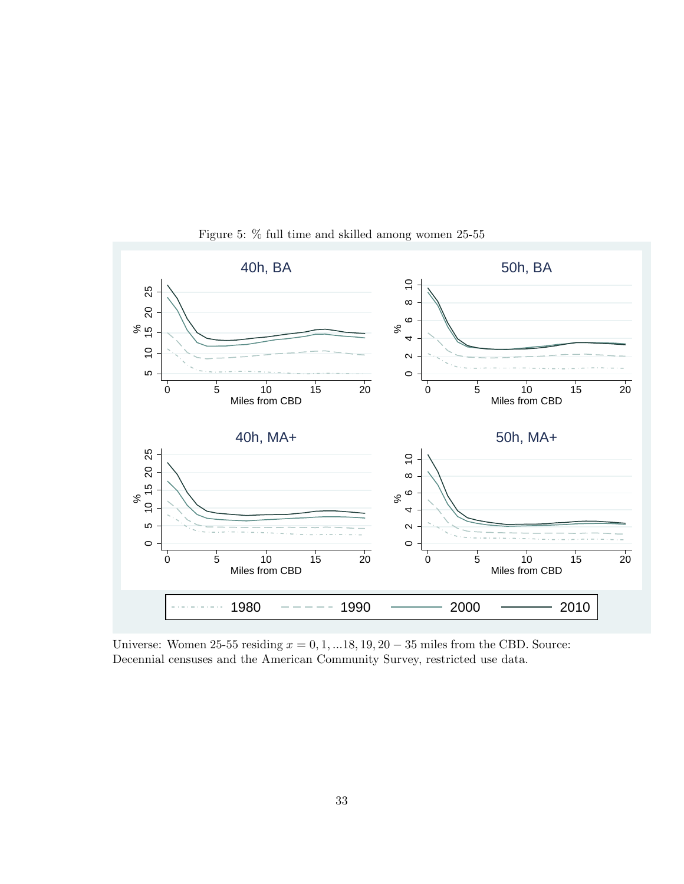Figure 5: % full time and skilled among women 25-55

Universe: Women 25-55 residing $x = 0, 1, ...18, 19, 20 - 35$ miles from the CBD. Source: Decennial censuses and the American Community Survey, restricted use data.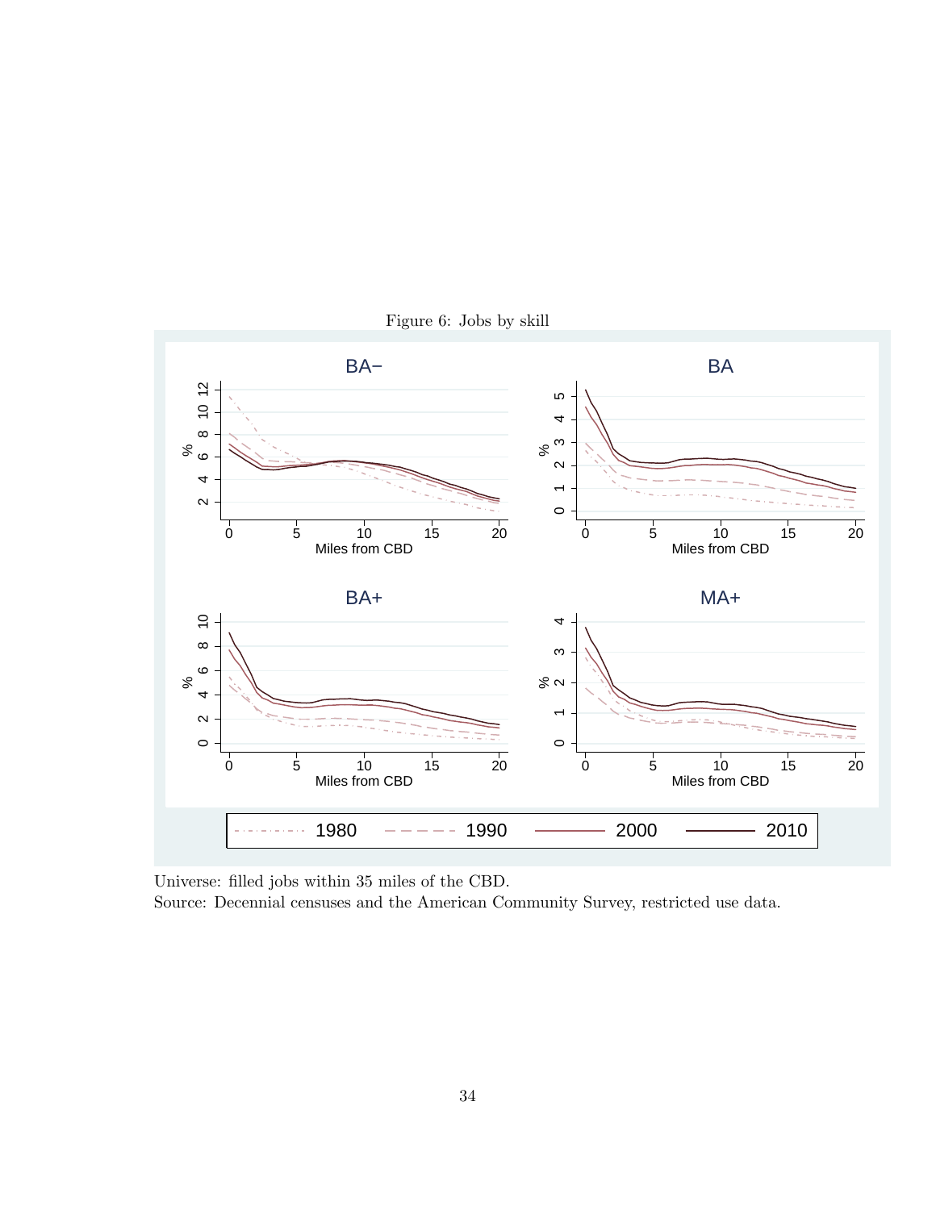Figure 6: Jobs by skill

Universe: filled jobs within 35 miles of the CBD.
Source: Decennial censuses and the American Community Survey, restricted use data.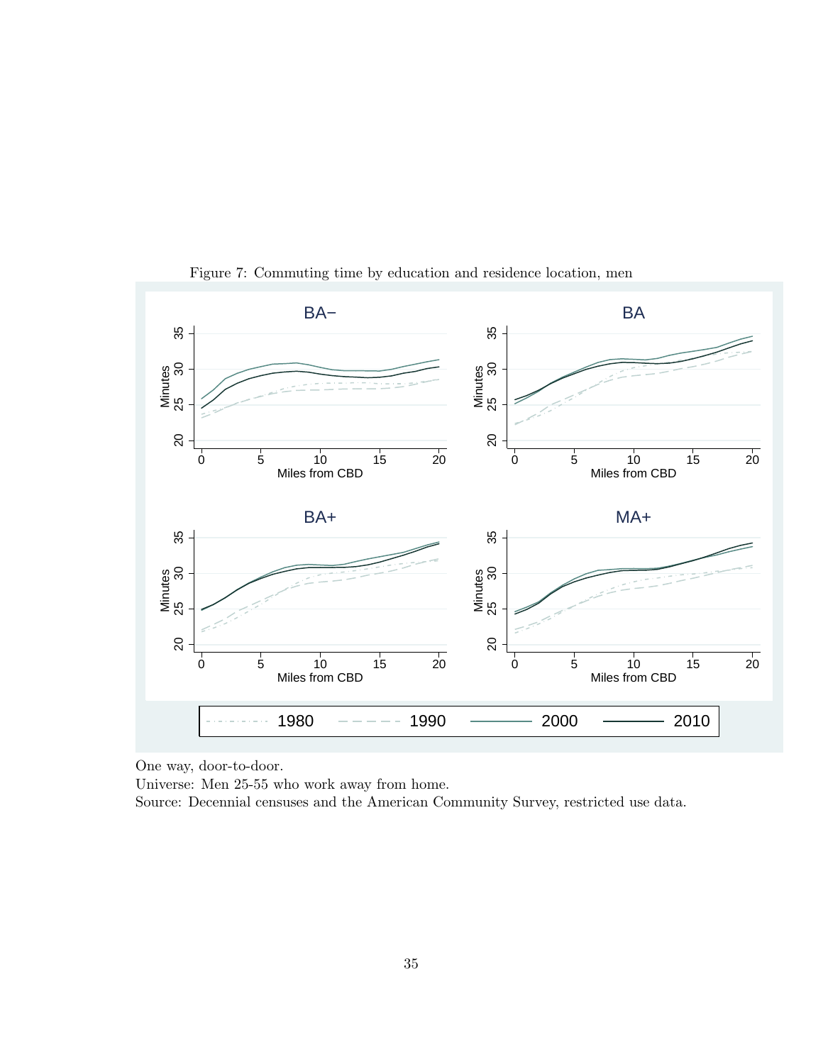Figure 7: Commuting time by education and residence location, men

One way, door-to-door.

Universe: Men 25-55 who work away from home.

Source: Decennial censuses and the American Community Survey, restricted use data.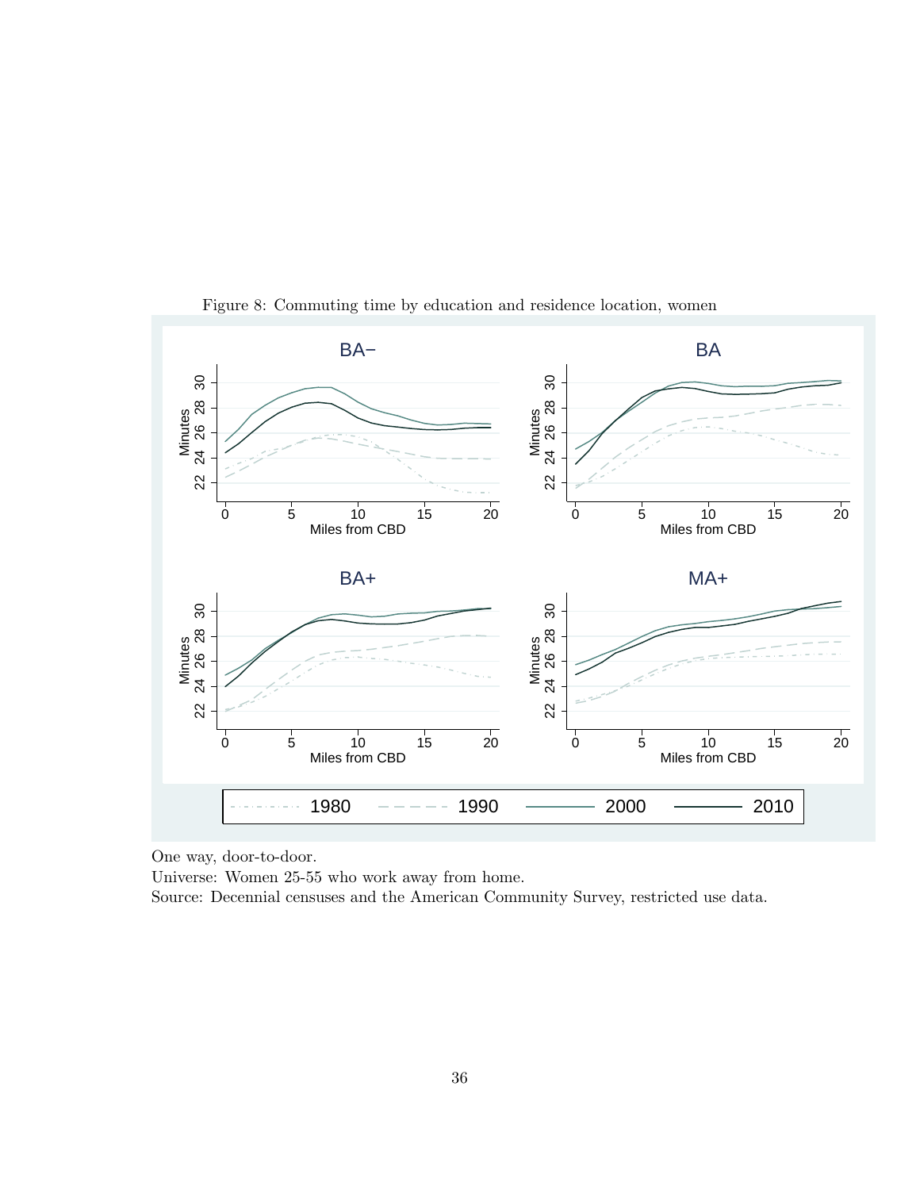Figure 8: Commuting time by education and residence location, women

One way, door-to-door.

Universe: Women 25-55 who work away from home.

Source: Decennial censuses and the American Community Survey, restricted use data.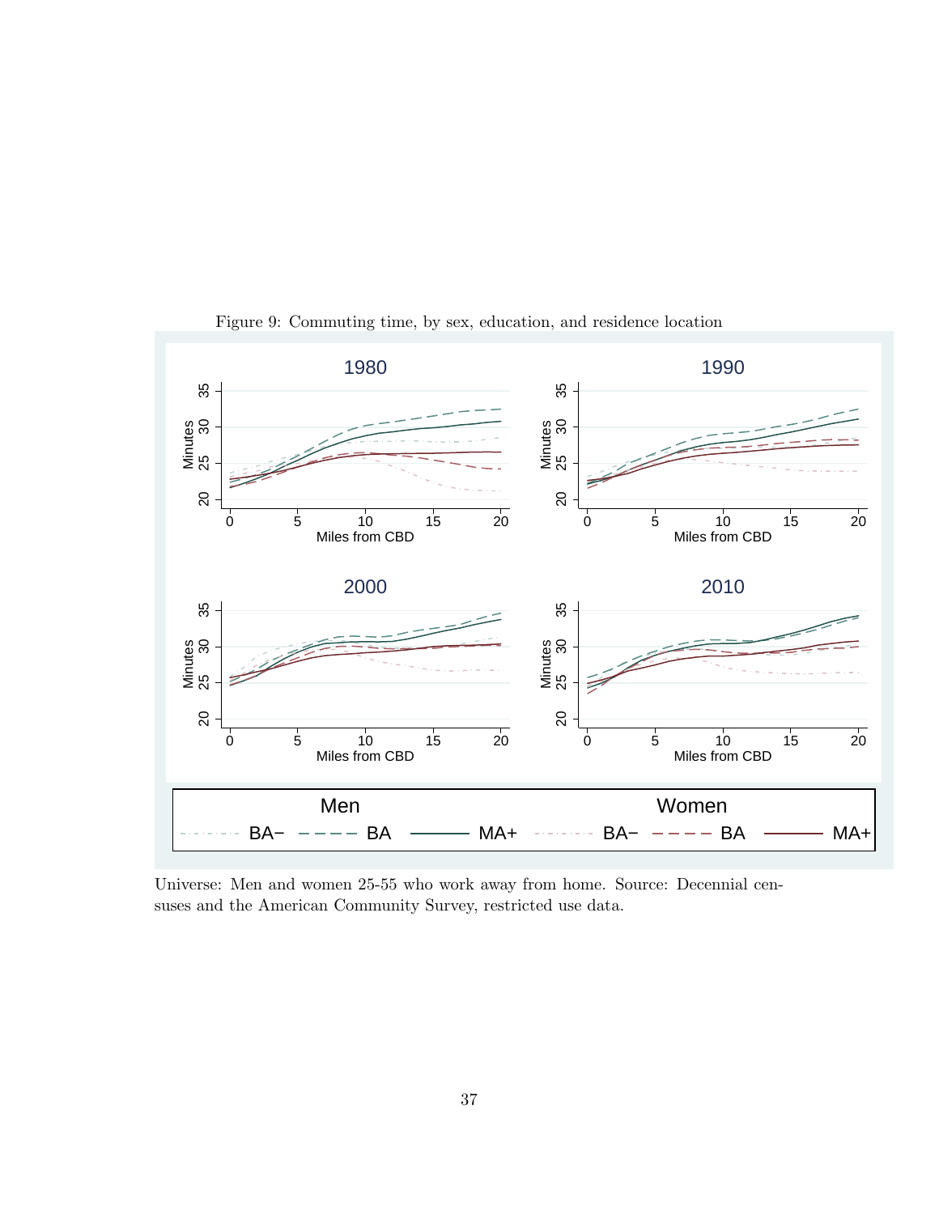Figure 9: Commuting time, by sex, education, and residence location

Universe: Men and women 25-55 who work away from home. Source: Decennial censuses and the American Community Survey, restricted use data.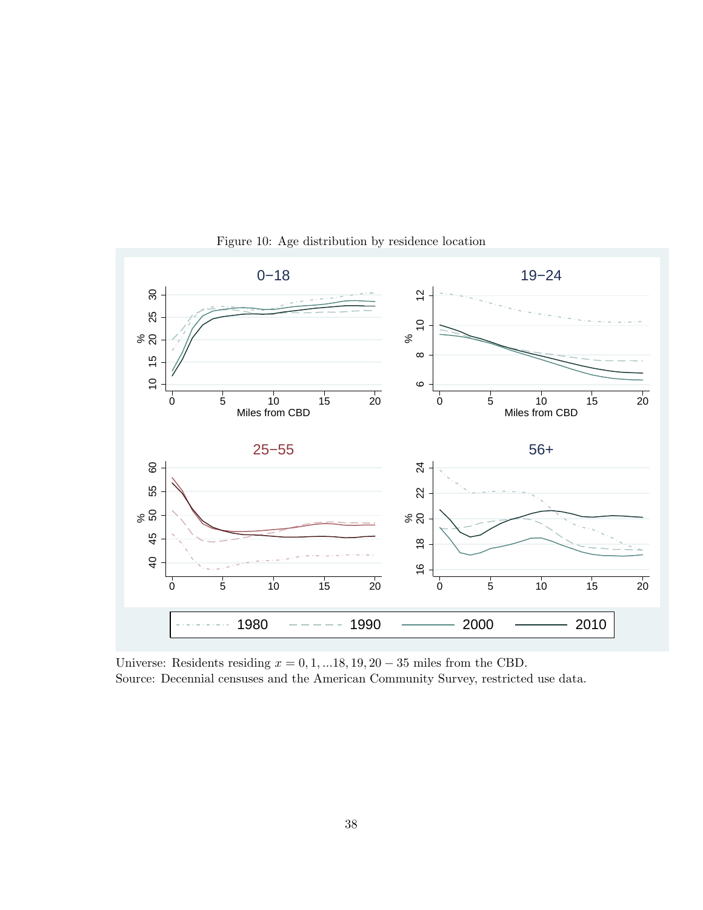Figure 10: Age distribution by residence location

Universe: Residents residing $x = 0, 1, ...18, 19, 20 - 35$ miles from the CBD.
Source: Decennial censuses and the American Community Survey, restricted use data.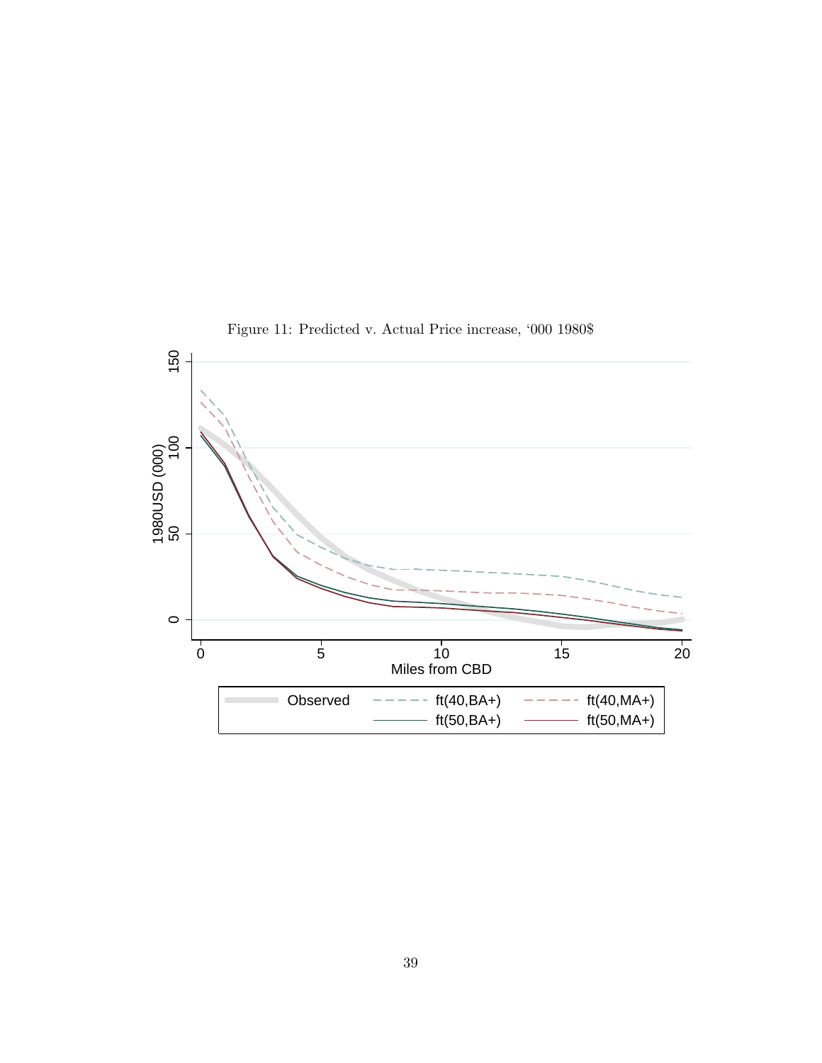Figure 11: Predicted v. Actual Price increase, '000 1980$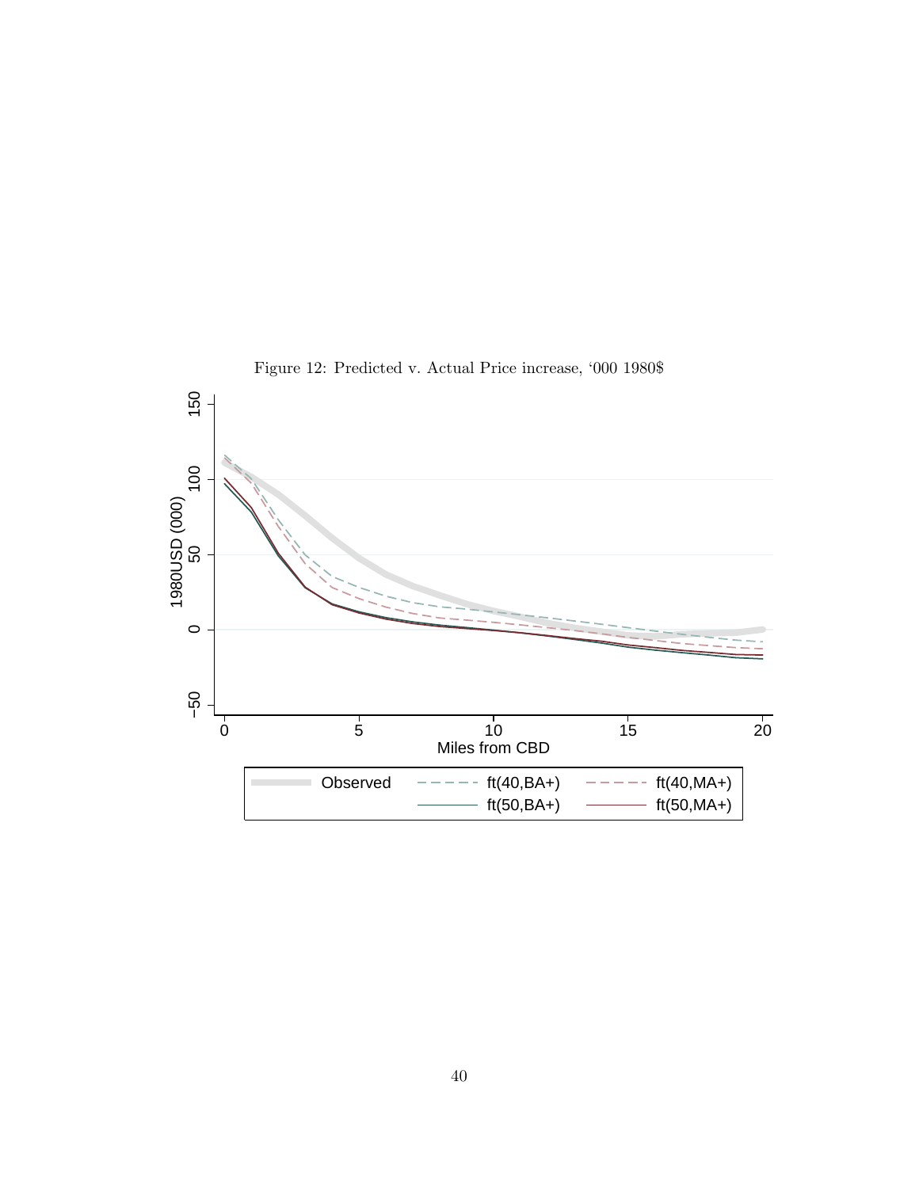Figure 12: Predicted v. Actual Price increase, '000 1980$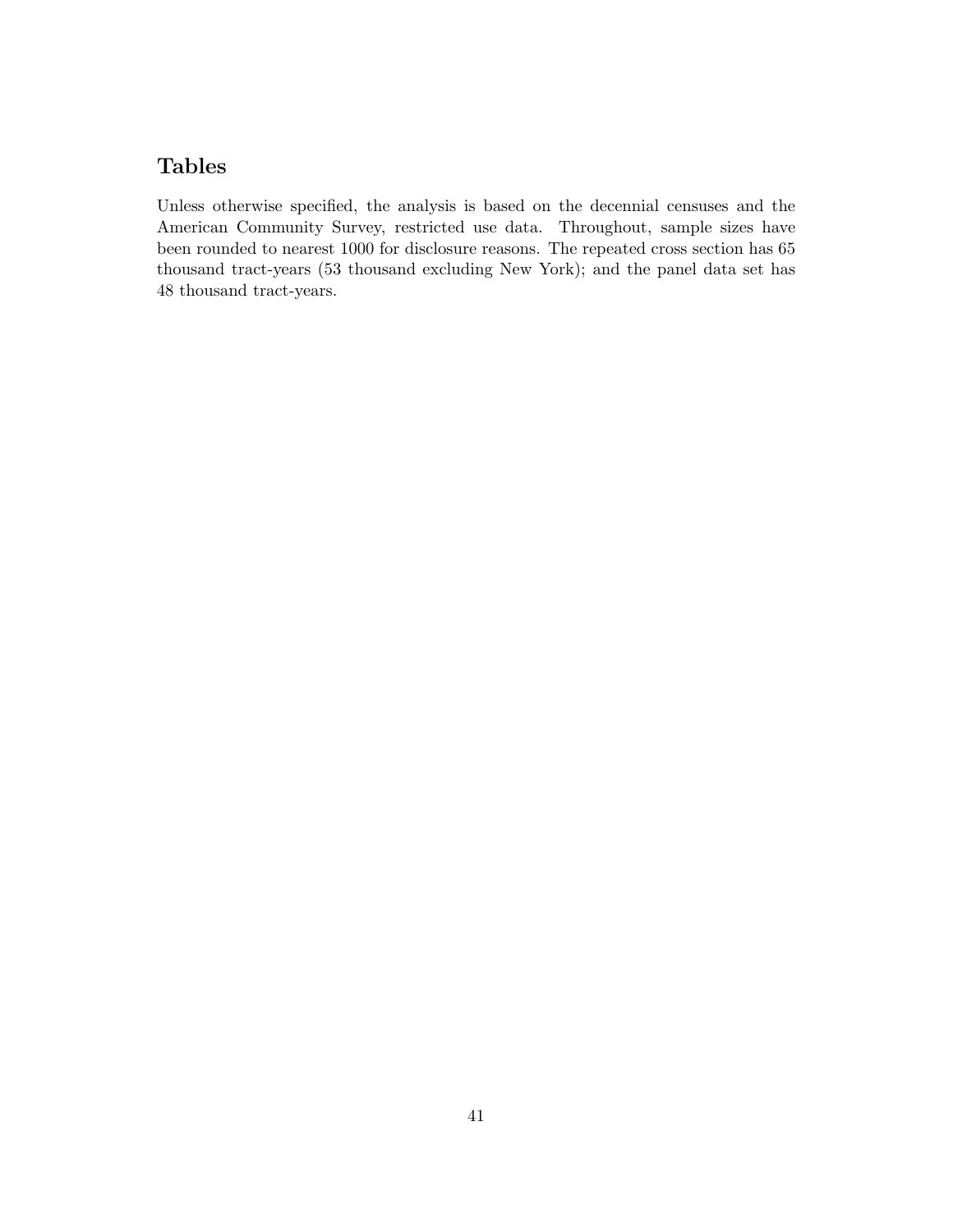# Tables

Unless otherwise specified, the analysis is based on the decennial censuses and the American Community Survey, restricted use data. Throughout, sample sizes have been rounded to nearest 1000 for disclosure reasons. The repeated cross section has 65 thousand tract-years (53 thousand excluding New York); and the panel data set has 48 thousand tract-years.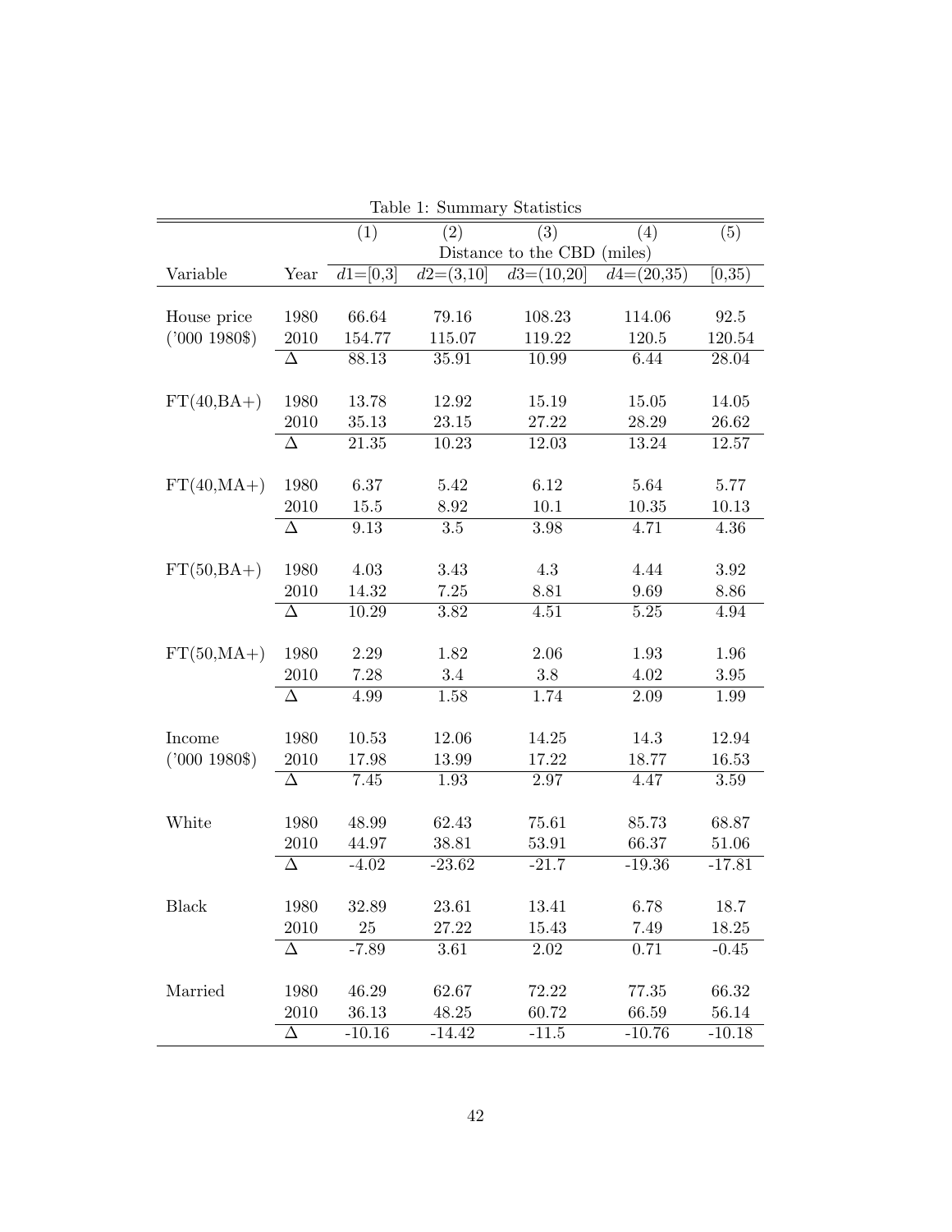Table 1: Summary Statistics

| | | (1) | (2) | (3) | (4) | (5) |
|---|---|---|---|---|---|---|
| | | Distance to the CBD (miles) | | | | |
| Variable | Year | $d1$=[0,3] | $d2$=(3,10] | $d3$=(10,20] | $d4$=(20,35) | [0,35) |
| House price | 1980 | 66.64 | 79.16 | 108.23 | 114.06 | 92.5 |
| ('000 1980$) | 2010 | 154.77 | 115.07 | 119.22 | 120.5 | 120.54 |
| | $\Delta$ | 88.13 | 35.91 | 10.99 | 6.44 | 28.04 |
| FT(40,BA+) | 1980 | 13.78 | 12.92 | 15.19 | 15.05 | 14.05 |
| | 2010 | 35.13 | 23.15 | 27.22 | 28.29 | 26.62 |
| | $\Delta$ | 21.35 | 10.23 | 12.03 | 13.24 | 12.57 |
| FT(40,MA+) | 1980 | 6.37 | 5.42 | 6.12 | 5.64 | 5.77 |
| | 2010 | 15.5 | 8.92 | 10.1 | 10.35 | 10.13 |
| | $\Delta$ | 9.13 | 3.5 | 3.98 | 4.71 | 4.36 |
| FT(50,BA+) | 1980 | 4.03 | 3.43 | 4.3 | 4.44 | 3.92 |
| | 2010 | 14.32 | 7.25 | 8.81 | 9.69 | 8.86 |
| | $\Delta$ | 10.29 | 3.82 | 4.51 | 5.25 | 4.94 |
| FT(50,MA+) | 1980 | 2.29 | 1.82 | 2.06 | 1.93 | 1.96 |
| | 2010 | 7.28 | 3.4 | 3.8 | 4.02 | 3.95 |
| | $\Delta$ | 4.99 | 1.58 | 1.74 | 2.09 | 1.99 |
| Income | 1980 | 10.53 | 12.06 | 14.25 | 14.3 | 12.94 |
| ('000 1980$) | 2010 | 17.98 | 13.99 | 17.22 | 18.77 | 16.53 |
| | $\Delta$ | 7.45 | 1.93 | 2.97 | 4.47 | 3.59 |
| White | 1980 | 48.99 | 62.43 | 75.61 | 85.73 | 68.87 |
| | 2010 | 44.97 | 38.81 | 53.91 | 66.37 | 51.06 |
| | $\Delta$ | -4.02 | -23.62 | -21.7 | -19.36 | -17.81 |
| Black | 1980 | 32.89 | 23.61 | 13.41 | 6.78 | 18.7 |
| | 2010 | 25 | 27.22 | 15.43 | 7.49 | 18.25 |
| | $\Delta$ | -7.89 | 3.61 | 2.02 | 0.71 | -0.45 |
| Married | 1980 | 46.29 | 62.67 | 72.22 | 77.35 | 66.32 |
| | 2010 | 36.13 | 48.25 | 60.72 | 66.59 | 56.14 |
| | $\Delta$ | -10.16 | -14.42 | -11.5 | -10.76 | -10.18 |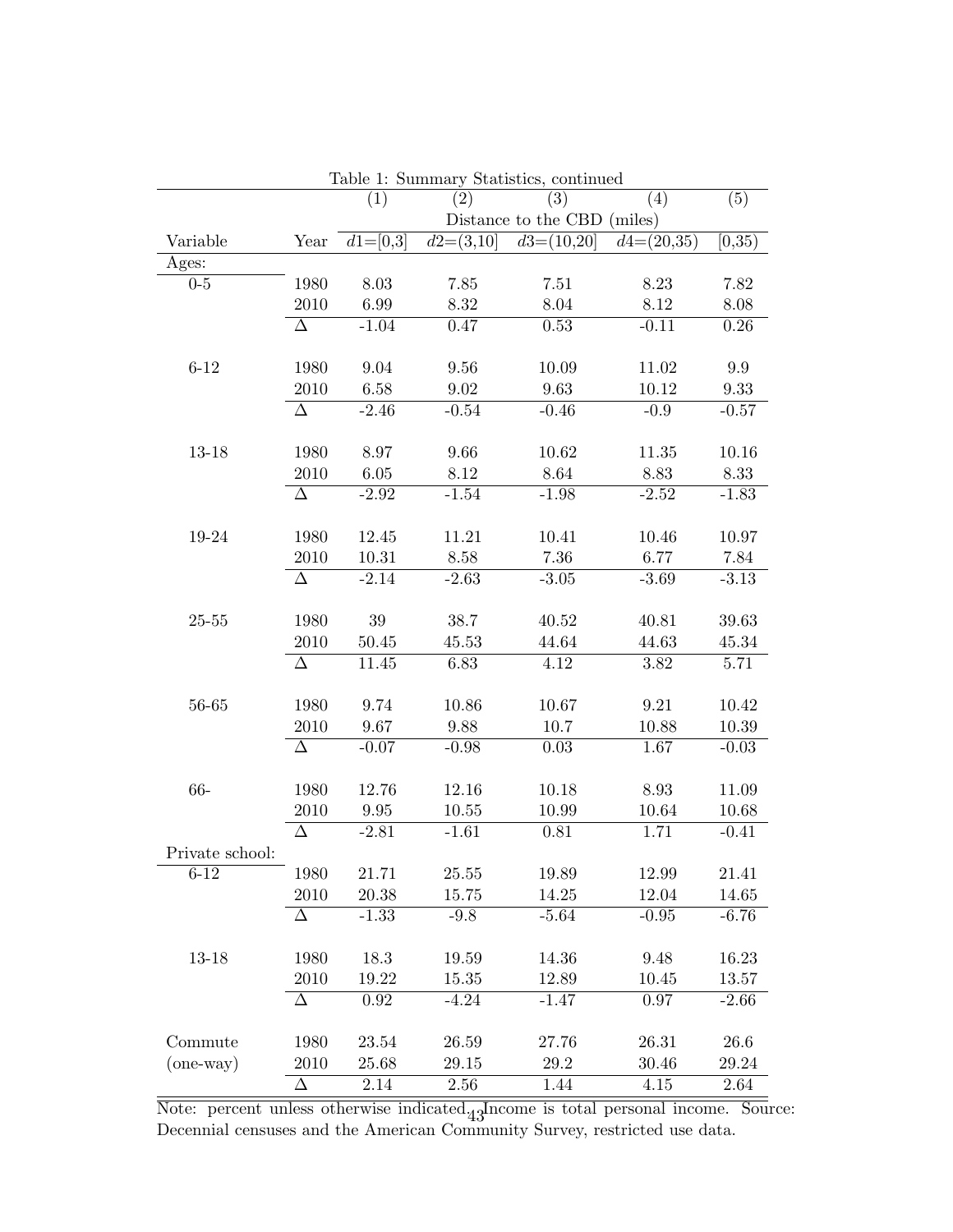Table 1: Summary Statistics, continued

| | | (1) | (2) | (3) | (4) | (5) |
|---|---|---|---|---|---|---|
| | | Distance to the CBD (miles) | | | | |
| Variable | Year | $d1$=[0,3] | $d2$=(3,10] | $d3$=(10,20] | $d4$=(20,35) | [0,35) |
| Ages: | | | | | | |
| 0-5 | 1980 | 8.03 | 7.85 | 7.51 | 8.23 | 7.82 |
| | 2010 | 6.99 | 8.32 | 8.04 | 8.12 | 8.08 |
| | $\Delta$ | -1.04 | 0.47 | 0.53 | -0.11 | 0.26 |
| 6-12 | 1980 | 9.04 | 9.56 | 10.09 | 11.02 | 9.9 |
| | 2010 | 6.58 | 9.02 | 9.63 | 10.12 | 9.33 |
| | $\Delta$ | -2.46 | -0.54 | -0.46 | -0.9 | -0.57 |
| 13-18 | 1980 | 8.97 | 9.66 | 10.62 | 11.35 | 10.16 |
| | 2010 | 6.05 | 8.12 | 8.64 | 8.83 | 8.33 |
| | $\Delta$ | -2.92 | -1.54 | -1.98 | -2.52 | -1.83 |
| 19-24 | 1980 | 12.45 | 11.21 | 10.41 | 10.46 | 10.97 |
| | 2010 | 10.31 | 8.58 | 7.36 | 6.77 | 7.84 |
| | $\Delta$ | -2.14 | -2.63 | -3.05 | -3.69 | -3.13 |
| 25-55 | 1980 | 39 | 38.7 | 40.52 | 40.81 | 39.63 |
| | 2010 | 50.45 | 45.53 | 44.64 | 44.63 | 45.34 |
| | $\Delta$ | 11.45 | 6.83 | 4.12 | 3.82 | 5.71 |
| 56-65 | 1980 | 9.74 | 10.86 | 10.67 | 9.21 | 10.42 |
| | 2010 | 9.67 | 9.88 | 10.7 | 10.88 | 10.39 |
| | $\Delta$ | -0.07 | -0.98 | 0.03 | 1.67 | -0.03 |
| 66- | 1980 | 12.76 | 12.16 | 10.18 | 8.93 | 11.09 |
| | 2010 | 9.95 | 10.55 | 10.99 | 10.64 | 10.68 |
| | $\Delta$ | -2.81 | -1.61 | 0.81 | 1.71 | -0.41 |
| Private school: | | | | | | |
| 6-12 | 1980 | 21.71 | 25.55 | 19.89 | 12.99 | 21.41 |
| | 2010 | 20.38 | 15.75 | 14.25 | 12.04 | 14.65 |
| | $\Delta$ | -1.33 | -9.8 | -5.64 | -0.95 | -6.76 |
| 13-18 | 1980 | 18.3 | 19.59 | 14.36 | 9.48 | 16.23 |
| | 2010 | 19.22 | 15.35 | 12.89 | 10.45 | 13.57 |
| | $\Delta$ | 0.92 | -4.24 | -1.47 | 0.97 | -2.66 |
| Commute (one-way) | 1980 | 23.54 | 26.59 | 27.76 | 26.31 | 26.6 |
| | 2010 | 25.68 | 29.15 | 29.2 | 30.46 | 29.24 |
| | $\Delta$ | 2.14 | 2.56 | 1.44 | 4.15 | 2.64 |

Note: percent unless otherwise indicated. Income is total personal income. Source: Decennial censuses and the American Community Survey, restricted use data.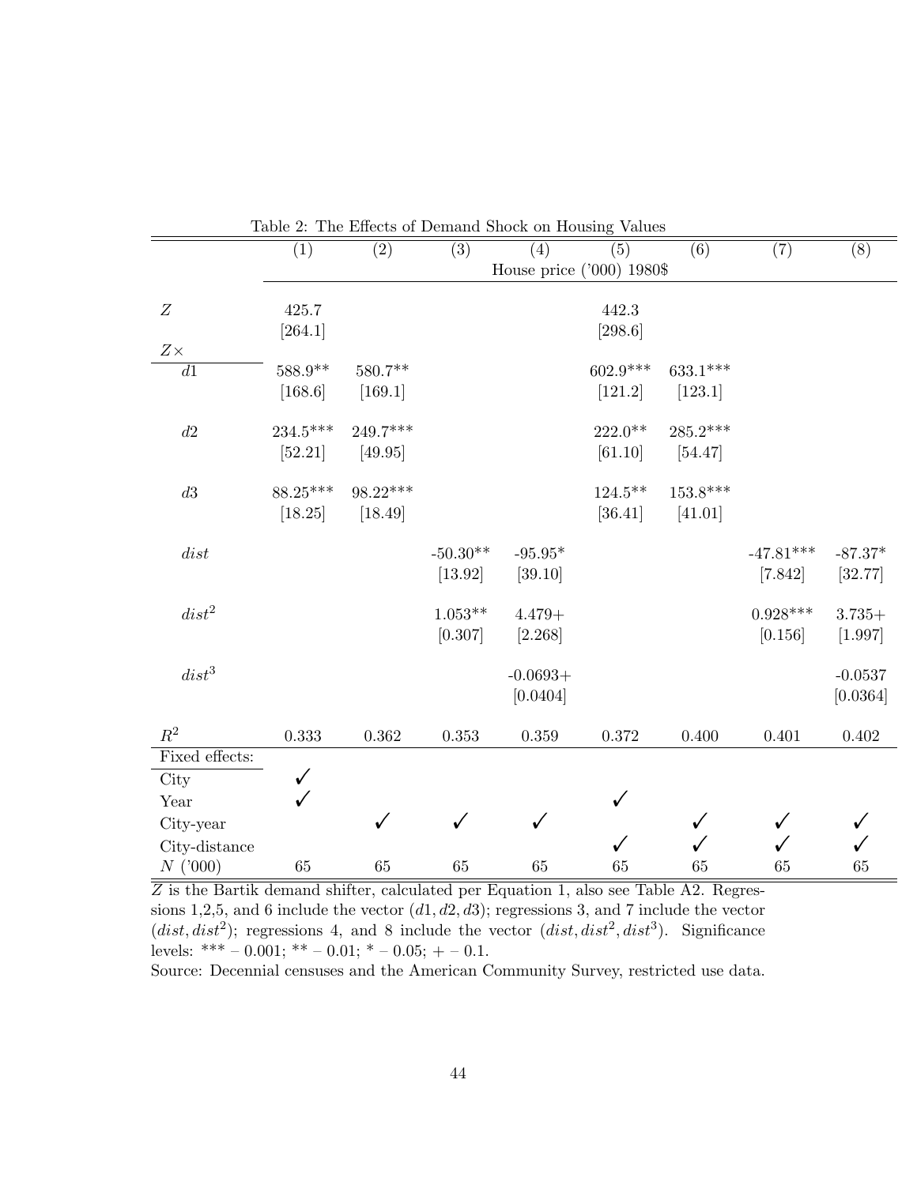Table 2: The Effects of Demand Shock on Housing Values

| | (1) | (2) | (3) | (4) | (5) | (6) | (7) | (8) |
|---|---|---|---|---|---|---|---|---|
| | House price ('000) 1980$ | | | | | | | |
| $Z$ | 425.7 | | | | 442.3 | | | |
| | [264.1] | | | | [298.6] | | | |
| $Z\times$ | | | | | | | | |
| $d1$ | 588.9** | 580.7** | | | 602.9*** | 633.1*** | | |
| | [168.6] | [169.1] | | | [121.2] | [123.1] | | |
| $d2$ | 234.5*** | 249.7*** | | | 222.0** | 285.2*** | | |
| | [52.21] | [49.95] | | | [61.10] | [54.47] | | |
| $d3$ | 88.25*** | 98.22*** | | | 124.5** | 153.8*** | | |
| | [18.25] | [18.49] | | | [36.41] | [41.01] | | |
| $dist$ | | | -50.30** | -95.95* | | | -47.81*** | -87.37* |
| | | | [13.92] | [39.10] | | | [7.842] | [32.77] |
| $dist^2$ | | | 1.053** | 4.479+ | | | 0.928*** | 3.735+ |
| | | | [0.307] | [2.268] | | | [0.156] | [1.997] |
| $dist^3$ | | | | -0.0693+ | | | | -0.0537 |
| | | | | [0.0404] | | | | [0.0364] |
| $R^2$ | 0.333 | 0.362 | 0.353 | 0.359 | 0.372 | 0.400 | 0.401 | 0.402 |
| Fixed effects: | | | | | | | | |
| City | ✓ | | | | | | | |
| Year | ✓ | | | | ✓ | | | |
| City-year | | ✓ | ✓ | ✓ | | ✓ | ✓ | ✓ |
| City-distance | | | | | ✓ | ✓ | ✓ | ✓ |
| $N$ ('000) | 65 | 65 | 65 | 65 | 65 | 65 | 65 | 65 |

$Z$ is the Bartik demand shifter, calculated per Equation 1, also see Table A2. Regressions 1,2,5, and 6 include the vector $(d1, d2, d3)$; regressions 3, and 7 include the vector $(dist, dist^2)$; regressions 4, and 8 include the vector $(dist, dist^2, dist^3)$. Significance levels: *** – 0.001; ** – 0.01; * – 0.05; + – 0.1.

Source: Decennial censuses and the American Community Survey, restricted use data.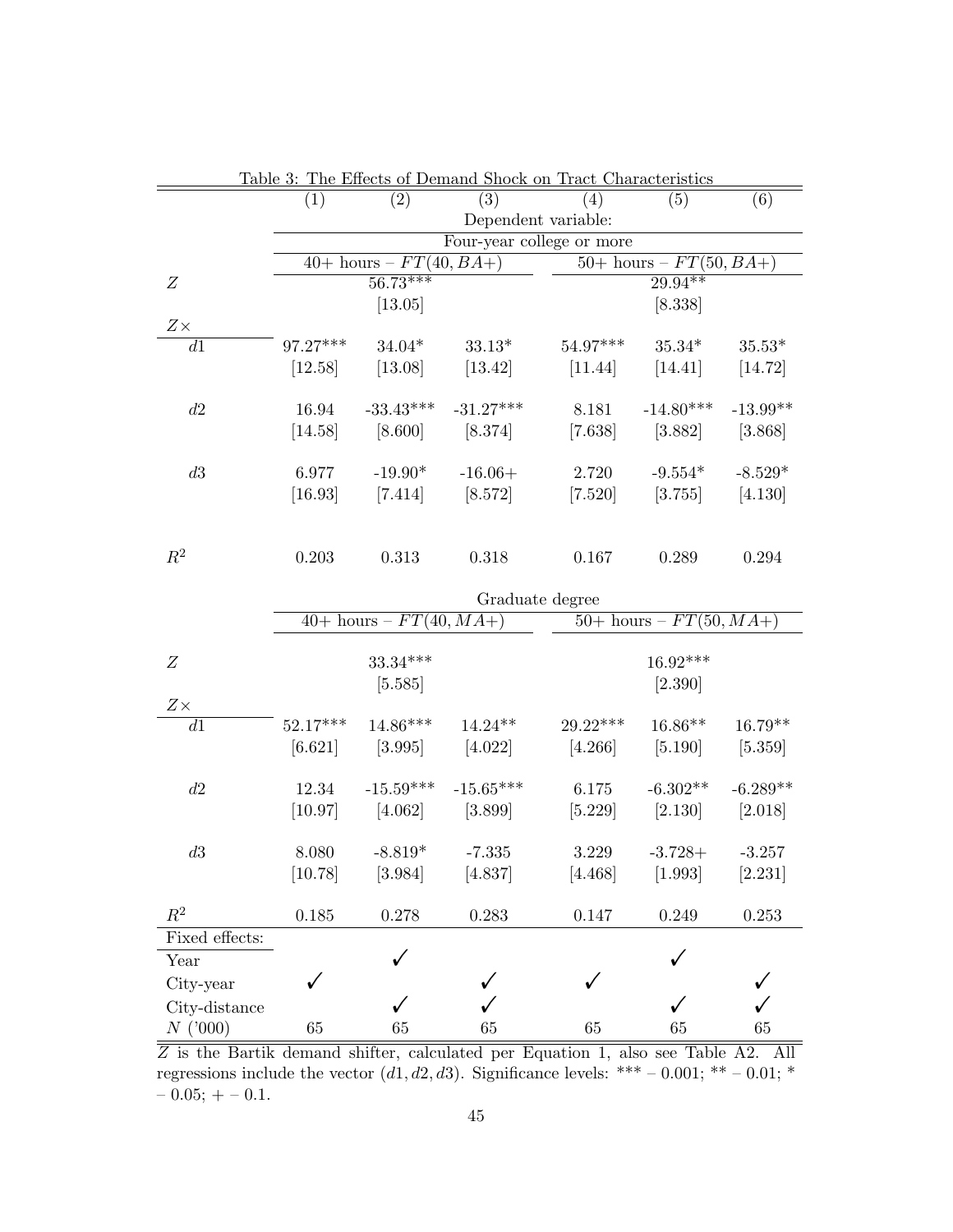Table 3: The Effects of Demand Shock on Tract Characteristics

| | (1) | (2) | (3) | (4) | (5) | (6) |
|---|---|---|---|---|---|---|
| | Dependent variable: | | | | | |
| | Four-year college or more | | | | | |
| | 40+ hours – $FT(40, BA+)$ | | | 50+ hours – $FT(50, BA+)$ | | |
| $Z$ | | 56.73*** | | | 29.94** | |
| | | [13.05] | | | [8.338] | |
| $Z\times$ | | | | | | |
| $d1$ | 97.27*** | 34.04* | 33.13* | 54.97*** | 35.34* | 35.53* |
| | [12.58] | [13.08] | [13.42] | [11.44] | [14.41] | [14.72] |
| $d2$ | 16.94 | -33.43*** | -31.27*** | 8.181 | -14.80*** | -13.99** |
| | [14.58] | [8.600] | [8.374] | [7.638] | [3.882] | [3.868] |
| $d3$ | 6.977 | -19.90* | -16.06+ | 2.720 | -9.554* | -8.529* |
| | [16.93] | [7.414] | [8.572] | [7.520] | [3.755] | [4.130] |
| $R^2$ | 0.203 | 0.313 | 0.318 | 0.167 | 0.289 | 0.294 |
| | Graduate degree | | | | | |
| | 40+ hours – $FT(40, MA+)$ | | | 50+ hours – $FT(50, MA+)$ | | |
| $Z$ | | 33.34*** | | | 16.92*** | |
| | | [5.585] | | | [2.390] | |
| $Z\times$ | | | | | | |
| $d1$ | 52.17*** | 14.86*** | 14.24** | 29.22*** | 16.86** | 16.79** |
| | [6.621] | [3.995] | [4.022] | [4.266] | [5.190] | [5.359] |
| $d2$ | 12.34 | -15.59*** | -15.65*** | 6.175 | -6.302** | -6.289** |
| | [10.97] | [4.062] | [3.899] | [5.229] | [2.130] | [2.018] |
| $d3$ | 8.080 | -8.819* | -7.335 | 3.229 | -3.728+ | -3.257 |
| | [10.78] | [3.984] | [4.837] | [4.468] | [1.993] | [2.231] |
| $R^2$ | 0.185 | 0.278 | 0.283 | 0.147 | 0.249 | 0.253 |
| Fixed effects: | | | | | | |
| Year | | ✓ | | | ✓ | |
| City-year | ✓ | | ✓ | ✓ | | ✓ |
| City-distance | | ✓ | ✓ | | ✓ | ✓ |
| $N$ ('000) | 65 | 65 | 65 | 65 | 65 | 65 |

$Z$ is the Bartik demand shifter, calculated per Equation 1, also see Table A2. All regressions include the vector $(d1, d2, d3)$. Significance levels: *** – 0.001; ** – 0.01; * – 0.05; + – 0.1.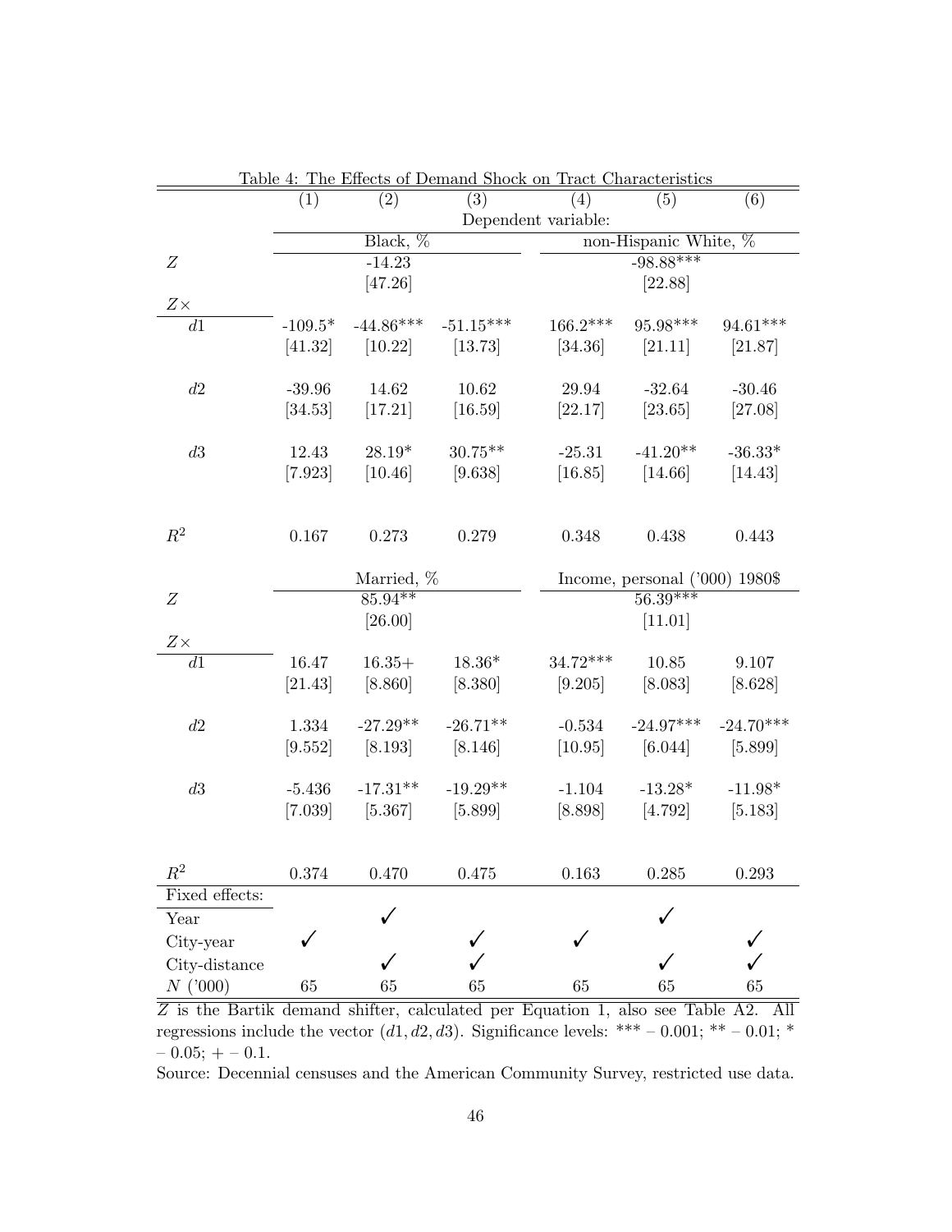Table 4: The Effects of Demand Shock on Tract Characteristics

| | (1) | (2) | (3) | (4) | (5) | (6) |
|---|---|---|---|---|---|---|
| | Dependent variable: | | | | | |
| | Black, % | | | non-Hispanic White, % | | |
| $Z$ | | -14.23 | | | -98.88*** | |
| | | [47.26] | | | [22.88] | |
| $Z\times$ | | | | | | |
| $d1$ | -109.5* | -44.86*** | -51.15*** | 166.2*** | 95.98*** | 94.61*** |
| | [41.32] | [10.22] | [13.73] | [34.36] | [21.11] | [21.87] |
| $d2$ | -39.96 | 14.62 | 10.62 | 29.94 | -32.64 | -30.46 |
| | [34.53] | [17.21] | [16.59] | [22.17] | [23.65] | [27.08] |
| $d3$ | 12.43 | 28.19* | 30.75** | -25.31 | -41.20** | -36.33* |
| | [7.923] | [10.46] | [9.638] | [16.85] | [14.66] | [14.43] |
| $R^2$ | 0.167 | 0.273 | 0.279 | 0.348 | 0.438 | 0.443 |
| | Married, % | | | Income, personal ('000) 1980$ | | |
| $Z$ | | 85.94** | | | 56.39*** | |
| | | [26.00] | | | [11.01] | |
| $Z\times$ | | | | | | |
| $d1$ | 16.47 | 16.35+ | 18.36* | 34.72*** | 10.85 | 9.107 |
| | [21.43] | [8.860] | [8.380] | [9.205] | [8.083] | [8.628] |
| $d2$ | 1.334 | -27.29** | -26.71** | -0.534 | -24.97*** | -24.70*** |
| | [9.552] | [8.193] | [8.146] | [10.95] | [6.044] | [5.899] |
| $d3$ | -5.436 | -17.31** | -19.29** | -1.104 | -13.28* | -11.98* |
| | [7.039] | [5.367] | [5.899] | [8.898] | [4.792] | [5.183] |
| $R^2$ | 0.374 | 0.470 | 0.475 | 0.163 | 0.285 | 0.293 |
| Fixed effects: | | | | | | |
| Year | | ✓ | | | ✓ | |
| City-year | ✓ | | ✓ | ✓ | | ✓ |
| City-distance | | ✓ | ✓ | | ✓ | ✓ |
| $N$ ('000) | 65 | 65 | 65 | 65 | 65 | 65 |

$Z$ is the Bartik demand shifter, calculated per Equation 1, also see Table A2. All regressions include the vector $(d1, d2, d3)$. Significance levels: *** – 0.001; ** – 0.01; * – 0.05; + – 0.1.

Source: Decennial censuses and the American Community Survey, restricted use data.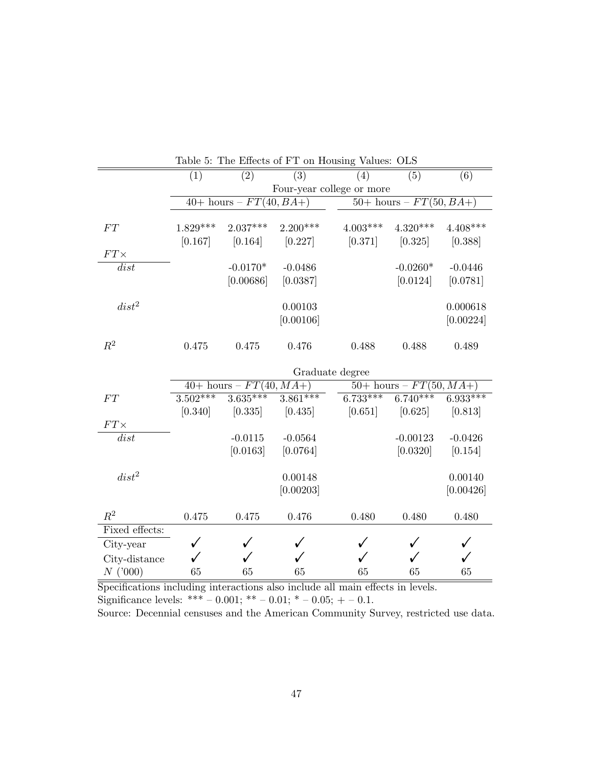Table 5: The Effects of FT on Housing Values: OLS

| | (1) | (2) | (3) | (4) | (5) | (6) |
|---|---|---|---|---|---|---|
| | Four-year college or more | | | | | |
| | 40+ hours – $FT(40, BA+)$ | | | 50+ hours – $FT(50, BA+)$ | | |
| $FT$ | 1.829*** | 2.037*** | 2.200*** | 4.003*** | 4.320*** | 4.408*** |
| | [0.167] | [0.164] | [0.227] | [0.371] | [0.325] | [0.388] |
| $FT\times$ | | | | | | |
| $dist$ | | -0.0170* | -0.0486 | | -0.0260* | -0.0446 |
| | | [0.00686] | [0.0387] | | [0.0124] | [0.0781] |
| $dist^2$ | | | 0.00103 | | | 0.000618 |
| | | | [0.00106] | | | [0.00224] |
| $R^2$ | 0.475 | 0.475 | 0.476 | 0.488 | 0.488 | 0.489 |
| | Graduate degree | | | | | |
| | 40+ hours – $FT(40, MA+)$ | | | 50+ hours – $FT(50, MA+)$ | | |
| $FT$ | 3.502*** | 3.635*** | 3.861*** | 6.733*** | 6.740*** | 6.933*** |
| | [0.340] | [0.335] | [0.435] | [0.651] | [0.625] | [0.813] |
| $FT\times$ | | | | | | |
| $dist$ | | -0.0115 | -0.0564 | | -0.00123 | -0.0426 |
| | | [0.0163] | [0.0764] | | [0.0320] | [0.154] |
| $dist^2$ | | | 0.00148 | | | 0.00140 |
| | | | [0.00203] | | | [0.00426] |
| $R^2$ | 0.475 | 0.475 | 0.476 | 0.480 | 0.480 | 0.480 |
| Fixed effects: | | | | | | |
| City-year | ✓ | ✓ | ✓ | ✓ | ✓ | ✓ |
| City-distance | ✓ | ✓ | ✓ | ✓ | ✓ | ✓ |
| $N$ ('000) | 65 | 65 | 65 | 65 | 65 | 65 |

Specifications including interactions also include all main effects in levels.
Significance levels: *** – 0.001; ** – 0.01; * – 0.05; + – 0.1.
Source: Decennial censuses and the American Community Survey, restricted use data.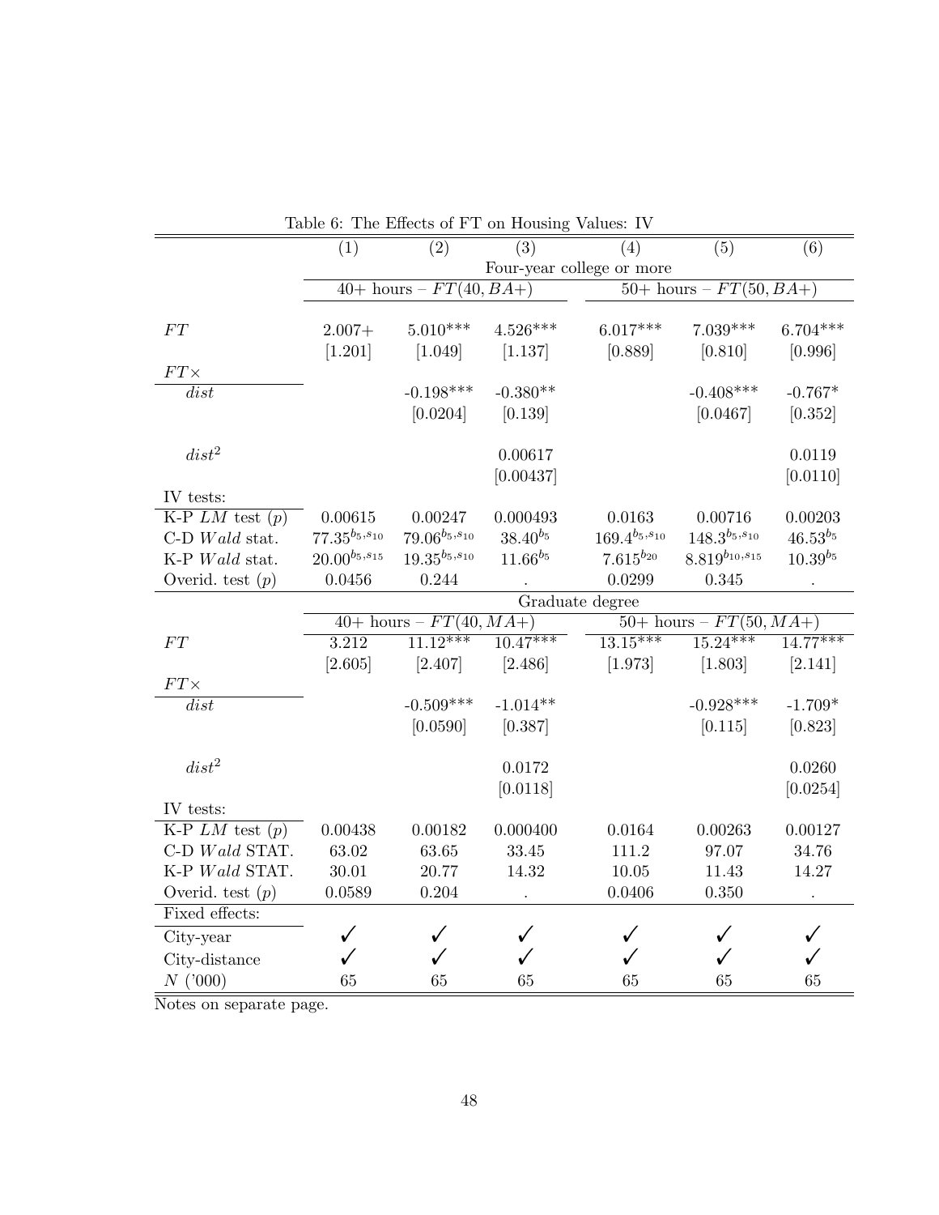Table 6: The Effects of FT on Housing Values: IV

| | (1) | (2) | (3) | (4) | (5) | (6) |
|---|---|---|---|---|---|---|
| | Four-year college or more | | | | | |
| | 40+ hours – $FT(40, BA+)$ | | | 50+ hours – $FT(50, BA+)$ | | |
| $FT$ | 2.007+ | 5.010*** | 4.526*** | 6.017*** | 7.039*** | 6.704*** |
| | [1.201] | [1.049] | [1.137] | [0.889] | [0.810] | [0.996] |
| $FT\times$ | | | | | | |
| $dist$ | | -0.198*** | -0.380** | | -0.408*** | -0.767* |
| | | [0.0204] | [0.139] | | [0.0467] | [0.352] |
| $dist^2$ | | | 0.00617 | | | 0.0119 |
| | | | [0.00437] | | | [0.0110] |
| IV tests: | | | | | | |
| K-P $LM$ test ($p$) | 0.00615 | 0.00247 | 0.000493 | 0.0163 | 0.00716 | 0.00203 |
| C-D $Wald$ stat. | $77.35^{b_5,s_{10}}$ | $79.06^{b_5,s_{10}}$ | $38.40^{b_5}$ | $169.4^{b_5,s_{10}}$ | $148.3^{b_5,s_{10}}$ | $46.53^{b_5}$ |
| K-P $Wald$ stat. | $20.00^{b_5,s_{15}}$ | $19.35^{b_5,s_{10}}$ | $11.66^{b_5}$ | $7.615^{b_{20}}$ | $8.819^{b_{10},s_{15}}$ | $10.39^{b_5}$ |
| Overid. test ($p$) | 0.0456 | 0.244 | . | 0.0299 | 0.345 | . |
| | Graduate degree | | | | | |
| | 40+ hours – $FT(40, MA+)$ | | | 50+ hours – $FT(50, MA+)$ | | |
| $FT$ | 3.212 | 11.12*** | 10.47*** | 13.15*** | 15.24*** | 14.77*** |
| | [2.605] | [2.407] | [2.486] | [1.973] | [1.803] | [2.141] |
| $FT\times$ | | | | | | |
| $dist$ | | -0.509*** | -1.014** | | -0.928*** | -1.709* |
| | | [0.0590] | [0.387] | | [0.115] | [0.823] |
| $dist^2$ | | | 0.0172 | | | 0.0260 |
| | | | [0.0118] | | | [0.0254] |
| IV tests: | | | | | | |
| K-P $LM$ test ($p$) | 0.00438 | 0.00182 | 0.000400 | 0.0164 | 0.00263 | 0.00127 |
| C-D $Wald$ STAT. | 63.02 | 63.65 | 33.45 | 111.2 | 97.07 | 34.76 |
| K-P $Wald$ STAT. | 30.01 | 20.77 | 14.32 | 10.05 | 11.43 | 14.27 |
| Overid. test ($p$) | 0.0589 | 0.204 | . | 0.0406 | 0.350 | . |
| Fixed effects: | | | | | | |
| City-year | ✓ | ✓ | ✓ | ✓ | ✓ | ✓ |
| City-distance | ✓ | ✓ | ✓ | ✓ | ✓ | ✓ |
| $N$ ('000) | 65 | 65 | 65 | 65 | 65 | 65 |

Notes on separate page.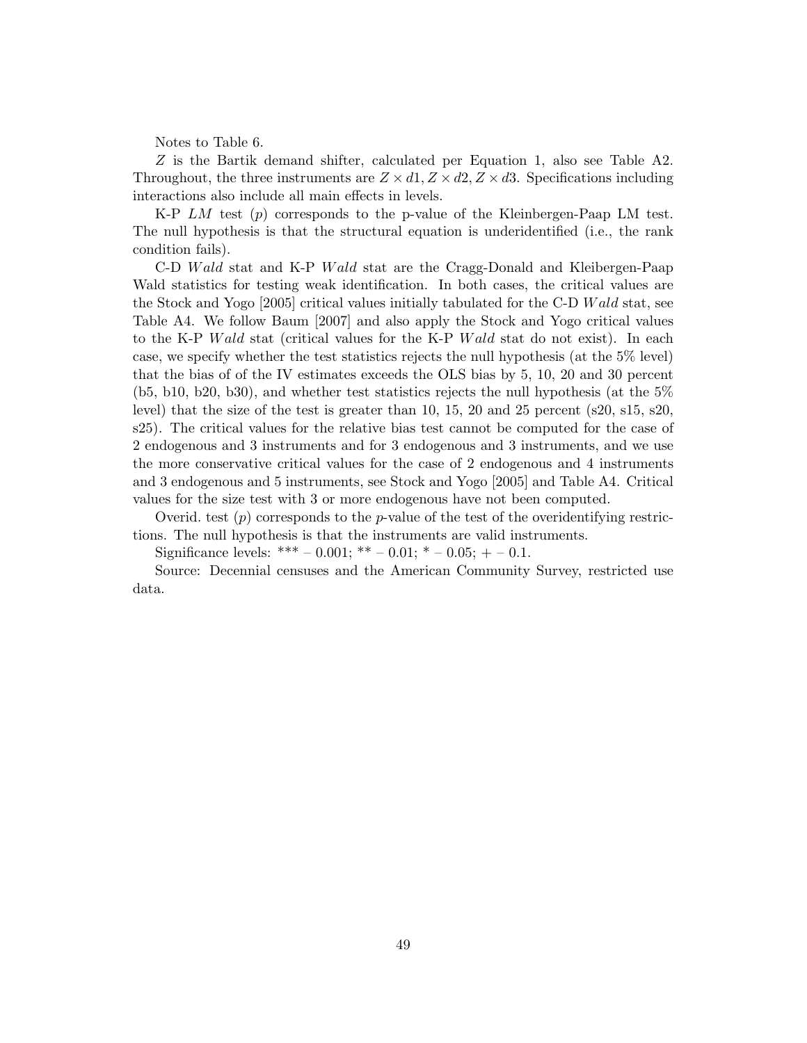Notes to Table 6.

$Z$ is the Bartik demand shifter, calculated per Equation 1, also see Table A2. Throughout, the three instruments are $Z \times d1, Z \times d2, Z \times d3$. Specifications including interactions also include all main effects in levels.

K-P $LM$ test ($p$) corresponds to the p-value of the Kleinbergen-Paap LM test. The null hypothesis is that the structural equation is underidentified (i.e., the rank condition fails).

C-D $Wald$ stat and K-P $Wald$ stat are the Cragg-Donald and Kleibergen-Paap Wald statistics for testing weak identification. In both cases, the critical values are the Stock and Yogo [2005] critical values initially tabulated for the C-D $Wald$ stat, see Table A4. We follow Baum [2007] and also apply the Stock and Yogo critical values to the K-P $Wald$ stat (critical values for the K-P $Wald$ stat do not exist). In each case, we specify whether the test statistics rejects the null hypothesis (at the 5% level) that the bias of of the IV estimates exceeds the OLS bias by 5, 10, 20 and 30 percent (b5, b10, b20, b30), and whether test statistics rejects the null hypothesis (at the 5% level) that the size of the test is greater than 10, 15, 20 and 25 percent (s20, s15, s20, s25). The critical values for the relative bias test cannot be computed for the case of 2 endogenous and 3 instruments and for 3 endogenous and 3 instruments, and we use the more conservative critical values for the case of 2 endogenous and 4 instruments and 3 endogenous and 5 instruments, see Stock and Yogo [2005] and Table A4. Critical values for the size test with 3 or more endogenous have not been computed.

Overid. test ($p$) corresponds to the $p$-value of the test of the overidentifying restrictions. The null hypothesis is that the instruments are valid instruments.

Significance levels: *** – 0.001; ** – 0.01; * – 0.05; + – 0.1.

Source: Decennial censuses and the American Community Survey, restricted use data.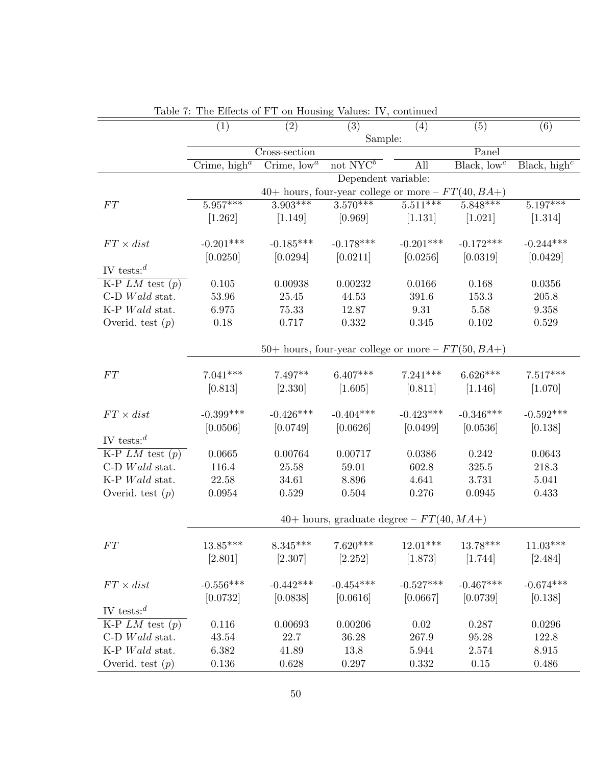Table 7: The Effects of FT on Housing Values: IV, continued

| | (1) | (2) | (3) | (4) | (5) | (6) |
|---|---|---|---|---|---|---|
| | Sample: | | | | | |
| | Cross-section | | | Panel | | |
| | Crime, high[a] | Crime, low[a] | not NYC[b] | All | Black, low[c] | Black, high[c] |
| | Dependent variable: | | | | | |
| | 40+ hours, four-year college or more – $FT(40, BA+)$ | | | | | |
| $FT$ | 5.957*** | 3.903*** | 3.570*** | 5.511*** | 5.848*** | 5.197*** |
| | [1.262] | [1.149] | [0.969] | [1.131] | [1.021] | [1.314] |
| $FT \times dist$ | -0.201*** | -0.185*** | -0.178*** | -0.201*** | -0.172*** | -0.244*** |
| | [0.0250] | [0.0294] | [0.0211] | [0.0256] | [0.0319] | [0.0429] |
| IV tests:[d] | | | | | | |
| K-P $LM$ test ($p$) | 0.105 | 0.00938 | 0.00232 | 0.0166 | 0.168 | 0.0356 |
| C-D $Wald$ stat. | 53.96 | 25.45 | 44.53 | 391.6 | 153.3 | 205.8 |
| K-P $Wald$ stat. | 6.975 | 75.33 | 12.87 | 9.31 | 5.58 | 9.358 |
| Overid. test ($p$) | 0.18 | 0.717 | 0.332 | 0.345 | 0.102 | 0.529 |
| | 50+ hours, four-year college or more – $FT(50, BA+)$ | | | | | |
| $FT$ | 7.041*** | 7.497** | 6.407*** | 7.241*** | 6.626*** | 7.517*** |
| | [0.813] | [2.330] | [1.605] | [0.811] | [1.146] | [1.070] |
| $FT \times dist$ | -0.399*** | -0.426*** | -0.404*** | -0.423*** | -0.346*** | -0.592*** |
| | [0.0506] | [0.0749] | [0.0626] | [0.0499] | [0.0536] | [0.138] |
| IV tests:[d] | | | | | | |
| K-P $LM$ test ($p$) | 0.0665 | 0.00764 | 0.00717 | 0.0386 | 0.242 | 0.0643 |
| C-D $Wald$ stat. | 116.4 | 25.58 | 59.01 | 602.8 | 325.5 | 218.3 |
| K-P $Wald$ stat. | 22.58 | 34.61 | 8.896 | 4.641 | 3.731 | 5.041 |
| Overid. test ($p$) | 0.0954 | 0.529 | 0.504 | 0.276 | 0.0945 | 0.433 |
| | 40+ hours, graduate degree – $FT(40, MA+)$ | | | | | |
| $FT$ | 13.85*** | 8.345*** | 7.620*** | 12.01*** | 13.78*** | 11.03*** |
| | [2.801] | [2.307] | [2.252] | [1.873] | [1.744] | [2.484] |
| $FT \times dist$ | -0.556*** | -0.442*** | -0.454*** | -0.527*** | -0.467*** | -0.674*** |
| | [0.0732] | [0.0838] | [0.0616] | [0.0667] | [0.0739] | [0.138] |
| IV tests:[d] | | | | | | |
| K-P $LM$ test ($p$) | 0.116 | 0.00693 | 0.00206 | 0.02 | 0.287 | 0.0296 |
| C-D $Wald$ stat. | 43.54 | 22.7 | 36.28 | 267.9 | 95.28 | 122.8 |
| K-P $Wald$ stat. | 6.382 | 41.89 | 13.8 | 5.944 | 2.574 | 8.915 |
| Overid. test ($p$) | 0.136 | 0.628 | 0.297 | 0.332 | 0.15 | 0.486 |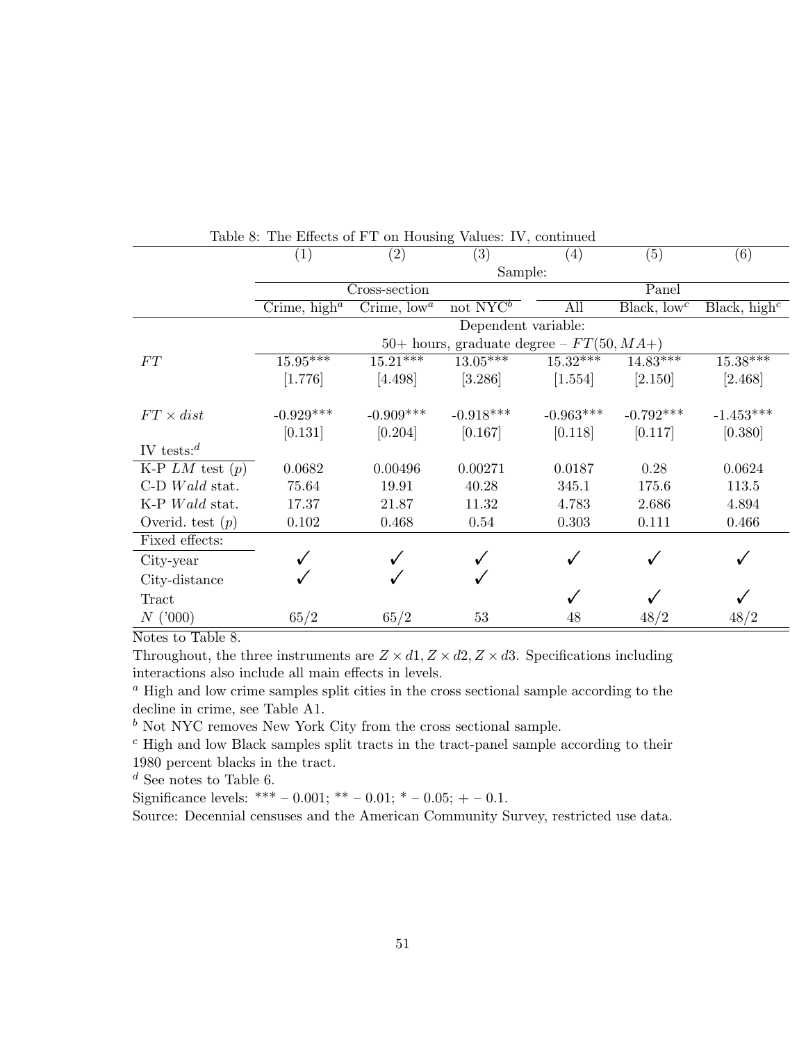Table 8: The Effects of FT on Housing Values: IV, continued

| | (1) | (2) | (3) | (4) | (5) | (6) |
|---|---|---|---|---|---|---|
| | Sample: | | | | | |
| | Cross-section | | | Panel | | |
| | Crime, high[a] | Crime, low[a] | not NYC[b] | All | Black, low[c] | Black, high[c] |
| | Dependent variable: 50+ hours, graduate degree – $FT(50, MA+)$ | | | | | |
| $FT$ | 15.95*** | 15.21*** | 13.05*** | 15.32*** | 14.83*** | 15.38*** |
| | [1.776] | [4.498] | [3.286] | [1.554] | [2.150] | [2.468] |
| $FT \times dist$ | -0.929*** | -0.909*** | -0.918*** | -0.963*** | -0.792*** | -1.453*** |
| | [0.131] | [0.204] | [0.167] | [0.118] | [0.117] | [0.380] |
| IV tests:[d] | | | | | | |
| K-P $LM$ test ($p$) | 0.0682 | 0.00496 | 0.00271 | 0.0187 | 0.28 | 0.0624 |
| C-D $Wald$ stat. | 75.64 | 19.91 | 40.28 | 345.1 | 175.6 | 113.5 |
| K-P $Wald$ stat. | 17.37 | 21.87 | 11.32 | 4.783 | 2.686 | 4.894 |
| Overid. test ($p$) | 0.102 | 0.468 | 0.54 | 0.303 | 0.111 | 0.466 |
| Fixed effects: | | | | | | |
| City-year | ✓ | ✓ | ✓ | ✓ | ✓ | ✓ |
| City-distance | ✓ | ✓ | ✓ | | | |
| Tract | | | | ✓ | ✓ | ✓ |
| $N$ ('000) | 65/2 | 65/2 | 53 | 48 | 48/2 | 48/2 |

Notes to Table 8.

Throughout, the three instruments are $Z \times d1, Z \times d2, Z \times d3$. Specifications including interactions also include all main effects in levels.

[a] High and low crime samples split cities in the cross sectional sample according to the decline in crime, see Table A1.

[b] Not NYC removes New York City from the cross sectional sample.

[c] High and low Black samples split tracts in the tract-panel sample according to their 1980 percent blacks in the tract.

[d] See notes to Table 6.

Significance levels: *** – 0.001; ** – 0.01; * – 0.05; + – 0.1.

Source: Decennial censuses and the American Community Survey, restricted use data.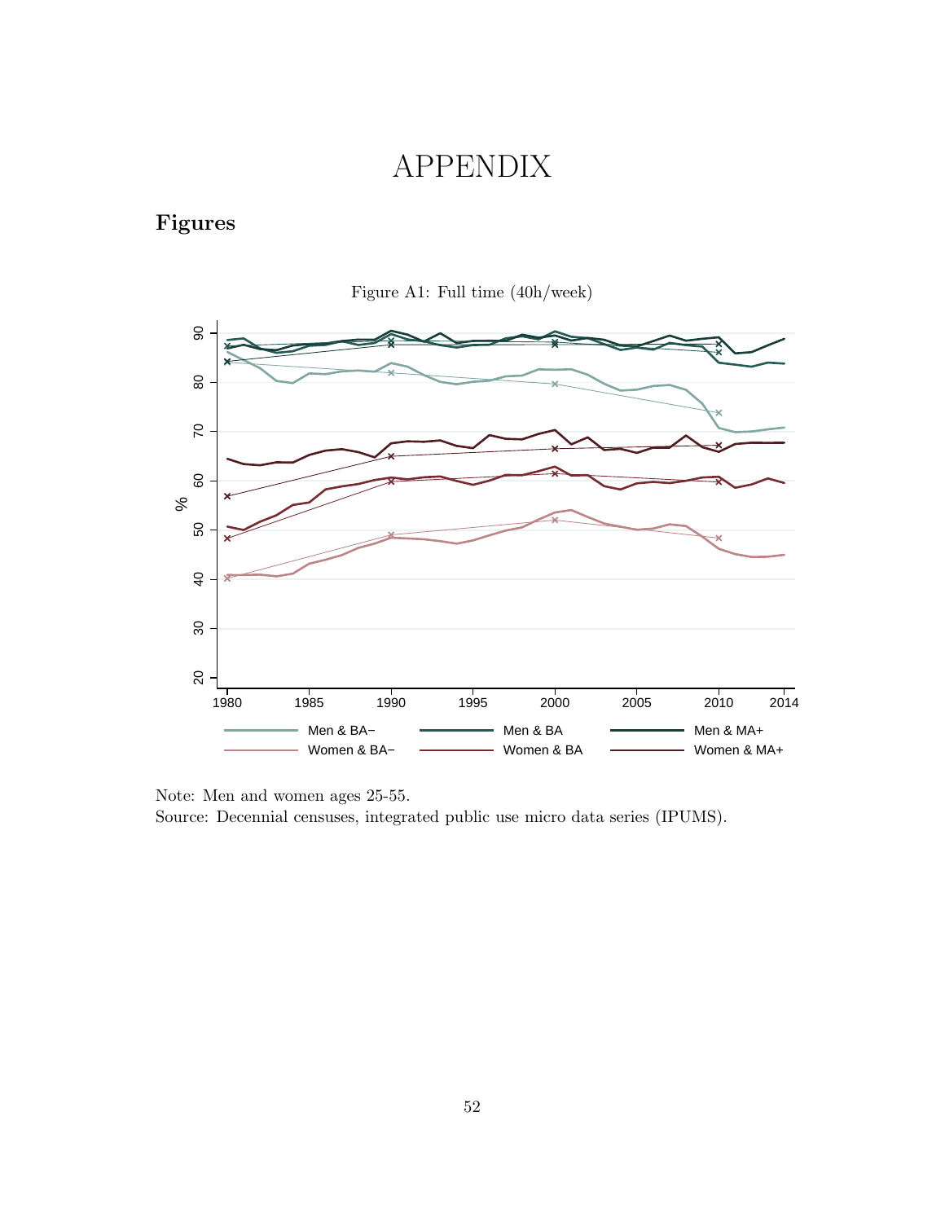# APPENDIX

## Figures

Figure A1: Full time (40h/week)

Note: Men and women ages 25-55.
Source: Decennial censuses, integrated public use micro data series (IPUMS).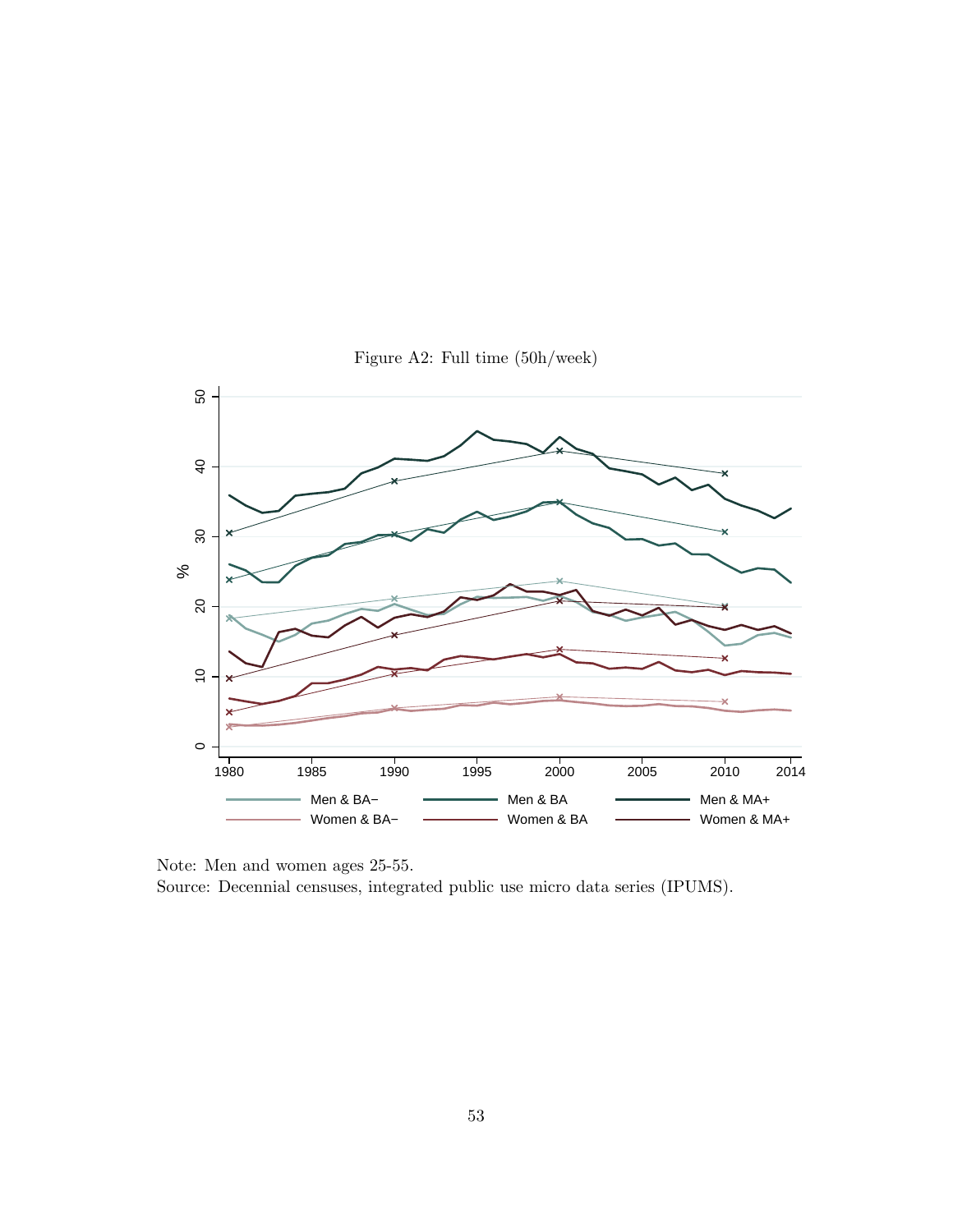Figure A2: Full time (50h/week)

Note: Men and women ages 25-55.
Source: Decennial censuses, integrated public use micro data series (IPUMS).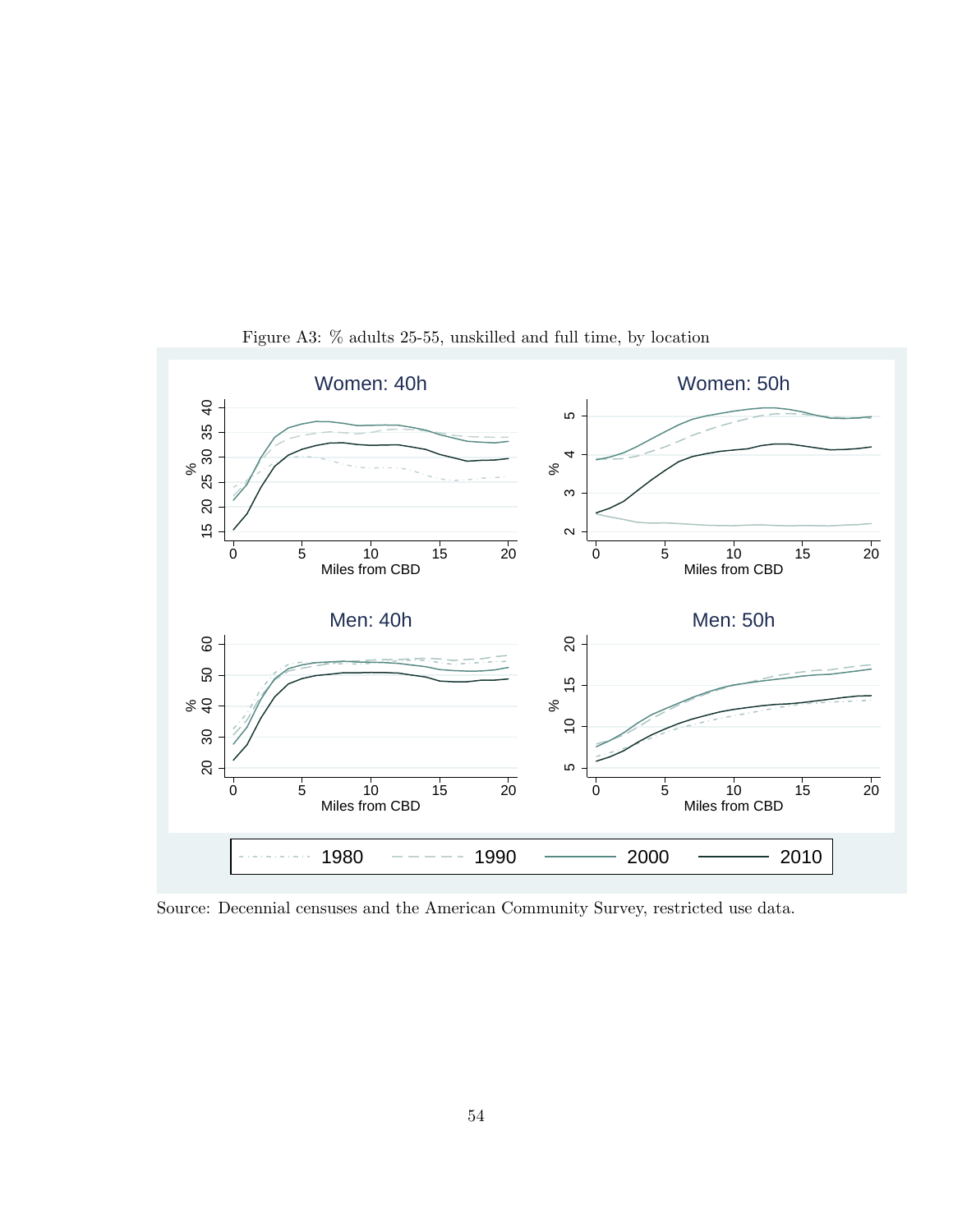Figure A3: % adults 25-55, unskilled and full time, by location

Source: Decennial censuses and the American Community Survey, restricted use data.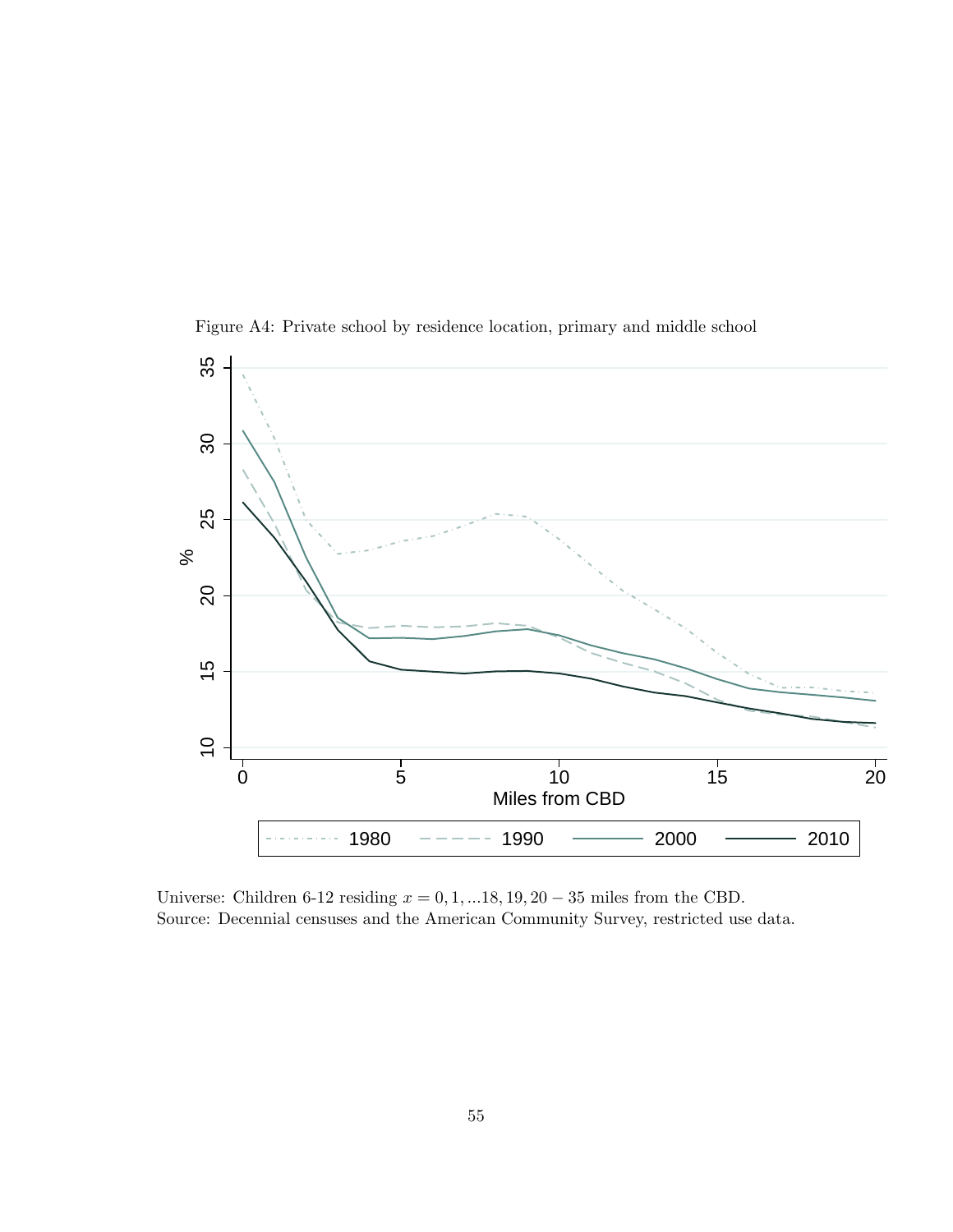Figure A4: Private school by residence location, primary and middle school

Universe: Children 6-12 residing $x = 0, 1, ...18, 19, 20 - 35$ miles from the CBD.
Source: Decennial censuses and the American Community Survey, restricted use data.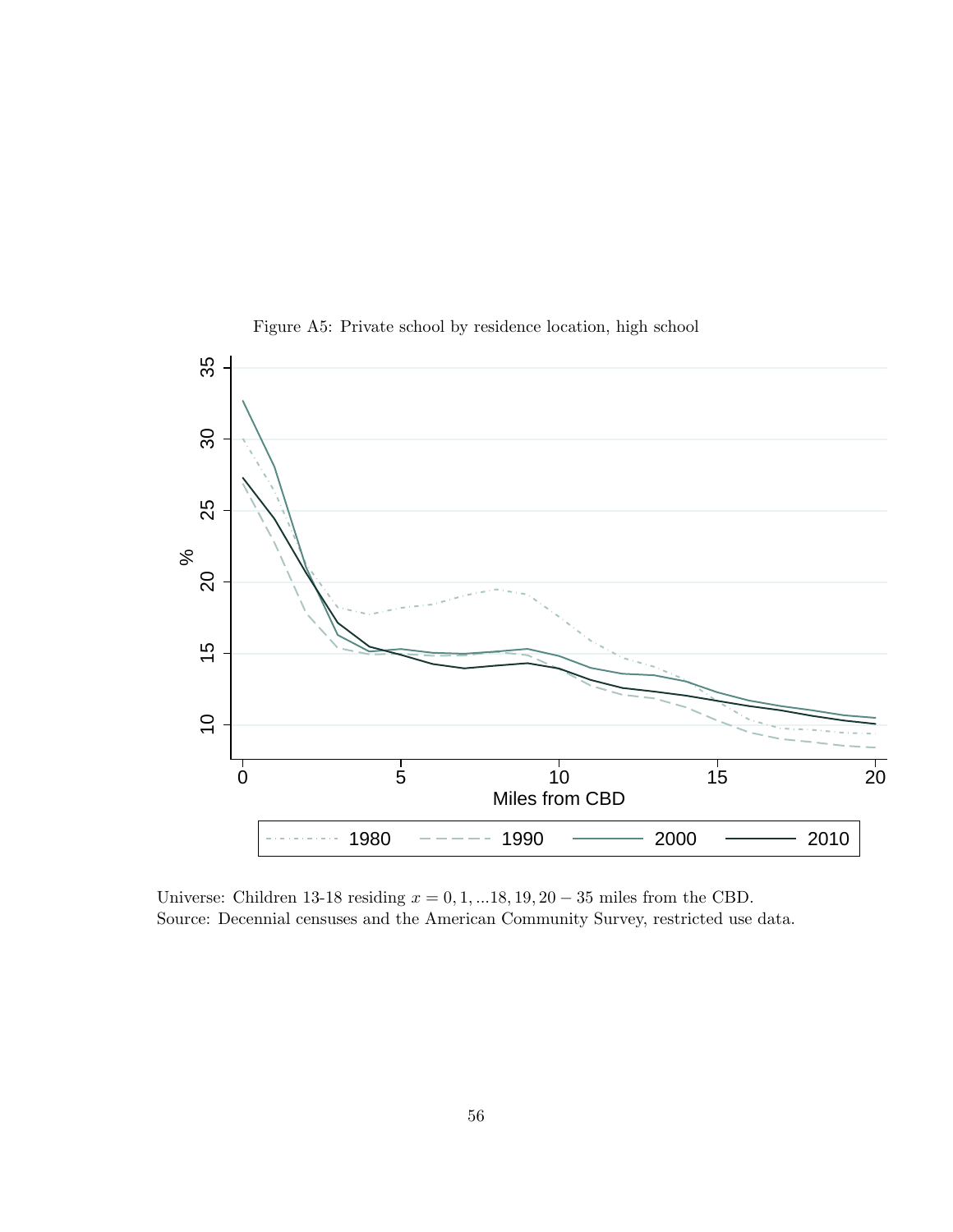Figure A5: Private school by residence location, high school

Universe: Children 13-18 residing $x = 0, 1, ...18, 19, 20 - 35$ miles from the CBD.
Source: Decennial censuses and the American Community Survey, restricted use data.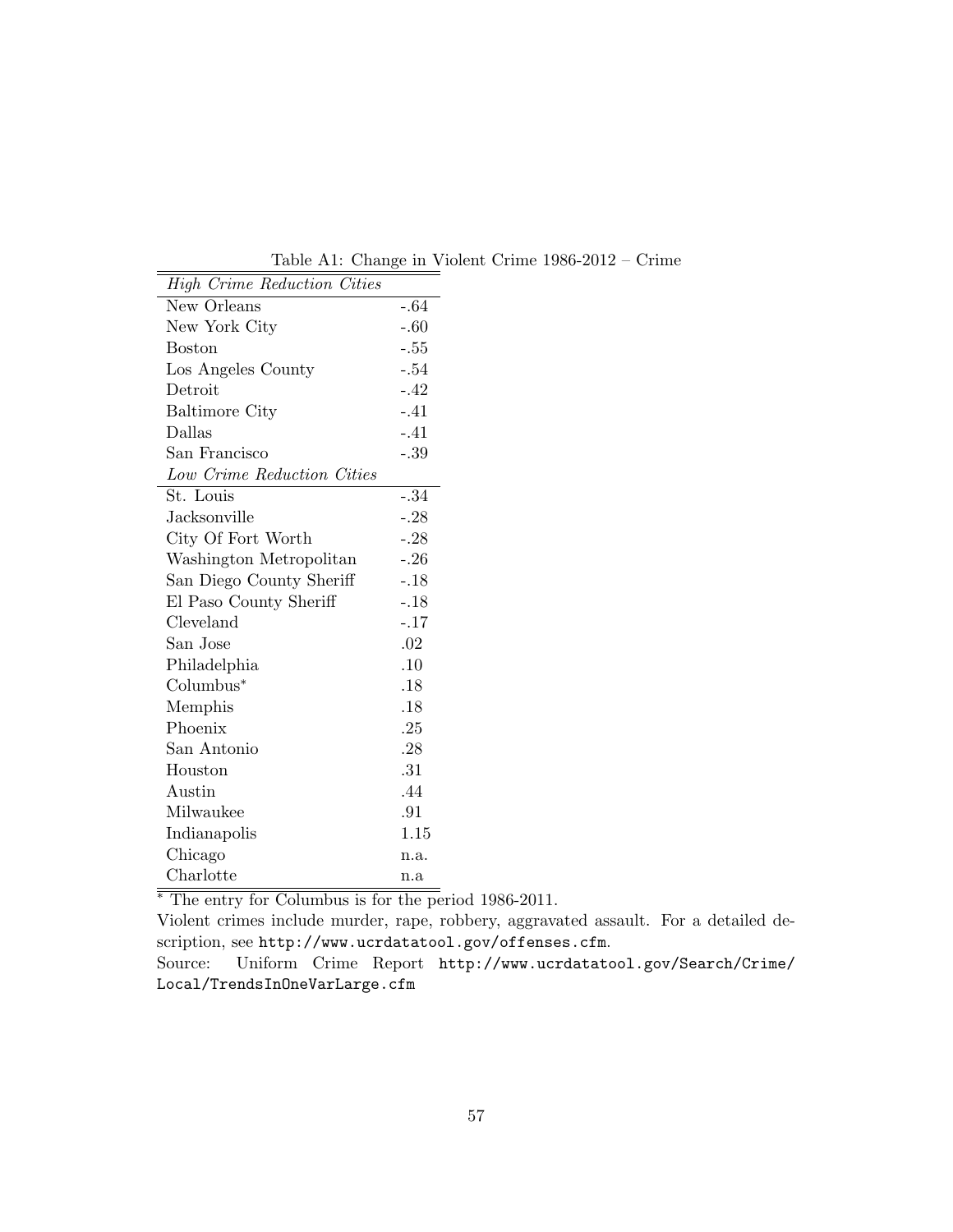Table A1: Change in Violent Crime 1986-2012 – Crime

| *High Crime Reduction Cities* | |
|---|---|
| New Orleans | -.64 |
| New York City | -.60 |
| Boston | -.55 |
| Los Angeles County | -.54 |
| Detroit | -.42 |
| Baltimore City | -.41 |
| Dallas | -.41 |
| San Francisco | -.39 |
| *Low Crime Reduction Cities* | |
| St. Louis | -.34 |
| Jacksonville | -.28 |
| City Of Fort Worth | -.28 |
| Washington Metropolitan | -.26 |
| San Diego County Sheriff | -.18 |
| El Paso County Sheriff | -.18 |
| Cleveland | -.17 |
| San Jose | .02 |
| Philadelphia | .10 |
| Columbus* | .18 |
| Memphis | .18 |
| Phoenix | .25 |
| San Antonio | .28 |
| Houston | .31 |
| Austin | .44 |
| Milwaukee | .91 |
| Indianapolis | 1.15 |
| Chicago | n.a. |
| Charlotte | n.a |

* The entry for Columbus is for the period 1986-2011.

Violent crimes include murder, rape, robbery, aggravated assault. For a detailed description, see `http://www.ucrdatatool.gov/offenses.cfm`.

Source: Uniform Crime Report `http://www.ucrdatatool.gov/Search/Crime/Local/TrendsInOneVarLarge.cfm`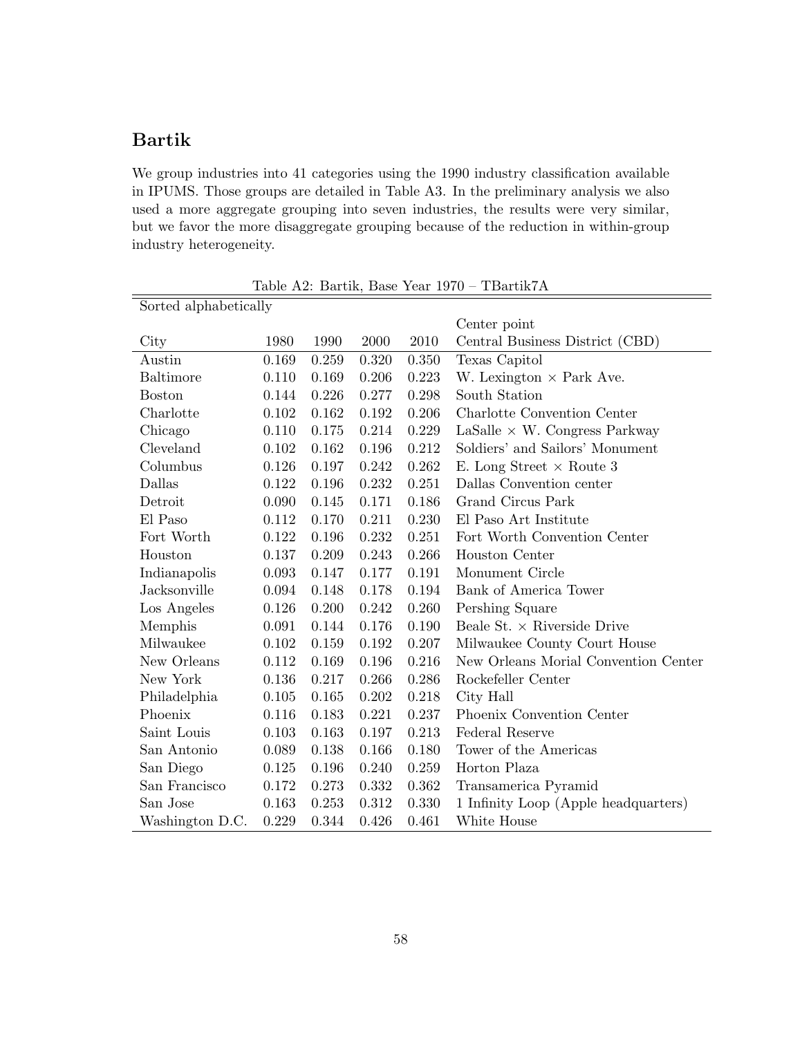## Bartik

We group industries into 41 categories using the 1990 industry classification available in IPUMS. Those groups are detailed in Table A3. In the preliminary analysis we also used a more aggregate grouping into seven industries, the results were very similar, but we favor the more disaggregate grouping because of the reduction in within-group industry heterogeneity.

Table A2: Bartik, Base Year 1970 – TBartik7A

| Sorted alphabetically | | | | | |
|---|---|---|---|---|---|
| | | | | | Center point |
| City | 1980 | 1990 | 2000 | 2010 | Central Business District (CBD) |
| Austin | 0.169 | 0.259 | 0.320 | 0.350 | Texas Capitol |
| Baltimore | 0.110 | 0.169 | 0.206 | 0.223 | W. Lexington × Park Ave. |
| Boston | 0.144 | 0.226 | 0.277 | 0.298 | South Station |
| Charlotte | 0.102 | 0.162 | 0.192 | 0.206 | Charlotte Convention Center |
| Chicago | 0.110 | 0.175 | 0.214 | 0.229 | LaSalle × W. Congress Parkway |
| Cleveland | 0.102 | 0.162 | 0.196 | 0.212 | Soldiers' and Sailors' Monument |
| Columbus | 0.126 | 0.197 | 0.242 | 0.262 | E. Long Street × Route 3 |
| Dallas | 0.122 | 0.196 | 0.232 | 0.251 | Dallas Convention center |
| Detroit | 0.090 | 0.145 | 0.171 | 0.186 | Grand Circus Park |
| El Paso | 0.112 | 0.170 | 0.211 | 0.230 | El Paso Art Institute |
| Fort Worth | 0.122 | 0.196 | 0.232 | 0.251 | Fort Worth Convention Center |
| Houston | 0.137 | 0.209 | 0.243 | 0.266 | Houston Center |
| Indianapolis | 0.093 | 0.147 | 0.177 | 0.191 | Monument Circle |
| Jacksonville | 0.094 | 0.148 | 0.178 | 0.194 | Bank of America Tower |
| Los Angeles | 0.126 | 0.200 | 0.242 | 0.260 | Pershing Square |
| Memphis | 0.091 | 0.144 | 0.176 | 0.190 | Beale St. × Riverside Drive |
| Milwaukee | 0.102 | 0.159 | 0.192 | 0.207 | Milwaukee County Court House |
| New Orleans | 0.112 | 0.169 | 0.196 | 0.216 | New Orleans Morial Convention Center |
| New York | 0.136 | 0.217 | 0.266 | 0.286 | Rockefeller Center |
| Philadelphia | 0.105 | 0.165 | 0.202 | 0.218 | City Hall |
| Phoenix | 0.116 | 0.183 | 0.221 | 0.237 | Phoenix Convention Center |
| Saint Louis | 0.103 | 0.163 | 0.197 | 0.213 | Federal Reserve |
| San Antonio | 0.089 | 0.138 | 0.166 | 0.180 | Tower of the Americas |
| San Diego | 0.125 | 0.196 | 0.240 | 0.259 | Horton Plaza |
| San Francisco | 0.172 | 0.273 | 0.332 | 0.362 | Transamerica Pyramid |
| San Jose | 0.163 | 0.253 | 0.312 | 0.330 | 1 Infinity Loop (Apple headquarters) |
| Washington D.C. | 0.229 | 0.344 | 0.426 | 0.461 | White House |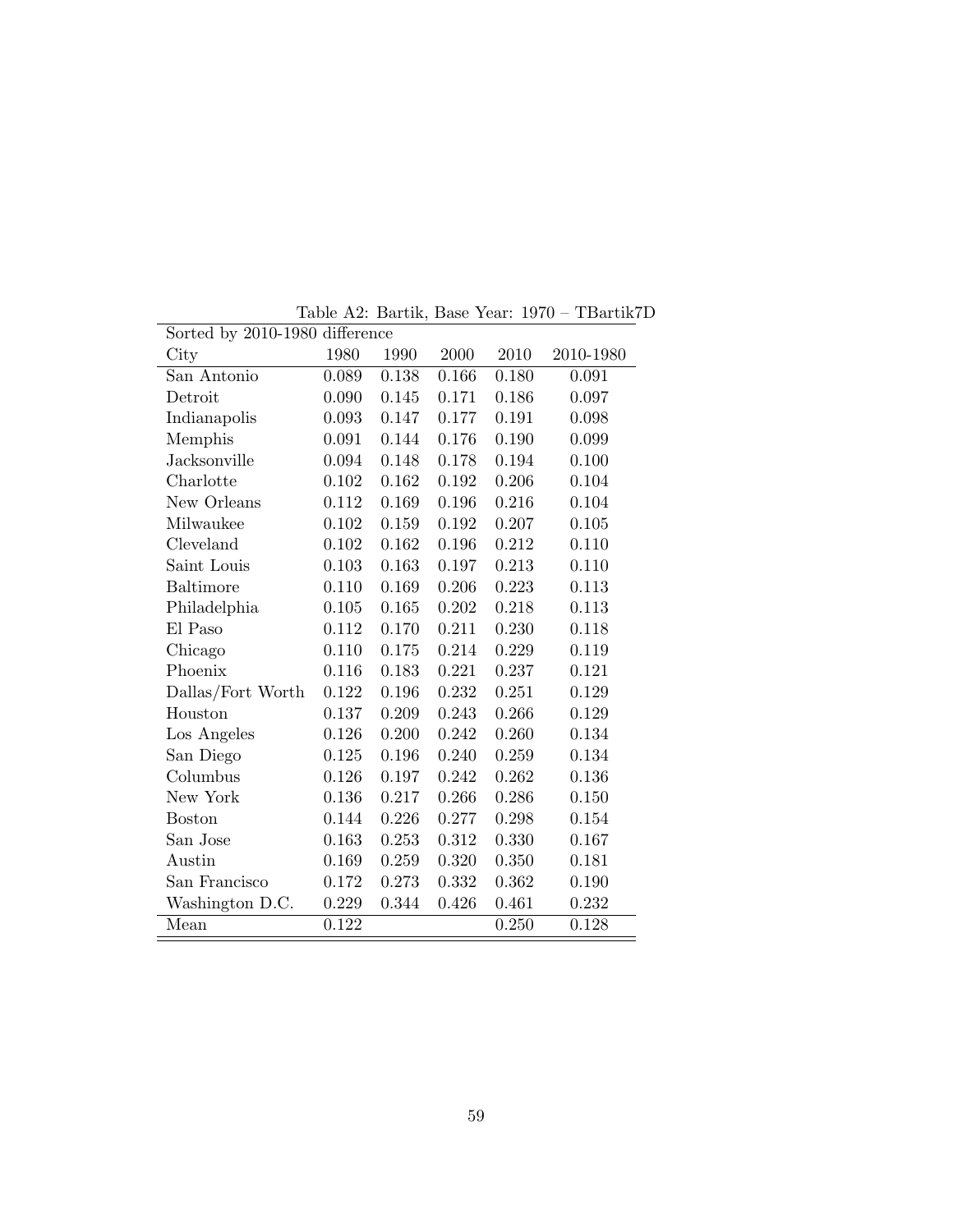Table A2: Bartik, Base Year: 1970 – TBartik7D

Sorted by 2010-1980 difference

| City | 1980 | 1990 | 2000 | 2010 | 2010-1980 |
|---|---|---|---|---|---|
| San Antonio | 0.089 | 0.138 | 0.166 | 0.180 | 0.091 |
| Detroit | 0.090 | 0.145 | 0.171 | 0.186 | 0.097 |
| Indianapolis | 0.093 | 0.147 | 0.177 | 0.191 | 0.098 |
| Memphis | 0.091 | 0.144 | 0.176 | 0.190 | 0.099 |
| Jacksonville | 0.094 | 0.148 | 0.178 | 0.194 | 0.100 |
| Charlotte | 0.102 | 0.162 | 0.192 | 0.206 | 0.104 |
| New Orleans | 0.112 | 0.169 | 0.196 | 0.216 | 0.104 |
| Milwaukee | 0.102 | 0.159 | 0.192 | 0.207 | 0.105 |
| Cleveland | 0.102 | 0.162 | 0.196 | 0.212 | 0.110 |
| Saint Louis | 0.103 | 0.163 | 0.197 | 0.213 | 0.110 |
| Baltimore | 0.110 | 0.169 | 0.206 | 0.223 | 0.113 |
| Philadelphia | 0.105 | 0.165 | 0.202 | 0.218 | 0.113 |
| El Paso | 0.112 | 0.170 | 0.211 | 0.230 | 0.118 |
| Chicago | 0.110 | 0.175 | 0.214 | 0.229 | 0.119 |
| Phoenix | 0.116 | 0.183 | 0.221 | 0.237 | 0.121 |
| Dallas/Fort Worth | 0.122 | 0.196 | 0.232 | 0.251 | 0.129 |
| Houston | 0.137 | 0.209 | 0.243 | 0.266 | 0.129 |
| Los Angeles | 0.126 | 0.200 | 0.242 | 0.260 | 0.134 |
| San Diego | 0.125 | 0.196 | 0.240 | 0.259 | 0.134 |
| Columbus | 0.126 | 0.197 | 0.242 | 0.262 | 0.136 |
| New York | 0.136 | 0.217 | 0.266 | 0.286 | 0.150 |
| Boston | 0.144 | 0.226 | 0.277 | 0.298 | 0.154 |
| San Jose | 0.163 | 0.253 | 0.312 | 0.330 | 0.167 |
| Austin | 0.169 | 0.259 | 0.320 | 0.350 | 0.181 |
| San Francisco | 0.172 | 0.273 | 0.332 | 0.362 | 0.190 |
| Washington D.C. | 0.229 | 0.344 | 0.426 | 0.461 | 0.232 |
| Mean | 0.122 | | | 0.250 | 0.128 |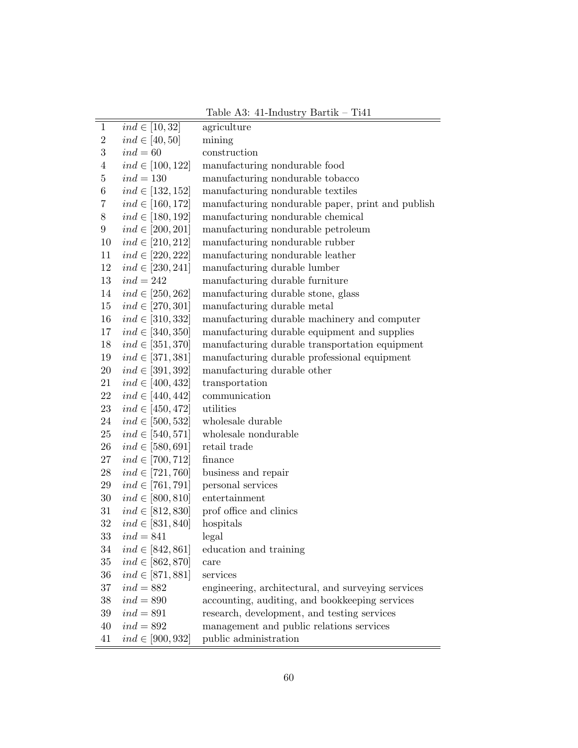Table A3: 41-Industry Bartik – Ti41

| | | |
|---|---|---|
| 1 | $ind \in [10, 32]$ | agriculture |
| 2 | $ind \in [40, 50]$ | mining |
| 3 | $ind = 60$ | construction |
| 4 | $ind \in [100, 122]$ | manufacturing nondurable food |
| 5 | $ind = 130$ | manufacturing nondurable tobacco |
| 6 | $ind \in [132, 152]$ | manufacturing nondurable textiles |
| 7 | $ind \in [160, 172]$ | manufacturing nondurable paper, print and publish |
| 8 | $ind \in [180, 192]$ | manufacturing nondurable chemical |
| 9 | $ind \in [200, 201]$ | manufacturing nondurable petroleum |
| 10 | $ind \in [210, 212]$ | manufacturing nondurable rubber |
| 11 | $ind \in [220, 222]$ | manufacturing nondurable leather |
| 12 | $ind \in [230, 241]$ | manufacturing durable lumber |
| 13 | $ind = 242$ | manufacturing durable furniture |
| 14 | $ind \in [250, 262]$ | manufacturing durable stone, glass |
| 15 | $ind \in [270, 301]$ | manufacturing durable metal |
| 16 | $ind \in [310, 332]$ | manufacturing durable machinery and computer |
| 17 | $ind \in [340, 350]$ | manufacturing durable equipment and supplies |
| 18 | $ind \in [351, 370]$ | manufacturing durable transportation equipment |
| 19 | $ind \in [371, 381]$ | manufacturing durable professional equipment |
| 20 | $ind \in [391, 392]$ | manufacturing durable other |
| 21 | $ind \in [400, 432]$ | transportation |
| 22 | $ind \in [440, 442]$ | communication |
| 23 | $ind \in [450, 472]$ | utilities |
| 24 | $ind \in [500, 532]$ | wholesale durable |
| 25 | $ind \in [540, 571]$ | wholesale nondurable |
| 26 | $ind \in [580, 691]$ | retail trade |
| 27 | $ind \in [700, 712]$ | finance |
| 28 | $ind \in [721, 760]$ | business and repair |
| 29 | $ind \in [761, 791]$ | personal services |
| 30 | $ind \in [800, 810]$ | entertainment |
| 31 | $ind \in [812, 830]$ | prof office and clinics |
| 32 | $ind \in [831, 840]$ | hospitals |
| 33 | $ind = 841$ | legal |
| 34 | $ind \in [842, 861]$ | education and training |
| 35 | $ind \in [862, 870]$ | care |
| 36 | $ind \in [871, 881]$ | services |
| 37 | $ind = 882$ | engineering, architectural, and surveying services |
| 38 | $ind = 890$ | accounting, auditing, and bookkeeping services |
| 39 | $ind = 891$ | research, development, and testing services |
| 40 | $ind = 892$ | management and public relations services |
| 41 | $ind \in [900, 932]$ | public administration |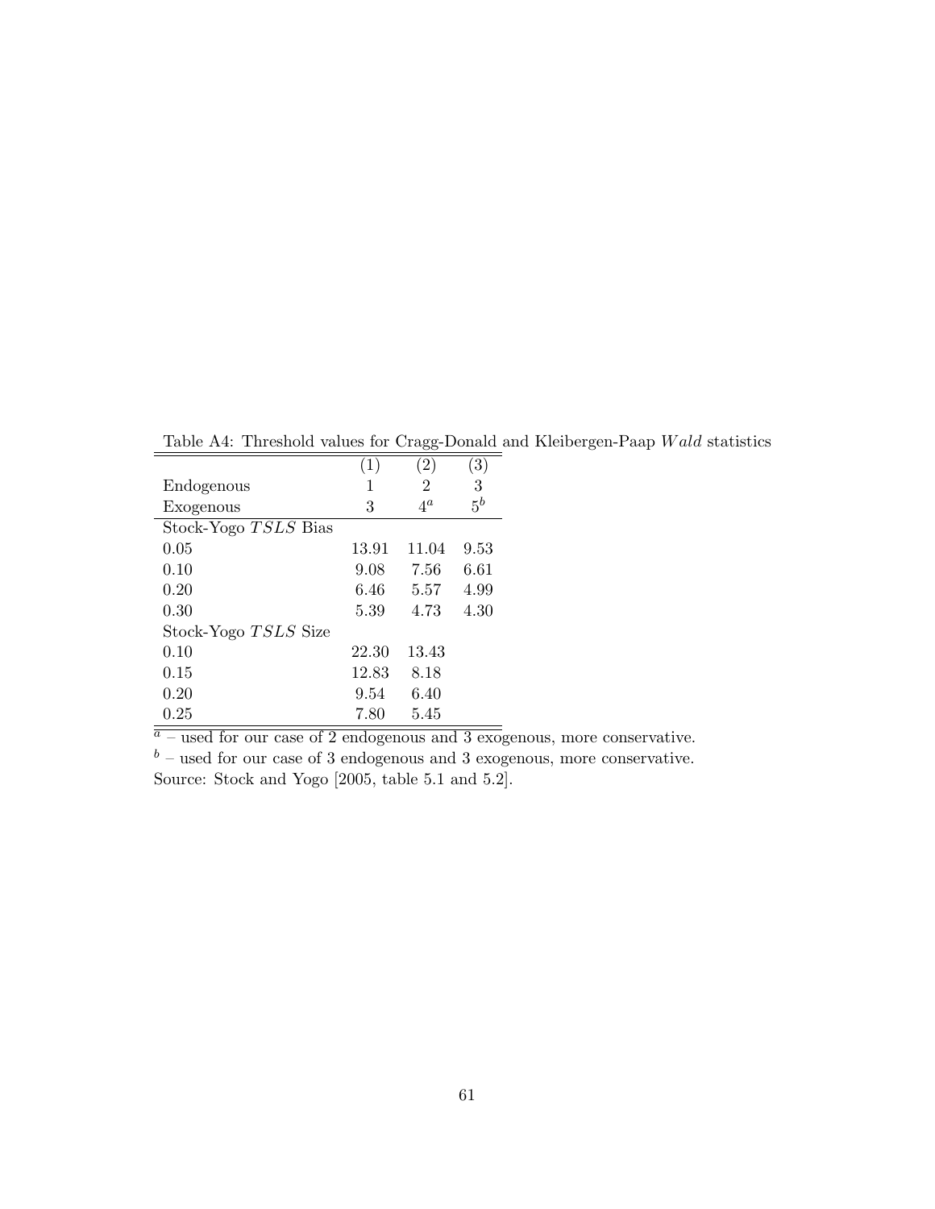Table A4: Threshold values for Cragg-Donald and Kleibergen-Paap $Wald$ statistics

| | (1) | (2) | (3) |
|---|---|---|---|
| Endogenous | 1 | 2 | 3 |
| Exogenous | 3 | 4[a] | 5[b] |
| Stock-Yogo $TSLS$ Bias | | | |
| 0.05 | 13.91 | 11.04 | 9.53 |
| 0.10 | 9.08 | 7.56 | 6.61 |
| 0.20 | 6.46 | 5.57 | 4.99 |
| 0.30 | 5.39 | 4.73 | 4.30 |
| Stock-Yogo $TSLS$ Size | | | |
| 0.10 | 22.30 | 13.43 | |
| 0.15 | 12.83 | 8.18 | |
| 0.20 | 9.54 | 6.40 | |
| 0.25 | 7.80 | 5.45 | |

[a] – used for our case of 2 endogenous and 3 exogenous, more conservative.
[b] – used for our case of 3 endogenous and 3 exogenous, more conservative.
Source: Stock and Yogo [2005, table 5.1 and 5.2].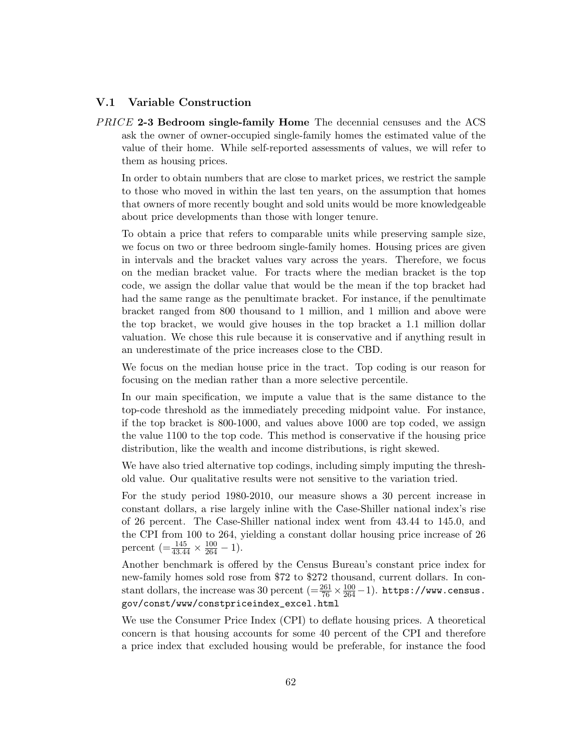### V.1 Variable Construction

*PRICE* **2-3 Bedroom single-family Home** The decennial censuses and the ACS ask the owner of owner-occupied single-family homes the estimated value of the value of their home. While self-reported assessments of values, we will refer to them as housing prices.

In order to obtain numbers that are close to market prices, we restrict the sample to those who moved in within the last ten years, on the assumption that homes that owners of more recently bought and sold units would be more knowledgeable about price developments than those with longer tenure.

To obtain a price that refers to comparable units while preserving sample size, we focus on two or three bedroom single-family homes. Housing prices are given in intervals and the bracket values vary across the years. Therefore, we focus on the median bracket value. For tracts where the median bracket is the top code, we assign the dollar value that would be the mean if the top bracket had had the same range as the penultimate bracket. For instance, if the penultimate bracket ranged from 800 thousand to 1 million, and 1 million and above were the top bracket, we would give houses in the top bracket a 1.1 million dollar valuation. We chose this rule because it is conservative and if anything result in an underestimate of the price increases close to the CBD.

We focus on the median house price in the tract. Top coding is our reason for focusing on the median rather than a more selective percentile.

In our main specification, we impute a value that is the same distance to the top-code threshold as the immediately preceding midpoint value. For instance, if the top bracket is 800-1000, and values above 1000 are top coded, we assign the value 1100 to the top code. This method is conservative if the housing price distribution, like the wealth and income distributions, is right skewed.

We have also tried alternative top codings, including simply imputing the threshold value. Our qualitative results were not sensitive to the variation tried.

For the study period 1980-2010, our measure shows a 30 percent increase in constant dollars, a rise largely inline with the Case-Shiller national index's rise of 26 percent. The Case-Shiller national index went from 43.44 to 145.0, and the CPI from 100 to 264, yielding a constant dollar housing price increase of 26 percent ($=\frac{145}{43.44} \times \frac{100}{264} - 1$).

Another benchmark is offered by the Census Bureau's constant price index for new-family homes sold rose from \$72 to \$272 thousand, current dollars. In constant dollars, the increase was 30 percent ($=\frac{261}{76} \times \frac{100}{264} - 1$). https://www.census.gov/const/www/constpriceindex_excel.html

We use the Consumer Price Index (CPI) to deflate housing prices. A theoretical concern is that housing accounts for some 40 percent of the CPI and therefore a price index that excluded housing would be preferable, for instance the food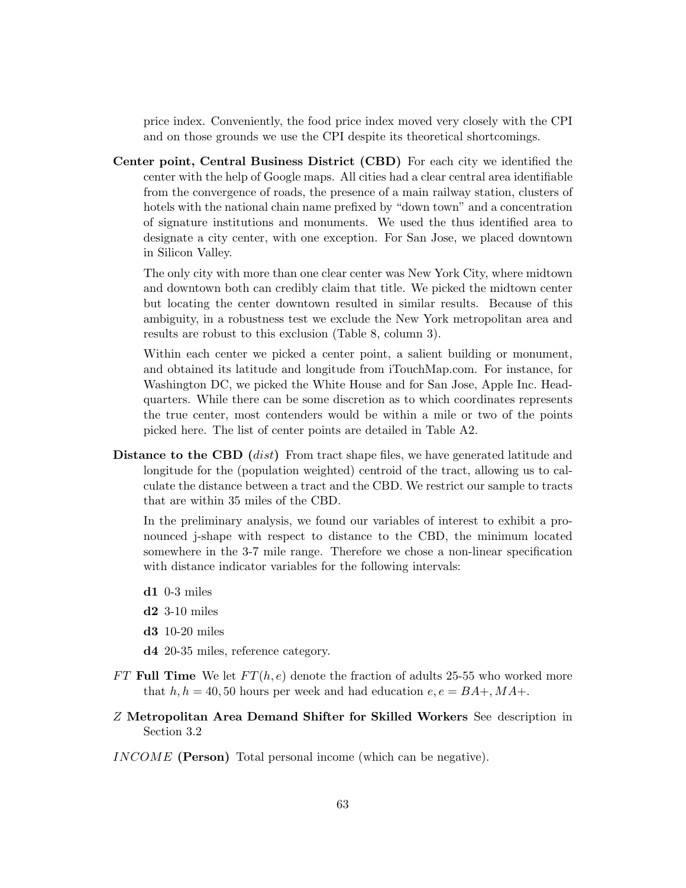price index. Conveniently, the food price index moved very closely with the CPI and on those grounds we use the CPI despite its theoretical shortcomings.

**Center point, Central Business District (CBD)** For each city we identified the center with the help of Google maps. All cities had a clear central area identifiable from the convergence of roads, the presence of a main railway station, clusters of hotels with the national chain name prefixed by "down town" and a concentration of signature institutions and monuments. We used the thus identified area to designate a city center, with one exception. For San Jose, we placed downtown in Silicon Valley.

The only city with more than one clear center was New York City, where midtown and downtown both can credibly claim that title. We picked the midtown center but locating the center downtown resulted in similar results. Because of this ambiguity, in a robustness test we exclude the New York metropolitan area and results are robust to this exclusion (Table 8, column 3).

Within each center we picked a center point, a salient building or monument, and obtained its latitude and longitude from iTouchMap.com. For instance, for Washington DC, we picked the White House and for San Jose, Apple Inc. Headquarters. While there can be some discretion as to which coordinates represents the true center, most contenders would be within a mile or two of the points picked here. The list of center points are detailed in Table A2.

**Distance to the CBD (*dist*)** From tract shape files, we have generated latitude and longitude for the (population weighted) centroid of the tract, allowing us to calculate the distance between a tract and the CBD. We restrict our sample to tracts that are within 35 miles of the CBD.

In the preliminary analysis, we found our variables of interest to exhibit a pronounced j-shape with respect to distance to the CBD, the minimum located somewhere in the 3-7 mile range. Therefore we chose a non-linear specification with distance indicator variables for the following intervals:

**d1** 0-3 miles

**d2** 3-10 miles

**d3** 10-20 miles

**d4** 20-35 miles, reference category.

$FT$ **Full Time** We let $FT(h, e)$ denote the fraction of adults 25-55 who worked more that $h, h = 40, 50$ hours per week and had education $e, e = BA+, MA+$.

$Z$ **Metropolitan Area Demand Shifter for Skilled Workers** See description in Section 3.2

$INCOME$ **(Person)** Total personal income (which can be negative).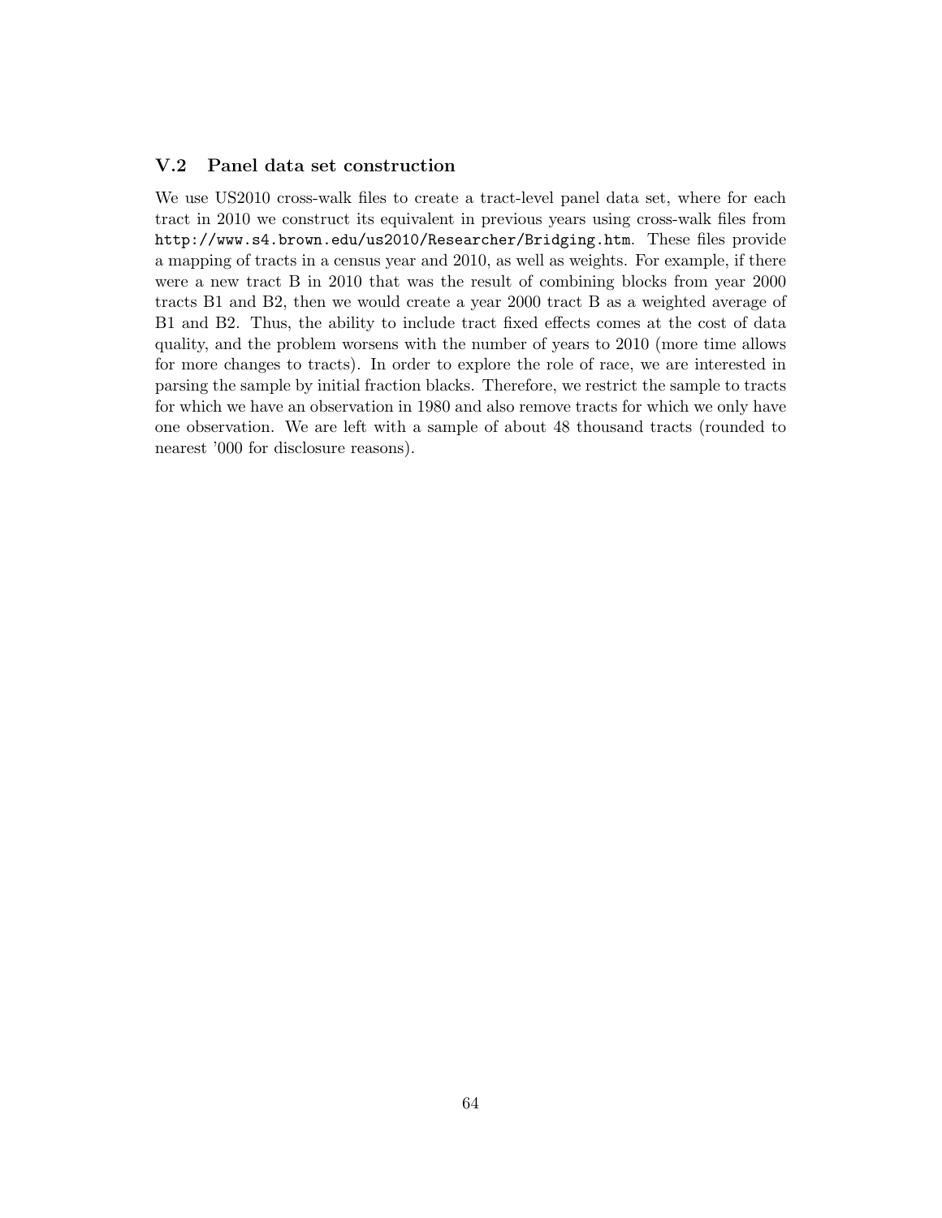### V.2 Panel data set construction

We use US2010 cross-walk files to create a tract-level panel data set, where for each tract in 2010 we construct its equivalent in previous years using cross-walk files from `http://www.s4.brown.edu/us2010/Researcher/Bridging.htm`. These files provide a mapping of tracts in a census year and 2010, as well as weights. For example, if there were a new tract B in 2010 that was the result of combining blocks from year 2000 tracts B1 and B2, then we would create a year 2000 tract B as a weighted average of B1 and B2. Thus, the ability to include tract fixed effects comes at the cost of data quality, and the problem worsens with the number of years to 2010 (more time allows for more changes to tracts). In order to explore the role of race, we are interested in parsing the sample by initial fraction blacks. Therefore, we restrict the sample to tracts for which we have an observation in 1980 and also remove tracts for which we only have one observation. We are left with a sample of about 48 thousand tracts (rounded to nearest '000 for disclosure reasons).